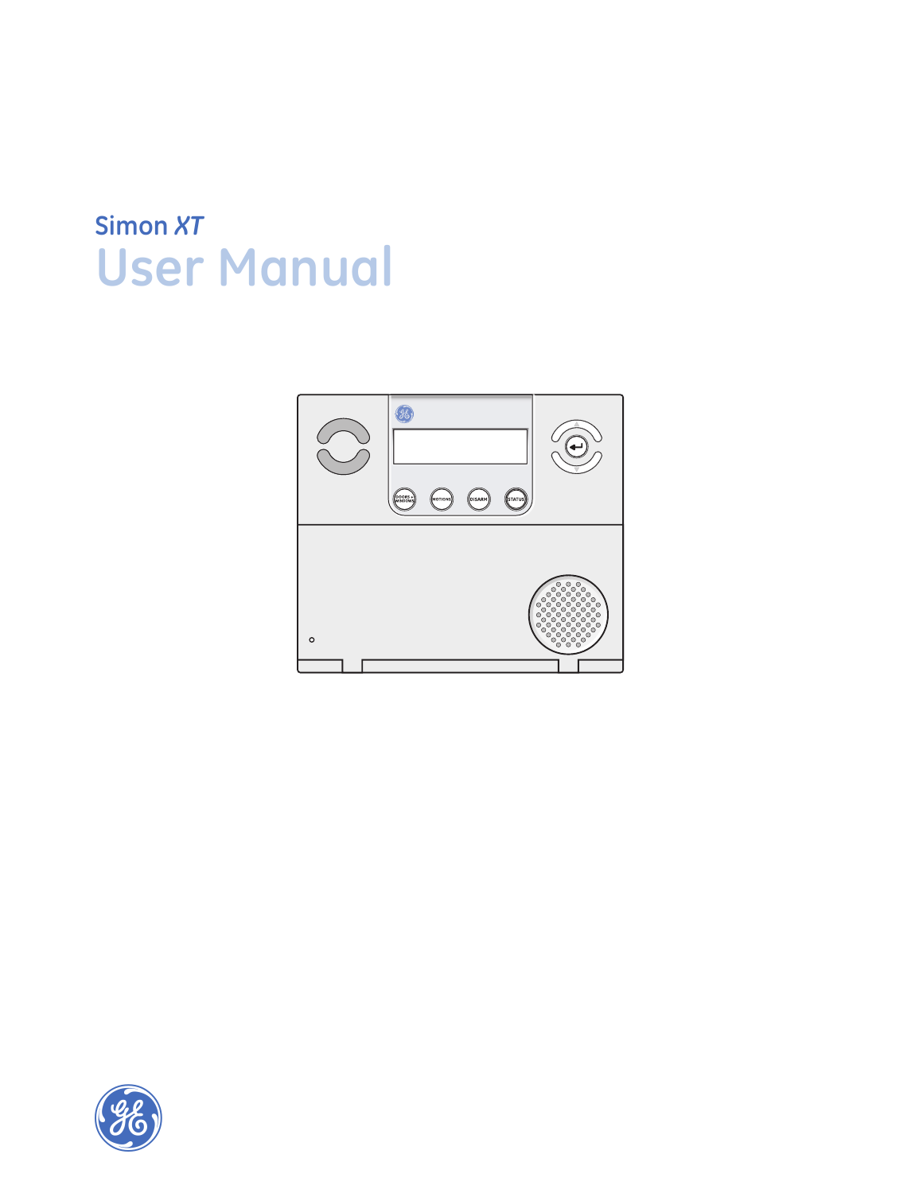Simon *XT*

# User Manual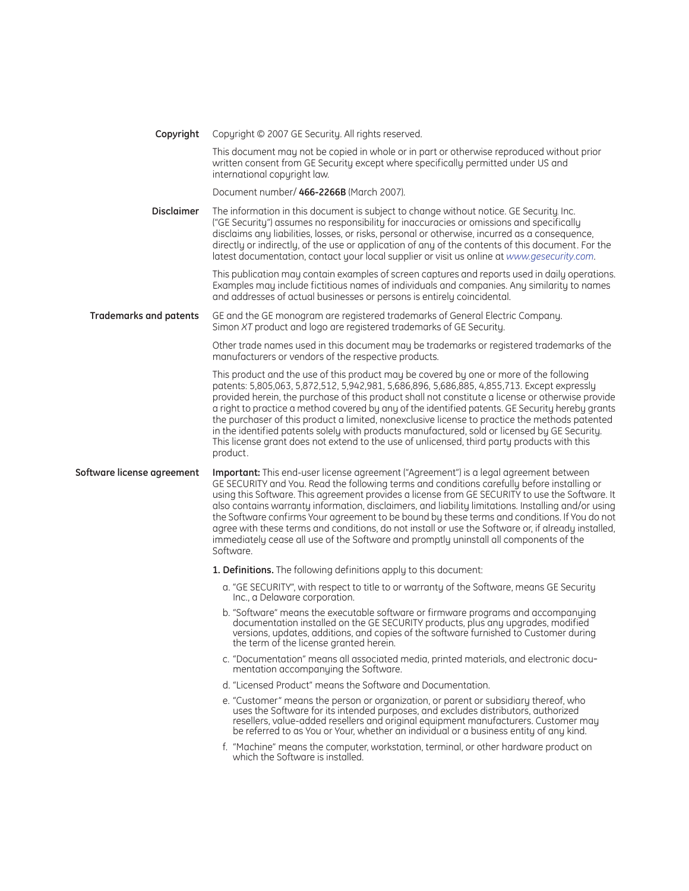**Copyright**

Copyright © 2007 GE Security. All rights reserved.

This document may not be copied in whole or in part or otherwise reproduced without prior written consent from GE Security except where specifically permitted under US and international copyright law.

Document number/ **466-2266B** (March 2007).

**Disclaimer**

The information in this document is subject to change without notice. GE Security, Inc. ("GE Security") assumes no responsibility for inaccuracies or omissions and specifically disclaims any liabilities, losses, or risks, personal or otherwise, incurred as a consequence, directly or indirectly, of the use or application of any of the contents of this document. For the latest documentation, contact your local supplier or visit us online at *www.gesecurity.com*.

This publication may contain examples of screen captures and reports used in daily operations. Examples may include fictitious names of individuals and companies. Any similarity to names and addresses of actual businesses or persons is entirely coincidental.

**Trademarks and patents**

GE and the GE monogram are registered trademarks of General Electric Company. Simon *XT* product and logo are registered trademarks of GE Security.

Other trade names used in this document may be trademarks or registered trademarks of the manufacturers or vendors of the respective products.

This product and the use of this product may be covered by one or more of the following patents: 5,805,063, 5,872,512, 5,942,981, 5,686,896, 5,686,885, 4,855,713. Except expressly provided herein, the purchase of this product shall not constitute a license or otherwise provide a right to practice a method covered by any of the identified patents. GE Security hereby grants the purchaser of this product a limited, nonexclusive license to practice the methods patented in the identified patents solely with products manufactured, sold or licensed by GE Security. This license grant does not extend to the use of unlicensed, third party products with this product.

**Software license agreement**

**Important:** This end-user license agreement ("Agreement") is a legal agreement between GE SECURITY and You. Read the following terms and conditions carefully before installing or using this Software. This agreement provides a license from GE SECURITY to use the Software. It also contains warranty information, disclaimers, and liability limitations. Installing and/or using the Software confirms Your agreement to be bound by these terms and conditions. If You do not agree with these terms and conditions, do not install or use the Software or, if already installed, immediately cease all use of the Software and promptly uninstall all components of the Software.

**1. Definitions.** The following definitions apply to this document:

a. "GE SECURITY", with respect to title to or warranty of the Software, means GE Security Inc., a Delaware corporation.

b. "Software" means the executable software or firmware programs and accompanying documentation installed on the GE SECURITY products, plus any upgrades, modified versions, updates, additions, and copies of the software furnished to Customer during the term of the license granted herein.

c. "Documentation" means all associated media, printed materials, and electronic documentation accompanying the Software.

d. "Licensed Product" means the Software and Documentation.

e. "Customer" means the person or organization, or parent or subsidiary thereof, who uses the Software for its intended purposes, and excludes distributors, authorized resellers, value-added resellers and original equipment manufacturers. Customer may be referred to as You or Your, whether an individual or a business entity of any kind.

f. "Machine" means the computer, workstation, terminal, or other hardware product on which the Software is installed.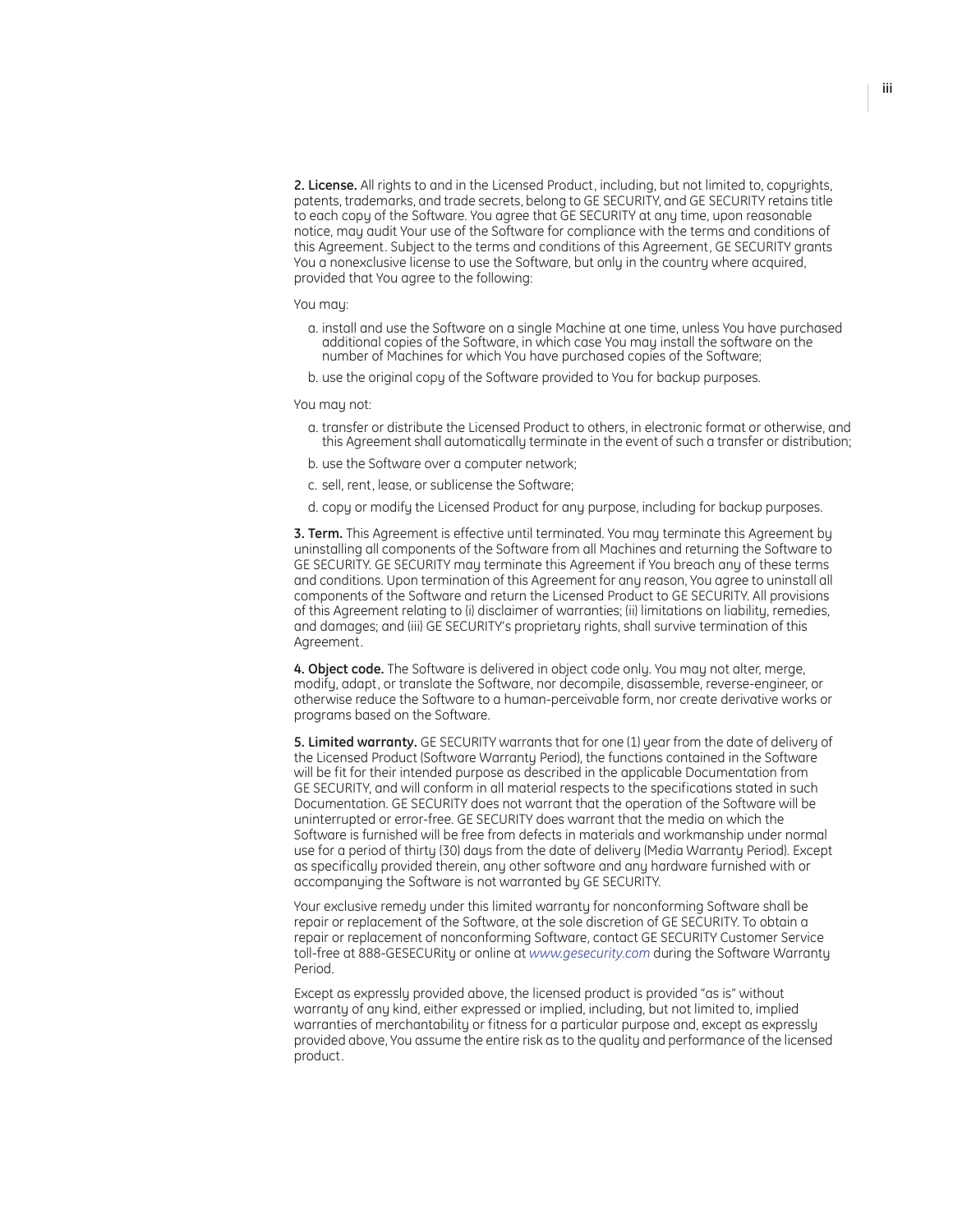**2. License.** All rights to and in the Licensed Product, including, but not limited to, copyrights, patents, trademarks, and trade secrets, belong to GE SECURITY, and GE SECURITY retains title to each copy of the Software. You agree that GE SECURITY at any time, upon reasonable notice, may audit Your use of the Software for compliance with the terms and conditions of this Agreement. Subject to the terms and conditions of this Agreement, GE SECURITY grants You a nonexclusive license to use the Software, but only in the country where acquired, provided that You agree to the following:

You may:

a. install and use the Software on a single Machine at one time, unless You have purchased additional copies of the Software, in which case You may install the software on the number of Machines for which You have purchased copies of the Software;

b. use the original copy of the Software provided to You for backup purposes.

You may not:

a. transfer or distribute the Licensed Product to others, in electronic format or otherwise, and this Agreement shall automatically terminate in the event of such a transfer or distribution;

b. use the Software over a computer network;

c. sell, rent, lease, or sublicense the Software;

d. copy or modify the Licensed Product for any purpose, including for backup purposes.

**3. Term.** This Agreement is effective until terminated. You may terminate this Agreement by uninstalling all components of the Software from all Machines and returning the Software to GE SECURITY. GE SECURITY may terminate this Agreement if You breach any of these terms and conditions. Upon termination of this Agreement for any reason, You agree to uninstall all components of the Software and return the Licensed Product to GE SECURITY. All provisions of this Agreement relating to (i) disclaimer of warranties; (ii) limitations on liability, remedies, and damages; and (iii) GE SECURITY's proprietary rights, shall survive termination of this Agreement.

**4. Object code.** The Software is delivered in object code only. You may not alter, merge, modify, adapt, or translate the Software, nor decompile, disassemble, reverse-engineer, or otherwise reduce the Software to a human-perceivable form, nor create derivative works or programs based on the Software.

**5. Limited warranty.** GE SECURITY warrants that for one (1) year from the date of delivery of the Licensed Product (Software Warranty Period), the functions contained in the Software will be fit for their intended purpose as described in the applicable Documentation from GE SECURITY, and will conform in all material respects to the specifications stated in such Documentation. GE SECURITY does not warrant that the operation of the Software will be uninterrupted or error-free. GE SECURITY does warrant that the media on which the Software is furnished will be free from defects in materials and workmanship under normal use for a period of thirty (30) days from the date of delivery (Media Warranty Period). Except as specifically provided therein, any other software and any hardware furnished with or accompanying the Software is not warranted by GE SECURITY.

Your exclusive remedy under this limited warranty for nonconforming Software shall be repair or replacement of the Software, at the sole discretion of GE SECURITY. To obtain a repair or replacement of nonconforming Software, contact GE SECURITY Customer Service toll-free at 888-GESECURity or online at *www.gesecurity.com* during the Software Warranty Period.

Except as expressly provided above, the licensed product is provided "as is" without warranty of any kind, either expressed or implied, including, but not limited to, implied warranties of merchantability or fitness for a particular purpose and, except as expressly provided above, You assume the entire risk as to the quality and performance of the licensed product.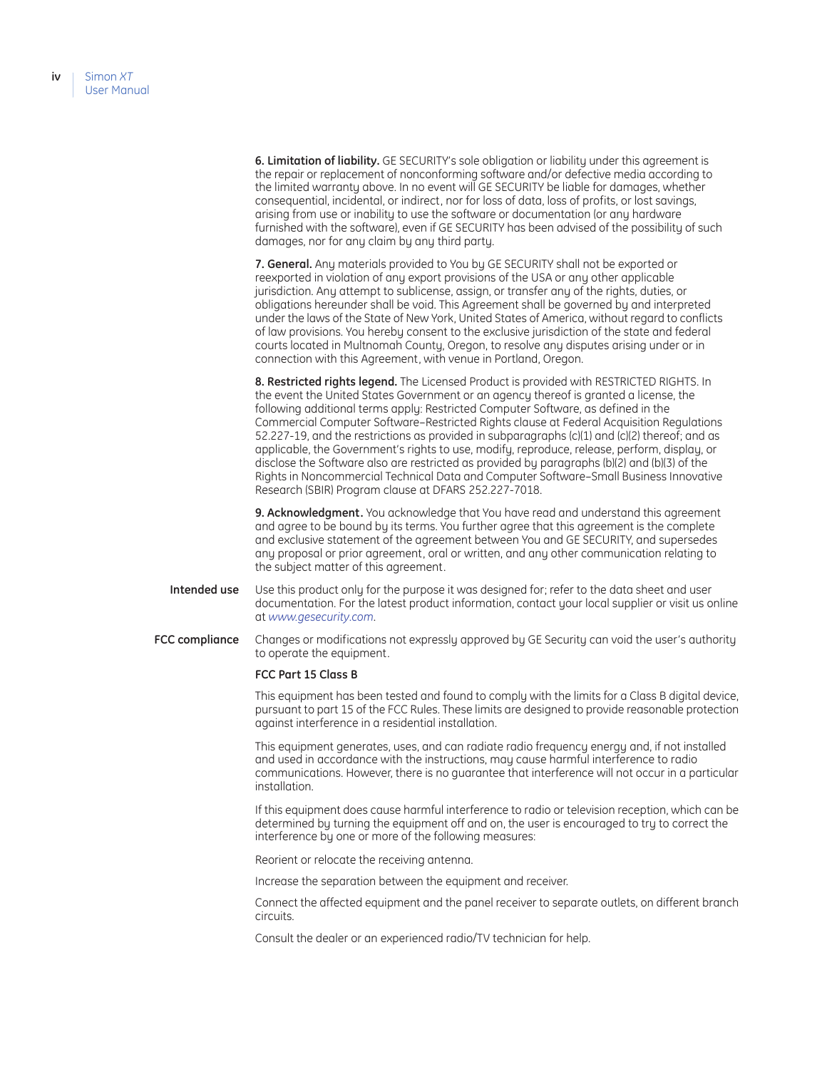**6. Limitation of liability.** GE SECURITY's sole obligation or liability under this agreement is the repair or replacement of nonconforming software and/or defective media according to the limited warranty above. In no event will GE SECURITY be liable for damages, whether consequential, incidental, or indirect, nor for loss of data, loss of profits, or lost savings, arising from use or inability to use the software or documentation (or any hardware furnished with the software), even if GE SECURITY has been advised of the possibility of such damages, nor for any claim by any third party.

**7. General.** Any materials provided to You by GE SECURITY shall not be exported or reexported in violation of any export provisions of the USA or any other applicable jurisdiction. Any attempt to sublicense, assign, or transfer any of the rights, duties, or obligations hereunder shall be void. This Agreement shall be governed by and interpreted under the laws of the State of New York, United States of America, without regard to conflicts of law provisions. You hereby consent to the exclusive jurisdiction of the state and federal courts located in Multnomah County, Oregon, to resolve any disputes arising under or in connection with this Agreement, with venue in Portland, Oregon.

**8. Restricted rights legend.** The Licensed Product is provided with RESTRICTED RIGHTS. In the event the United States Government or an agency thereof is granted a license, the following additional terms apply: Restricted Computer Software, as defined in the Commercial Computer Software–Restricted Rights clause at Federal Acquisition Regulations 52.227-19, and the restrictions as provided in subparagraphs (c)(1) and (c)(2) thereof; and as applicable, the Government's rights to use, modify, reproduce, release, perform, display, or disclose the Software also are restricted as provided by paragraphs (b)(2) and (b)(3) of the Rights in Noncommercial Technical Data and Computer Software–Small Business Innovative Research (SBIR) Program clause at DFARS 252.227-7018.

**9. Acknowledgment.** You acknowledge that You have read and understand this agreement and agree to be bound by its terms. You further agree that this agreement is the complete and exclusive statement of the agreement between You and GE SECURITY, and supersedes any proposal or prior agreement, oral or written, and any other communication relating to the subject matter of this agreement.

**Intended use**

Use this product only for the purpose it was designed for; refer to the data sheet and user documentation. For the latest product information, contact your local supplier or visit us online at *www.gesecurity.com*.

**FCC compliance**

Changes or modifications not expressly approved by GE Security can void the user's authority to operate the equipment.

**FCC Part 15 Class B**

This equipment has been tested and found to comply with the limits for a Class B digital device, pursuant to part 15 of the FCC Rules. These limits are designed to provide reasonable protection against interference in a residential installation.

This equipment generates, uses, and can radiate radio frequency energy and, if not installed and used in accordance with the instructions, may cause harmful interference to radio communications. However, there is no guarantee that interference will not occur in a particular installation.

If this equipment does cause harmful interference to radio or television reception, which can be determined by turning the equipment off and on, the user is encouraged to try to correct the interference by one or more of the following measures:

Reorient or relocate the receiving antenna.

Increase the separation between the equipment and receiver.

Connect the affected equipment and the panel receiver to separate outlets, on different branch circuits.

Consult the dealer or an experienced radio/TV technician for help.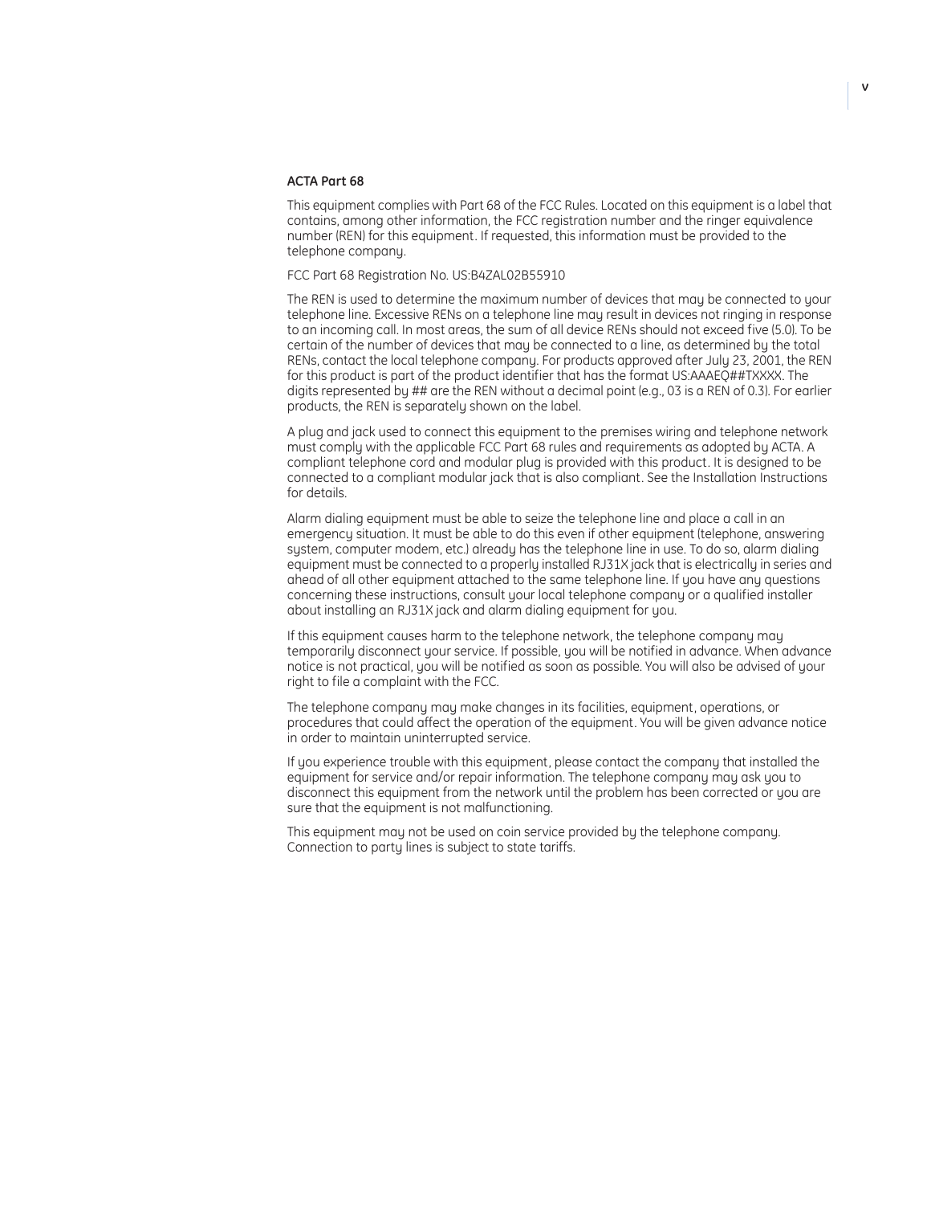**ACTA Part 68**

This equipment complies with Part 68 of the FCC Rules. Located on this equipment is a label that contains, among other information, the FCC registration number and the ringer equivalence number (REN) for this equipment. If requested, this information must be provided to the telephone company.

FCC Part 68 Registration No. US:B4ZAL02B55910

The REN is used to determine the maximum number of devices that may be connected to your telephone line. Excessive RENs on a telephone line may result in devices not ringing in response to an incoming call. In most areas, the sum of all device RENs should not exceed five (5.0). To be certain of the number of devices that may be connected to a line, as determined by the total RENs, contact the local telephone company. For products approved after July 23, 2001, the REN for this product is part of the product identifier that has the format US:AAAEQ##TXXXX. The digits represented by ## are the REN without a decimal point (e.g., 03 is a REN of 0.3). For earlier products, the REN is separately shown on the label.

A plug and jack used to connect this equipment to the premises wiring and telephone network must comply with the applicable FCC Part 68 rules and requirements as adopted by ACTA. A compliant telephone cord and modular plug is provided with this product. It is designed to be connected to a compliant modular jack that is also compliant. See the Installation Instructions for details.

Alarm dialing equipment must be able to seize the telephone line and place a call in an emergency situation. It must be able to do this even if other equipment (telephone, answering system, computer modem, etc.) already has the telephone line in use. To do so, alarm dialing equipment must be connected to a properly installed RJ31X jack that is electrically in series and ahead of all other equipment attached to the same telephone line. If you have any questions concerning these instructions, consult your local telephone company or a qualified installer about installing an RJ31X jack and alarm dialing equipment for you.

If this equipment causes harm to the telephone network, the telephone company may temporarily disconnect your service. If possible, you will be notified in advance. When advance notice is not practical, you will be notified as soon as possible. You will also be advised of your right to file a complaint with the FCC.

The telephone company may make changes in its facilities, equipment, operations, or procedures that could affect the operation of the equipment. You will be given advance notice in order to maintain uninterrupted service.

If you experience trouble with this equipment, please contact the company that installed the equipment for service and/or repair information. The telephone company may ask you to disconnect this equipment from the network until the problem has been corrected or you are sure that the equipment is not malfunctioning.

This equipment may not be used on coin service provided by the telephone company. Connection to party lines is subject to state tariffs.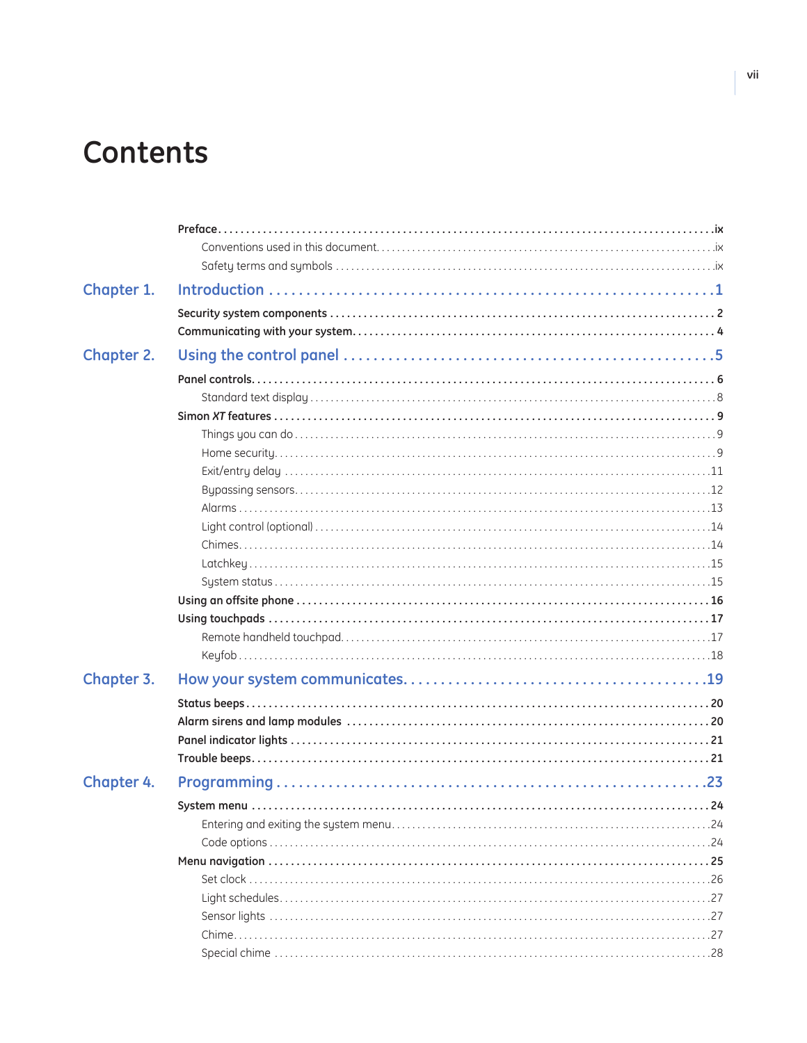# Contents

**Preface** . . . . . . . . . . . . . . . . . . . . . . . . . . . . . . . . . . . . . . . . . . . . . . . . **ix**

Conventions used in this document. . . . . . . . . . . . . . . . . . . . . . . . . . . . . . ix

Safety terms and symbols . . . . . . . . . . . . . . . . . . . . . . . . . . . . . . . . . . . ix

## Chapter 1. Introduction . . . . . . . . . . . . . . . . . . . . . . . . . . . . . 1

**Security system components** . . . . . . . . . . . . . . . . . . . . . . . . . . . . . . . **2**

**Communicating with your system.** . . . . . . . . . . . . . . . . . . . . . . . . . . . . . **4**

## Chapter 2. Using the control panel . . . . . . . . . . . . . . . . . . . . . . . 5

**Panel controls.** . . . . . . . . . . . . . . . . . . . . . . . . . . . . . . . . . . . . . . . . **6**

Standard text display . . . . . . . . . . . . . . . . . . . . . . . . . . . . . . . . . . . . 8

**Simon *XT* features** . . . . . . . . . . . . . . . . . . . . . . . . . . . . . . . . . . . . . **9**

Things you can do . . . . . . . . . . . . . . . . . . . . . . . . . . . . . . . . . . . . . . 9

Home security. . . . . . . . . . . . . . . . . . . . . . . . . . . . . . . . . . . . . . . . . 9

Exit/entry delay . . . . . . . . . . . . . . . . . . . . . . . . . . . . . . . . . . . . . . . 11

Bypassing sensors. . . . . . . . . . . . . . . . . . . . . . . . . . . . . . . . . . . . . . 12

Alarms . . . . . . . . . . . . . . . . . . . . . . . . . . . . . . . . . . . . . . . . . . . . . 13

Light control (optional) . . . . . . . . . . . . . . . . . . . . . . . . . . . . . . . . . . . 14

Chimes. . . . . . . . . . . . . . . . . . . . . . . . . . . . . . . . . . . . . . . . . . . . . 14

Latchkey . . . . . . . . . . . . . . . . . . . . . . . . . . . . . . . . . . . . . . . . . . . . 15

System status . . . . . . . . . . . . . . . . . . . . . . . . . . . . . . . . . . . . . . . . 15

**Using an offsite phone** . . . . . . . . . . . . . . . . . . . . . . . . . . . . . . . . . . . **16**

**Using touchpads** . . . . . . . . . . . . . . . . . . . . . . . . . . . . . . . . . . . . . . . **17**

Remote handheld touchpad. . . . . . . . . . . . . . . . . . . . . . . . . . . . . . . . . 17

Keyfob . . . . . . . . . . . . . . . . . . . . . . . . . . . . . . . . . . . . . . . . . . . . . 18

## Chapter 3. How your system communicates. . . . . . . . . . . . . . . . . . . 19

**Status beeps** . . . . . . . . . . . . . . . . . . . . . . . . . . . . . . . . . . . . . . . . . **20**

**Alarm sirens and lamp modules** . . . . . . . . . . . . . . . . . . . . . . . . . . . . . . **20**

**Panel indicator lights** . . . . . . . . . . . . . . . . . . . . . . . . . . . . . . . . . . . . **21**

**Trouble beeps.** . . . . . . . . . . . . . . . . . . . . . . . . . . . . . . . . . . . . . . . . **21**

## Chapter 4. Programming . . . . . . . . . . . . . . . . . . . . . . . . . . . . . 23

**System menu** . . . . . . . . . . . . . . . . . . . . . . . . . . . . . . . . . . . . . . . . . **24**

Entering and exiting the system menu. . . . . . . . . . . . . . . . . . . . . . . . . . . 24

Code options . . . . . . . . . . . . . . . . . . . . . . . . . . . . . . . . . . . . . . . . . 24

**Menu navigation** . . . . . . . . . . . . . . . . . . . . . . . . . . . . . . . . . . . . . . . **25**

Set clock . . . . . . . . . . . . . . . . . . . . . . . . . . . . . . . . . . . . . . . . . . . . 26

Light schedules. . . . . . . . . . . . . . . . . . . . . . . . . . . . . . . . . . . . . . . . 27

Sensor lights . . . . . . . . . . . . . . . . . . . . . . . . . . . . . . . . . . . . . . . . . 27

Chime. . . . . . . . . . . . . . . . . . . . . . . . . . . . . . . . . . . . . . . . . . . . . . 27

Special chime . . . . . . . . . . . . . . . . . . . . . . . . . . . . . . . . . . . . . . . . . 28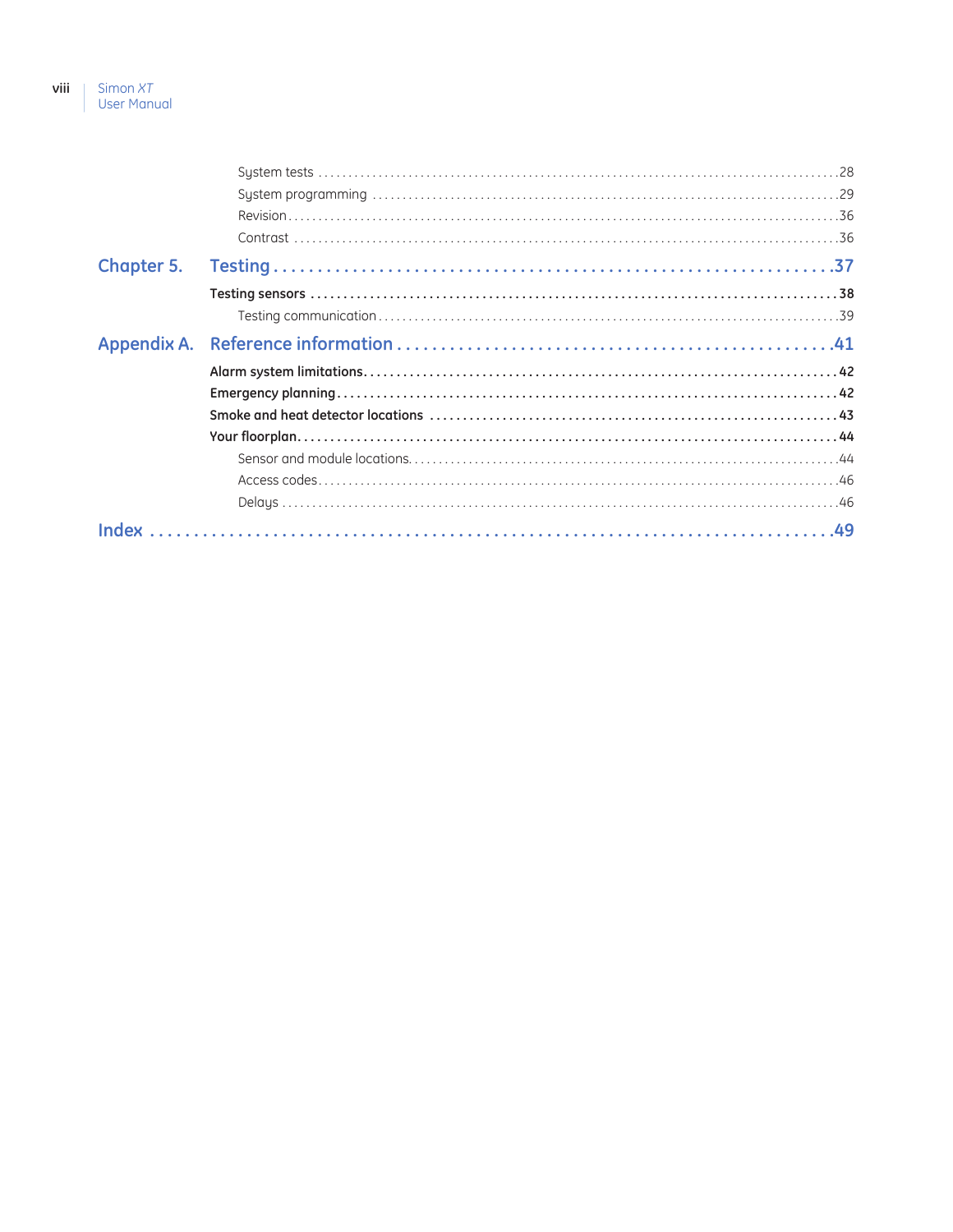System tests ....................................................................................28
System programming .............................................................................29
Revision .............................................................................................36
Contrast .............................................................................................36

**Chapter 5. Testing ........................................................37**

**Testing sensors ..................................................................................38**

Testing communication ..........................................................................39

**Appendix A. Reference information ....................................41**

**Alarm system limitations.......................................................................42**

**Emergency planning..............................................................................42**

**Smoke and heat detector locations ......................................................43**

**Your floorplan.......................................................................................44**

Sensor and module locations...................................................................44
Access codes.........................................................................................46
Delays ..................................................................................................46

**Index ..............................................................................49**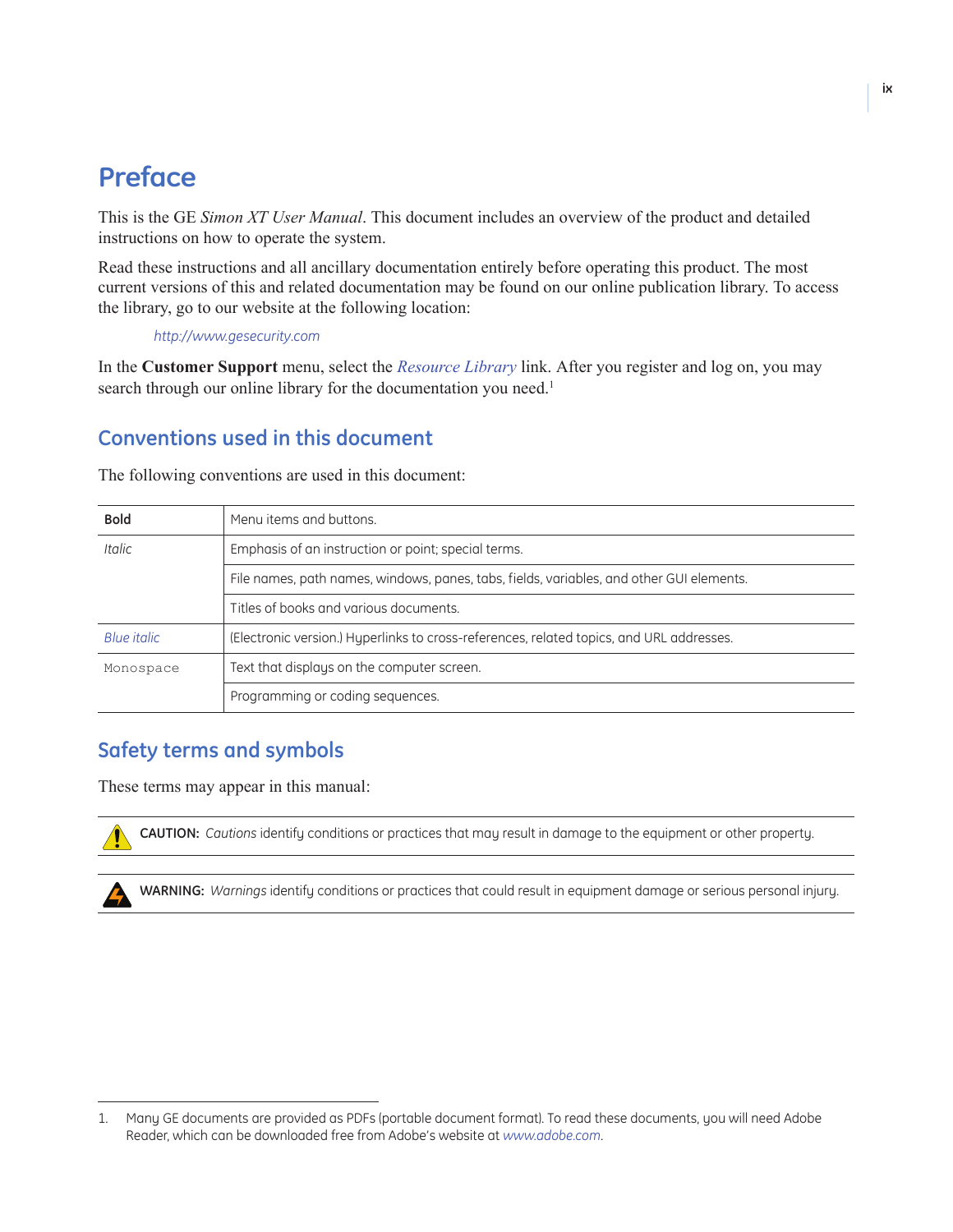# Preface

This is the GE *Simon XT User Manual*. This document includes an overview of the product and detailed instructions on how to operate the system.

Read these instructions and all ancillary documentation entirely before operating this product. The most current versions of this and related documentation may be found on our online publication library. To access the library, go to our website at the following location:

*http://www.gesecurity.com*

In the **Customer Support** menu, select the *Resource Library* link. After you register and log on, you may search through our online library for the documentation you need.[1]

## Conventions used in this document

The following conventions are used in this document:

| | |
|---|---|
| **Bold** | Menu items and buttons. |
| *Italic* | Emphasis of an instruction or point; special terms. |
| | File names, path names, windows, panes, tabs, fields, variables, and other GUI elements. |
| | Titles of books and various documents. |
| *Blue italic* | (Electronic version.) Hyperlinks to cross-references, related topics, and URL addresses. |
| `Monospace` | Text that displays on the computer screen. |
| | Programming or coding sequences. |

## Safety terms and symbols

These terms may appear in this manual:

**CAUTION:** *Cautions* identify conditions or practices that may result in damage to the equipment or other property.

**WARNING:** *Warnings* identify conditions or practices that could result in equipment damage or serious personal injury.

---

1. Many GE documents are provided as PDFs (portable document format). To read these documents, you will need Adobe Reader, which can be downloaded free from Adobe's website at *www.adobe.com*.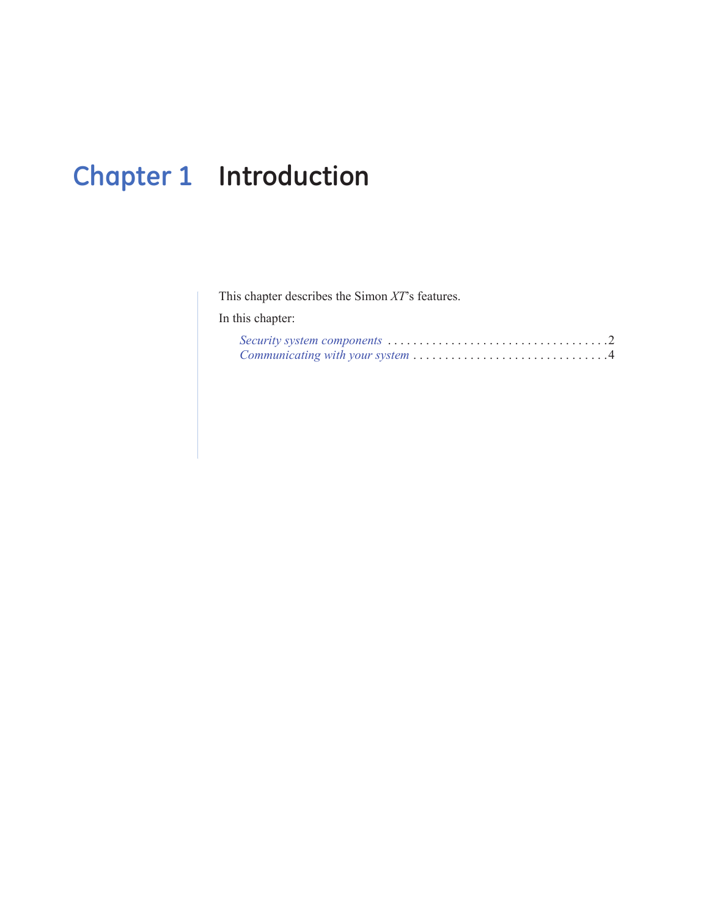# Chapter 1 Introduction

This chapter describes the Simon *XT*'s features.

In this chapter:

*Security system components* . . . . . . . . . . . . . . . . . . . . . . . . . . . . . . . . . . . .2
*Communicating with your system* . . . . . . . . . . . . . . . . . . . . . . . . . . . . . . . .4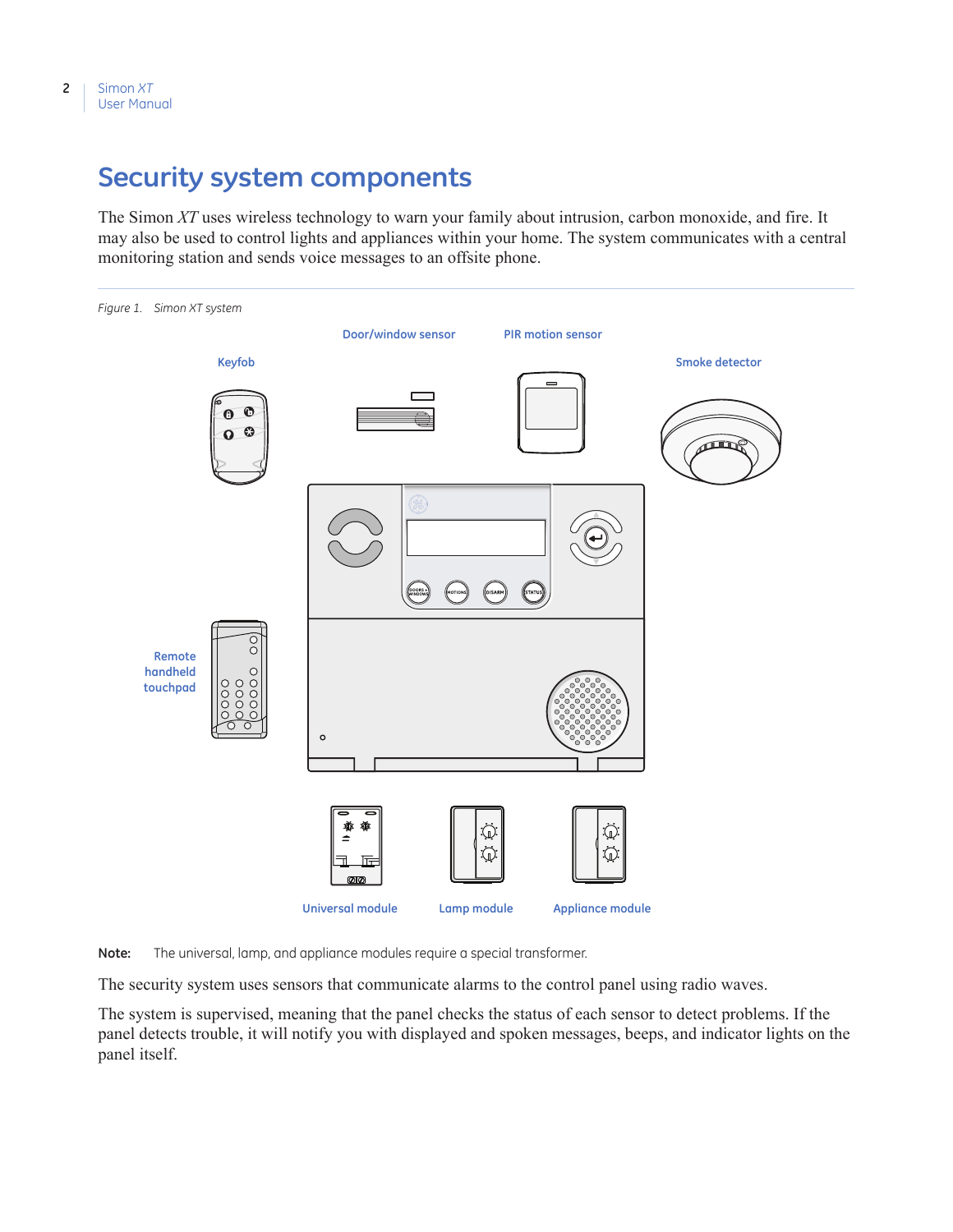# Security system components

The Simon *XT* uses wireless technology to warn your family about intrusion, carbon monoxide, and fire. It may also be used to control lights and appliances within your home. The system communicates with a central monitoring station and sends voice messages to an offsite phone.

*Figure 1. Simon XT system*

Keyfob

Door/window sensor

PIR motion sensor

Smoke detector

Remote handheld touchpad

Universal module

Lamp module

Appliance module

**Note:** The universal, lamp, and appliance modules require a special transformer.

The security system uses sensors that communicate alarms to the control panel using radio waves.

The system is supervised, meaning that the panel checks the status of each sensor to detect problems. If the panel detects trouble, it will notify you with displayed and spoken messages, beeps, and indicator lights on the panel itself.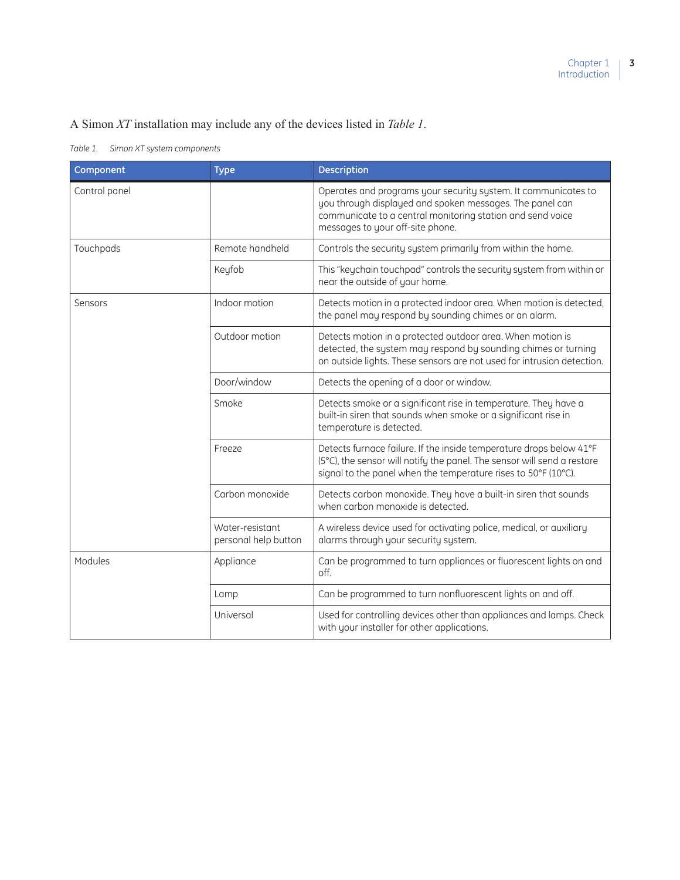A Simon *XT* installation may include any of the devices listed in *Table 1*.

*Table 1. Simon XT system components*

| Component | Type | Description |
|---|---|---|
| Control panel | | Operates and programs your security system. It communicates to you through displayed and spoken messages. The panel can communicate to a central monitoring station and send voice messages to your off-site phone. |
| Touchpads | Remote handheld | Controls the security system primarily from within the home. |
| | Keyfob | This "keychain touchpad" controls the security system from within or near the outside of your home. |
| Sensors | Indoor motion | Detects motion in a protected indoor area. When motion is detected, the panel may respond by sounding chimes or an alarm. |
| | Outdoor motion | Detects motion in a protected outdoor area. When motion is detected, the system may respond by sounding chimes or turning on outside lights. These sensors are not used for intrusion detection. |
| | Door/window | Detects the opening of a door or window. |
| | Smoke | Detects smoke or a significant rise in temperature. They have a built-in siren that sounds when smoke or a significant rise in temperature is detected. |
| | Freeze | Detects furnace failure. If the inside temperature drops below 41°F (5°C), the sensor will notify the panel. The sensor will send a restore signal to the panel when the temperature rises to 50°F (10°C). |
| | Carbon monoxide | Detects carbon monoxide. They have a built-in siren that sounds when carbon monoxide is detected. |
| | Water-resistant personal help button | A wireless device used for activating police, medical, or auxiliary alarms through your security system. |
| Modules | Appliance | Can be programmed to turn appliances or fluorescent lights on and off. |
| | Lamp | Can be programmed to turn nonfluorescent lights on and off. |
| | Universal | Used for controlling devices other than appliances and lamps. Check with your installer for other applications. |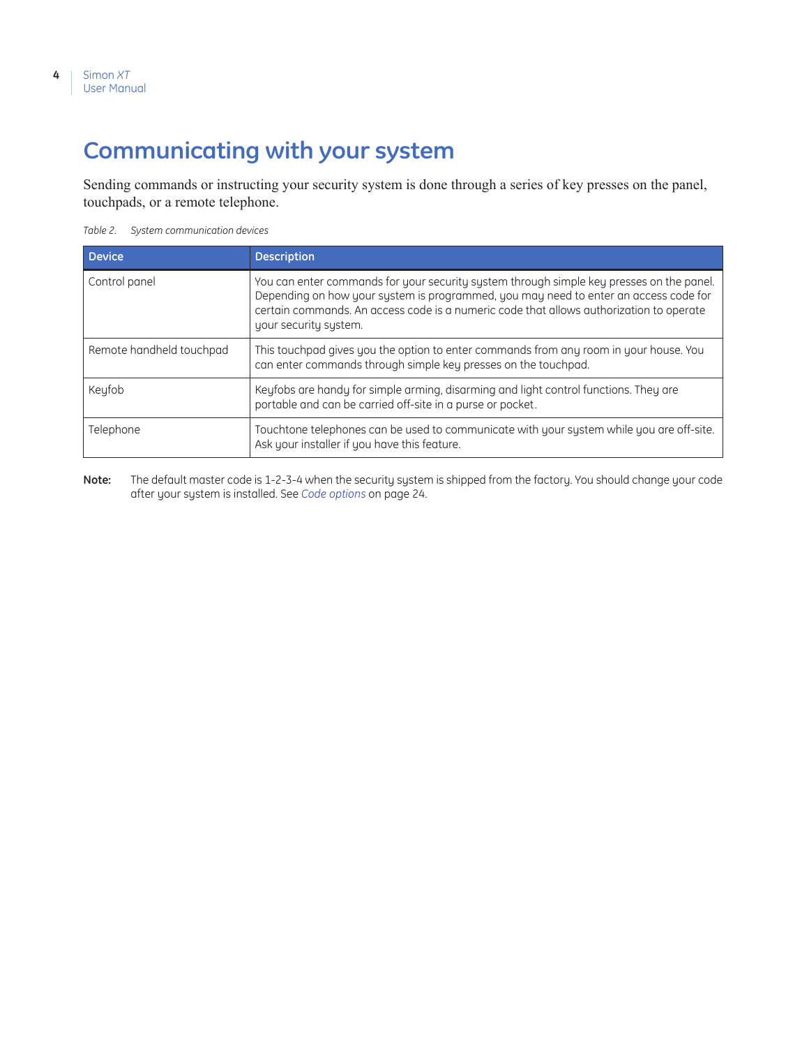# Communicating with your system

Sending commands or instructing your security system is done through a series of key presses on the panel, touchpads, or a remote telephone.

*Table 2. System communication devices*

| Device | Description |
| --- | --- |
| Control panel | You can enter commands for your security system through simple key presses on the panel. Depending on how your system is programmed, you may need to enter an access code for certain commands. An access code is a numeric code that allows authorization to operate your security system. |
| Remote handheld touchpad | This touchpad gives you the option to enter commands from any room in your house. You can enter commands through simple key presses on the touchpad. |
| Keyfob | Keyfobs are handy for simple arming, disarming and light control functions. They are portable and can be carried off-site in a purse or pocket. |
| Telephone | Touchtone telephones can be used to communicate with your system while you are off-site. Ask your installer if you have this feature. |

**Note:** The default master code is 1-2-3-4 when the security system is shipped from the factory. You should change your code after your system is installed. See *Code options* on page 24.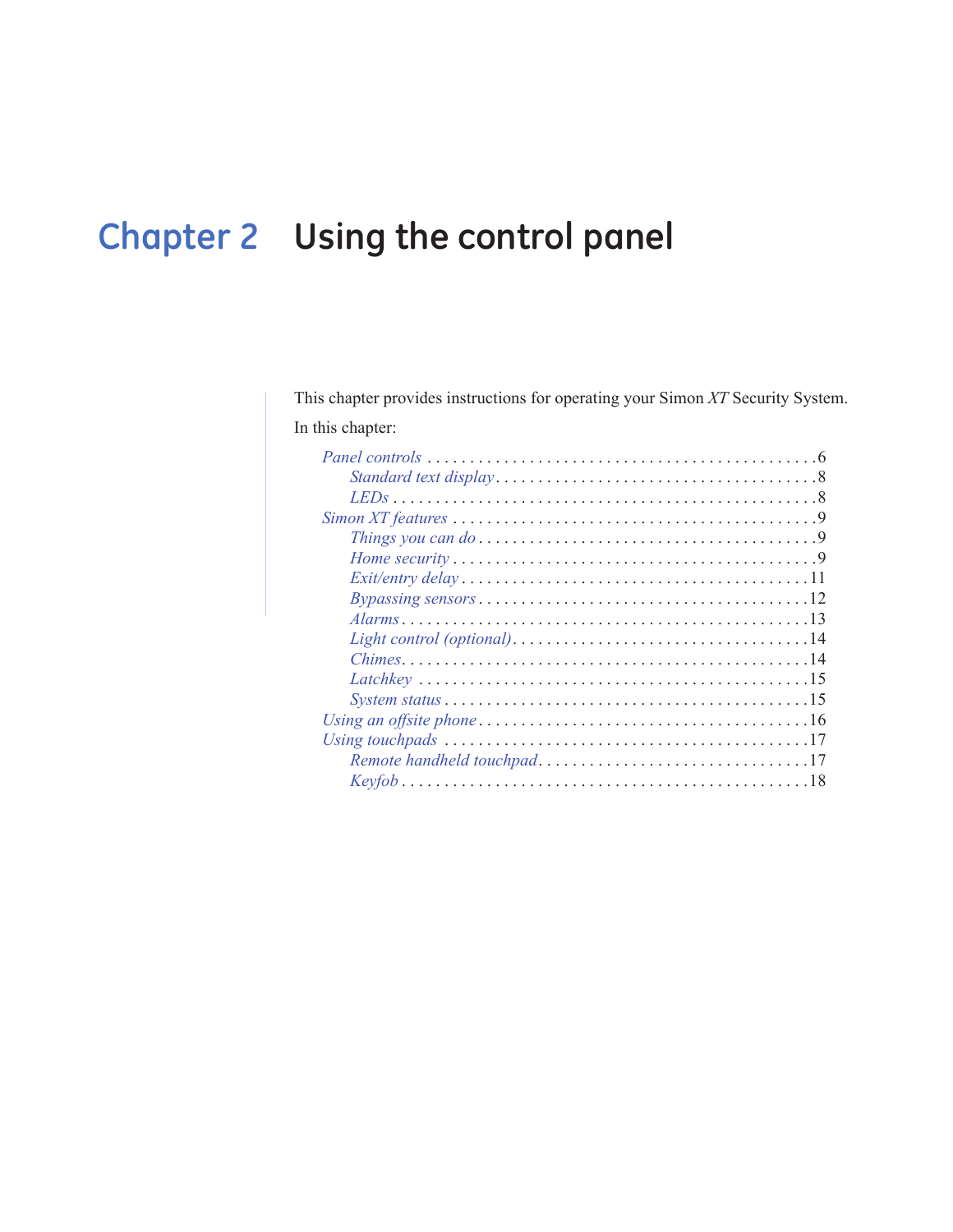# Chapter 2 Using the control panel

This chapter provides instructions for operating your Simon *XT* Security System.

In this chapter:

- *Panel controls* . . . . . . . . . . . . . . . . . . . . . . . . . . . . . . . . . . . . . . . . . . . . . 6
  - *Standard text display* . . . . . . . . . . . . . . . . . . . . . . . . . . . . . . . . . . . . . 8
  - *LEDs* . . . . . . . . . . . . . . . . . . . . . . . . . . . . . . . . . . . . . . . . . . . . . . . . . . 8
- *Simon XT features* . . . . . . . . . . . . . . . . . . . . . . . . . . . . . . . . . . . . . . . . . . 9
  - *Things you can do* . . . . . . . . . . . . . . . . . . . . . . . . . . . . . . . . . . . . . . . 9
  - *Home security* . . . . . . . . . . . . . . . . . . . . . . . . . . . . . . . . . . . . . . . . . . 9
  - *Exit/entry delay* . . . . . . . . . . . . . . . . . . . . . . . . . . . . . . . . . . . . . . . . 11
  - *Bypassing sensors* . . . . . . . . . . . . . . . . . . . . . . . . . . . . . . . . . . . . . . 12
  - *Alarms* . . . . . . . . . . . . . . . . . . . . . . . . . . . . . . . . . . . . . . . . . . . . . . . 13
  - *Light control (optional)* . . . . . . . . . . . . . . . . . . . . . . . . . . . . . . . . . . 14
  - *Chimes* . . . . . . . . . . . . . . . . . . . . . . . . . . . . . . . . . . . . . . . . . . . . . . 14
  - *Latchkey* . . . . . . . . . . . . . . . . . . . . . . . . . . . . . . . . . . . . . . . . . . . . . 15
  - *System status* . . . . . . . . . . . . . . . . . . . . . . . . . . . . . . . . . . . . . . . . . . 15
- *Using an offsite phone* . . . . . . . . . . . . . . . . . . . . . . . . . . . . . . . . . . . . . . 16
- *Using touchpads* . . . . . . . . . . . . . . . . . . . . . . . . . . . . . . . . . . . . . . . . . . 17
  - *Remote handheld touchpad* . . . . . . . . . . . . . . . . . . . . . . . . . . . . . . . . 17
  - *Keyfob* . . . . . . . . . . . . . . . . . . . . . . . . . . . . . . . . . . . . . . . . . . . . . . . 18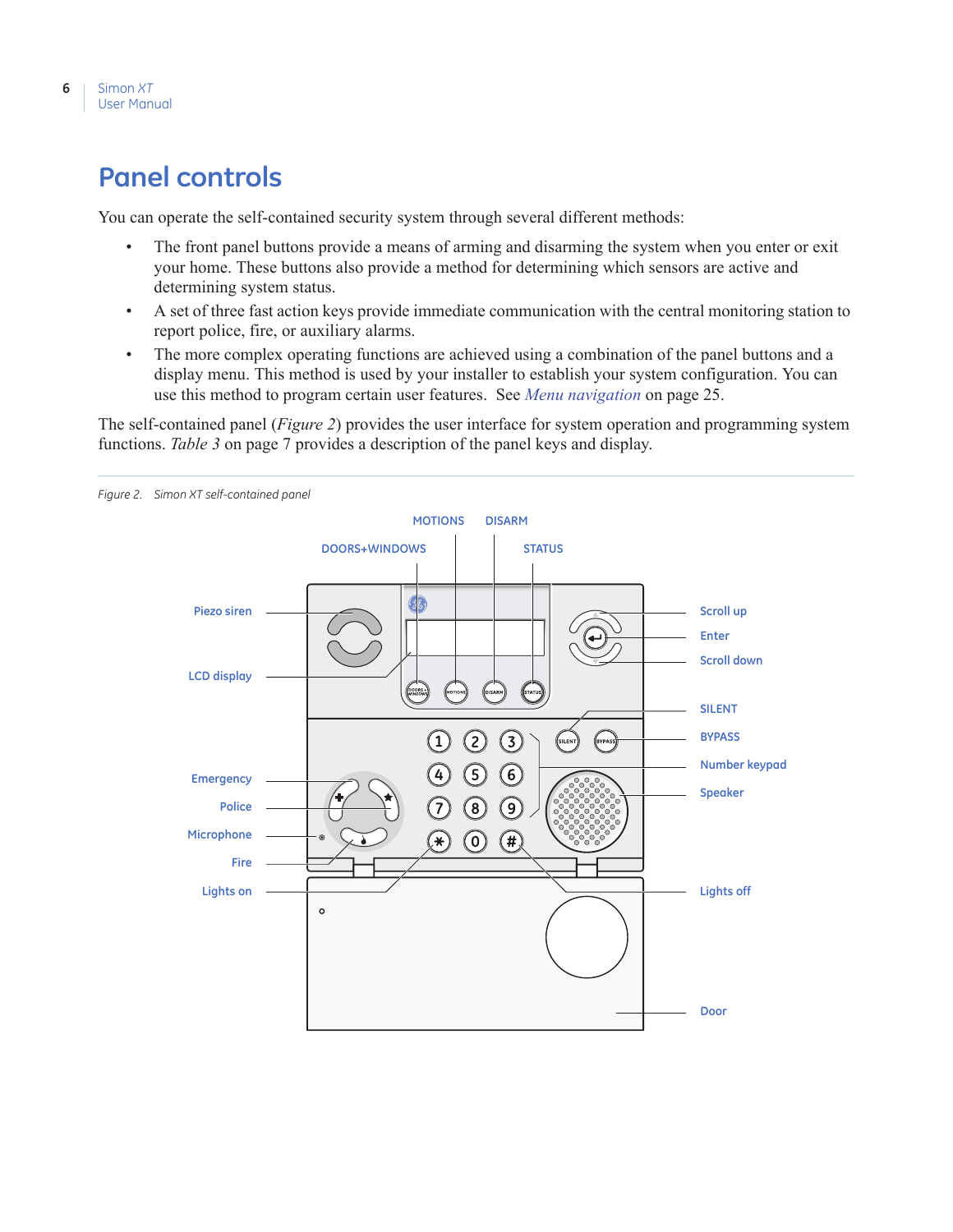# Panel controls

You can operate the self-contained security system through several different methods:

- The front panel buttons provide a means of arming and disarming the system when you enter or exit your home. These buttons also provide a method for determining which sensors are active and determining system status.
- A set of three fast action keys provide immediate communication with the central monitoring station to report police, fire, or auxiliary alarms.
- The more complex operating functions are achieved using a combination of the panel buttons and a display menu. This method is used by your installer to establish your system configuration. You can use this method to program certain user features. See *Menu navigation* on page 25.

The self-contained panel (*Figure 2*) provides the user interface for system operation and programming system functions. *Table 3* on page 7 provides a description of the panel keys and display.

*Figure 2. Simon XT self-contained panel*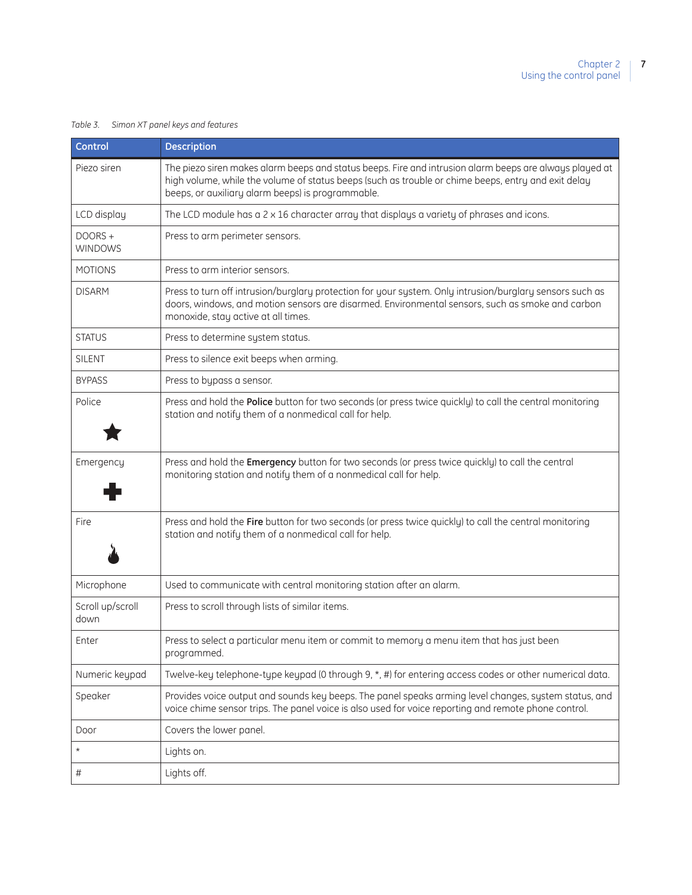*Table 3. Simon XT panel keys and features*

| Control | Description |
| --- | --- |
| Piezo siren | The piezo siren makes alarm beeps and status beeps. Fire and intrusion alarm beeps are always played at high volume, while the volume of status beeps (such as trouble or chime beeps, entry and exit delay beeps, or auxiliary alarm beeps) is programmable. |
| LCD display | The LCD module has a 2 x 16 character array that displays a variety of phrases and icons. |
| DOORS + WINDOWS | Press to arm perimeter sensors. |
| MOTIONS | Press to arm interior sensors. |
| DISARM | Press to turn off intrusion/burglary protection for your system. Only intrusion/burglary sensors such as doors, windows, and motion sensors are disarmed. Environmental sensors, such as smoke and carbon monoxide, stay active at all times. |
| STATUS | Press to determine system status. |
| SILENT | Press to silence exit beeps when arming. |
| BYPASS | Press to bypass a sensor. |
| Police ★ | Press and hold the **Police** button for two seconds (or press twice quickly) to call the central monitoring station and notify them of a nonmedical call for help. |
| Emergency ✚ | Press and hold the **Emergency** button for two seconds (or press twice quickly) to call the central monitoring station and notify them of a nonmedical call for help. |
| Fire | Press and hold the **Fire** button for two seconds (or press twice quickly) to call the central monitoring station and notify them of a nonmedical call for help. |
| Microphone | Used to communicate with central monitoring station after an alarm. |
| Scroll up/scroll down | Press to scroll through lists of similar items. |
| Enter | Press to select a particular menu item or commit to memory a menu item that has just been programmed. |
| Numeric keypad | Twelve-key telephone-type keypad (0 through 9, *, #) for entering access codes or other numerical data. |
| Speaker | Provides voice output and sounds key beeps. The panel speaks arming level changes, system status, and voice chime sensor trips. The panel voice is also used for voice reporting and remote phone control. |
| Door | Covers the lower panel. |
| * | Lights on. |
| # | Lights off. |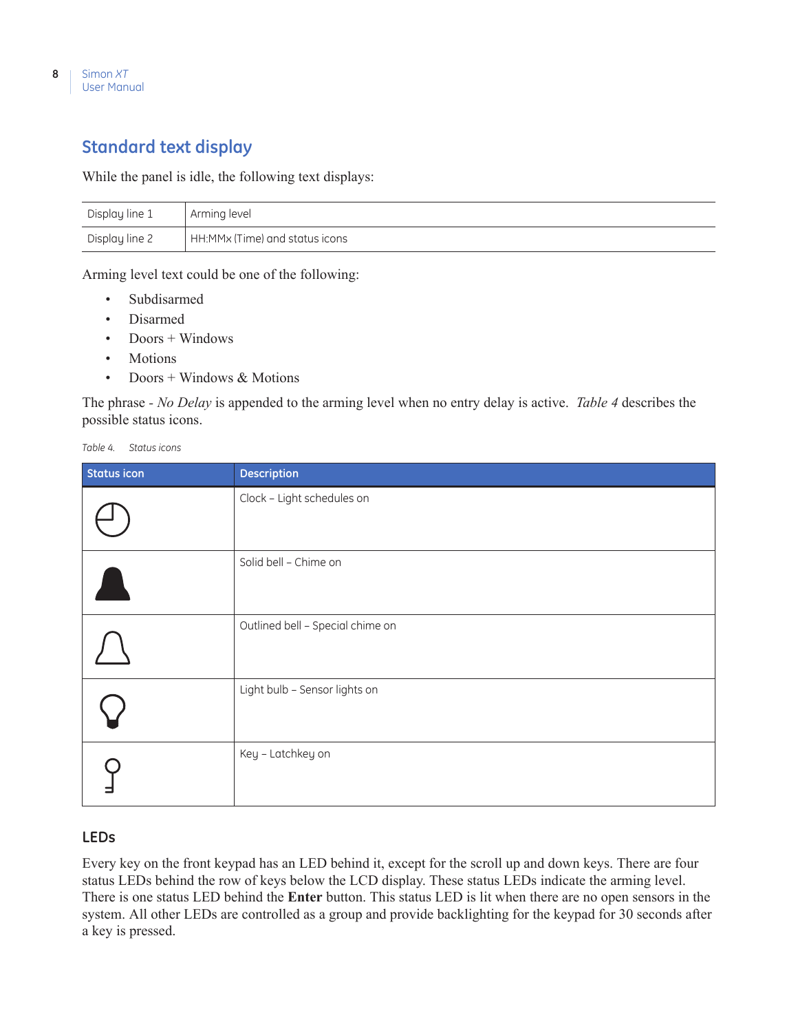## Standard text display

While the panel is idle, the following text displays:

| | |
|---|---|
| Display line 1 | Arming level |
| Display line 2 | HH:MMx (Time) and status icons |

Arming level text could be one of the following:

- Subdisarmed
- Disarmed
- Doors + Windows
- Motions
- Doors + Windows & Motions

The phrase - *No Delay* is appended to the arming level when no entry delay is active. *Table 4* describes the possible status icons.

*Table 4. Status icons*

| Status icon | Description |
|---|---|
| | Clock – Light schedules on |
| | Solid bell – Chime on |
| | Outlined bell – Special chime on |
| | Light bulb – Sensor lights on |
| | Key – Latchkey on |

### LEDs

Every key on the front keypad has an LED behind it, except for the scroll up and down keys. There are four status LEDs behind the row of keys below the LCD display. These status LEDs indicate the arming level. There is one status LED behind the **Enter** button. This status LED is lit when there are no open sensors in the system. All other LEDs are controlled as a group and provide backlighting for the keypad for 30 seconds after a key is pressed.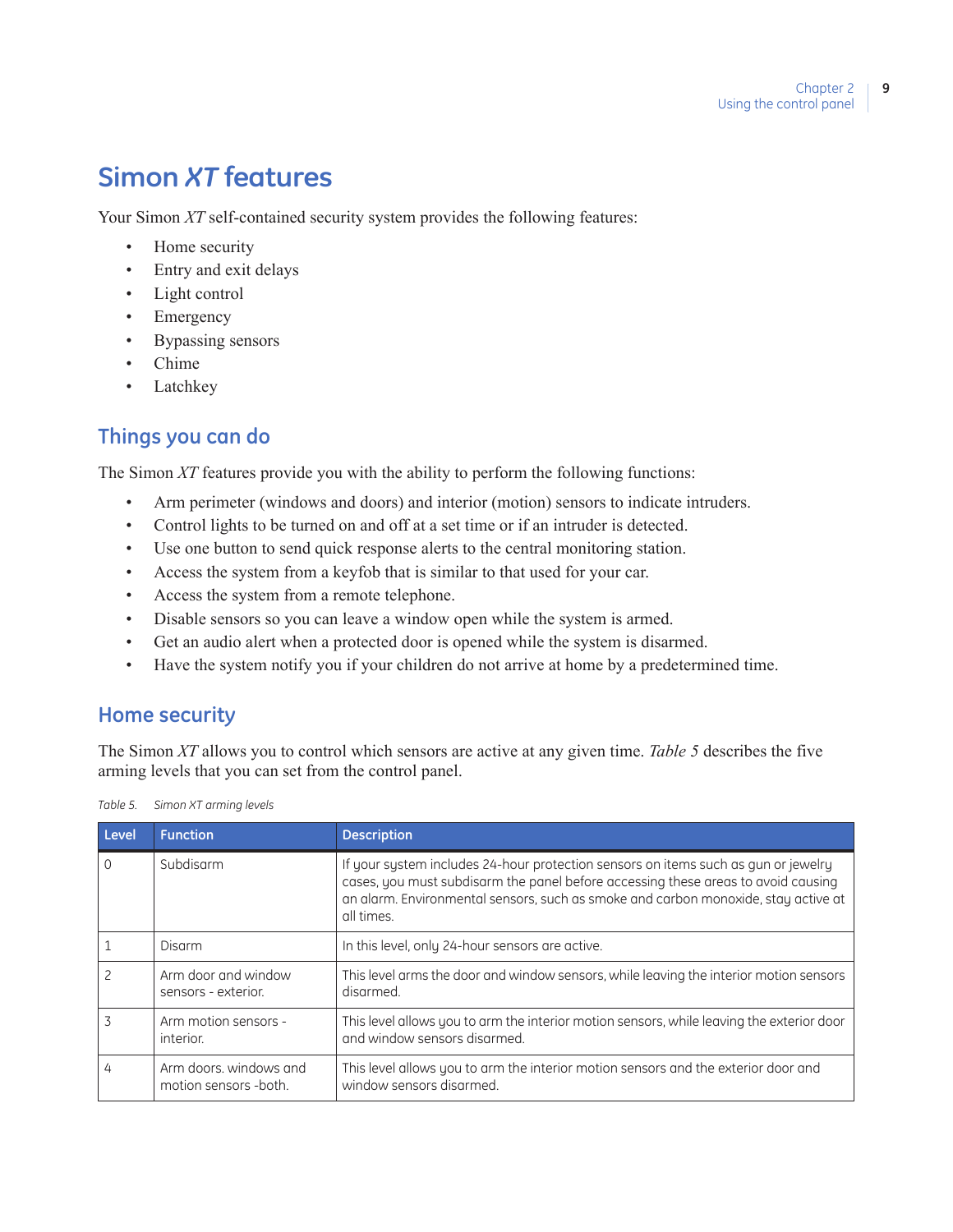# Simon *XT* features

Your Simon *XT* self-contained security system provides the following features:

- Home security
- Entry and exit delays
- Light control
- Emergency
- Bypassing sensors
- Chime
- Latchkey

## Things you can do

The Simon *XT* features provide you with the ability to perform the following functions:

- Arm perimeter (windows and doors) and interior (motion) sensors to indicate intruders.
- Control lights to be turned on and off at a set time or if an intruder is detected.
- Use one button to send quick response alerts to the central monitoring station.
- Access the system from a keyfob that is similar to that used for your car.
- Access the system from a remote telephone.
- Disable sensors so you can leave a window open while the system is armed.
- Get an audio alert when a protected door is opened while the system is disarmed.
- Have the system notify you if your children do not arrive at home by a predetermined time.

## Home security

The Simon *XT* allows you to control which sensors are active at any given time. *Table 5* describes the five arming levels that you can set from the control panel.

*Table 5. Simon XT arming levels*

| Level | Function | Description |
|---|---|---|
| 0 | Subdisarm | If your system includes 24-hour protection sensors on items such as gun or jewelry cases, you must subdisarm the panel before accessing these areas to avoid causing an alarm. Environmental sensors, such as smoke and carbon monoxide, stay active at all times. |
| 1 | Disarm | In this level, only 24-hour sensors are active. |
| 2 | Arm door and window sensors - exterior. | This level arms the door and window sensors, while leaving the interior motion sensors disarmed. |
| 3 | Arm motion sensors - interior. | This level allows you to arm the interior motion sensors, while leaving the exterior door and window sensors disarmed. |
| 4 | Arm doors. windows and motion sensors -both. | This level allows you to arm the interior motion sensors and the exterior door and window sensors disarmed. |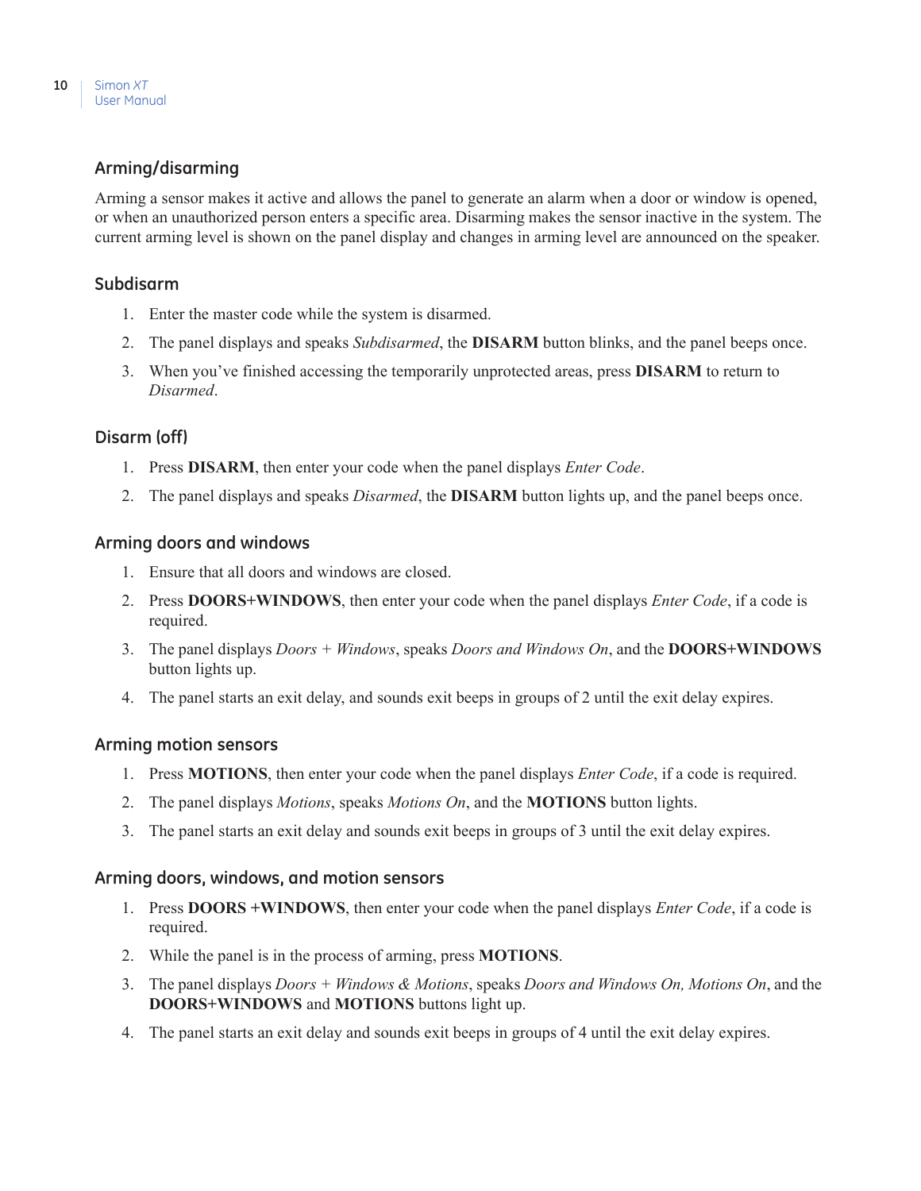## Arming/disarming

Arming a sensor makes it active and allows the panel to generate an alarm when a door or window is opened, or when an unauthorized person enters a specific area. Disarming makes the sensor inactive in the system. The current arming level is shown on the panel display and changes in arming level are announced on the speaker.

### Subdisarm

1. Enter the master code while the system is disarmed.
2. The panel displays and speaks *Subdisarmed*, the **DISARM** button blinks, and the panel beeps once.
3. When you've finished accessing the temporarily unprotected areas, press **DISARM** to return to *Disarmed*.

### Disarm (off)

1. Press **DISARM**, then enter your code when the panel displays *Enter Code*.
2. The panel displays and speaks *Disarmed*, the **DISARM** button lights up, and the panel beeps once.

### Arming doors and windows

1. Ensure that all doors and windows are closed.
2. Press **DOORS+WINDOWS**, then enter your code when the panel displays *Enter Code*, if a code is required.
3. The panel displays *Doors + Windows*, speaks *Doors and Windows On*, and the **DOORS+WINDOWS** button lights up.
4. The panel starts an exit delay, and sounds exit beeps in groups of 2 until the exit delay expires.

### Arming motion sensors

1. Press **MOTIONS**, then enter your code when the panel displays *Enter Code*, if a code is required.
2. The panel displays *Motions*, speaks *Motions On*, and the **MOTIONS** button lights.
3. The panel starts an exit delay and sounds exit beeps in groups of 3 until the exit delay expires.

### Arming doors, windows, and motion sensors

1. Press **DOORS +WINDOWS**, then enter your code when the panel displays *Enter Code*, if a code is required.
2. While the panel is in the process of arming, press **MOTIONS**.
3. The panel displays *Doors + Windows & Motions*, speaks *Doors and Windows On, Motions On*, and the **DOORS+WINDOWS** and **MOTIONS** buttons light up.
4. The panel starts an exit delay and sounds exit beeps in groups of 4 until the exit delay expires.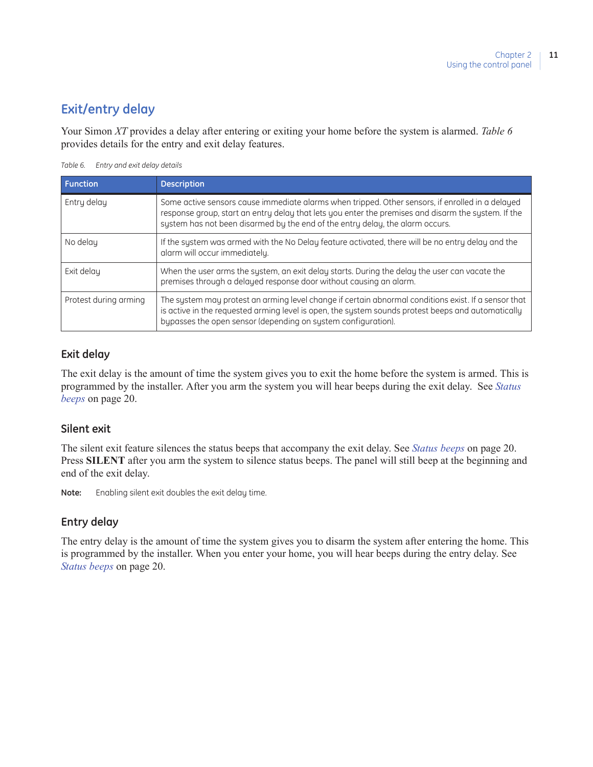## Exit/entry delay

Your Simon *XT* provides a delay after entering or exiting your home before the system is alarmed. *Table 6* provides details for the entry and exit delay features.

*Table 6. Entry and exit delay details*

| Function | Description |
|---|---|
| Entry delay | Some active sensors cause immediate alarms when tripped. Other sensors, if enrolled in a delayed response group, start an entry delay that lets you enter the premises and disarm the system. If the system has not been disarmed by the end of the entry delay, the alarm occurs. |
| No delay | If the system was armed with the No Delay feature activated, there will be no entry delay and the alarm will occur immediately. |
| Exit delay | When the user arms the system, an exit delay starts. During the delay the user can vacate the premises through a delayed response door without causing an alarm. |
| Protest during arming | The system may protest an arming level change if certain abnormal conditions exist. If a sensor that is active in the requested arming level is open, the system sounds protest beeps and automatically bypasses the open sensor (depending on system configuration). |

### Exit delay

The exit delay is the amount of time the system gives you to exit the home before the system is armed. This is programmed by the installer. After you arm the system you will hear beeps during the exit delay. See *Status beeps* on page 20.

### Silent exit

The silent exit feature silences the status beeps that accompany the exit delay. See *Status beeps* on page 20. Press **SILENT** after you arm the system to silence status beeps. The panel will still beep at the beginning and end of the exit delay.

**Note:** Enabling silent exit doubles the exit delay time.

### Entry delay

The entry delay is the amount of time the system gives you to disarm the system after entering the home. This is programmed by the installer. When you enter your home, you will hear beeps during the entry delay. See *Status beeps* on page 20.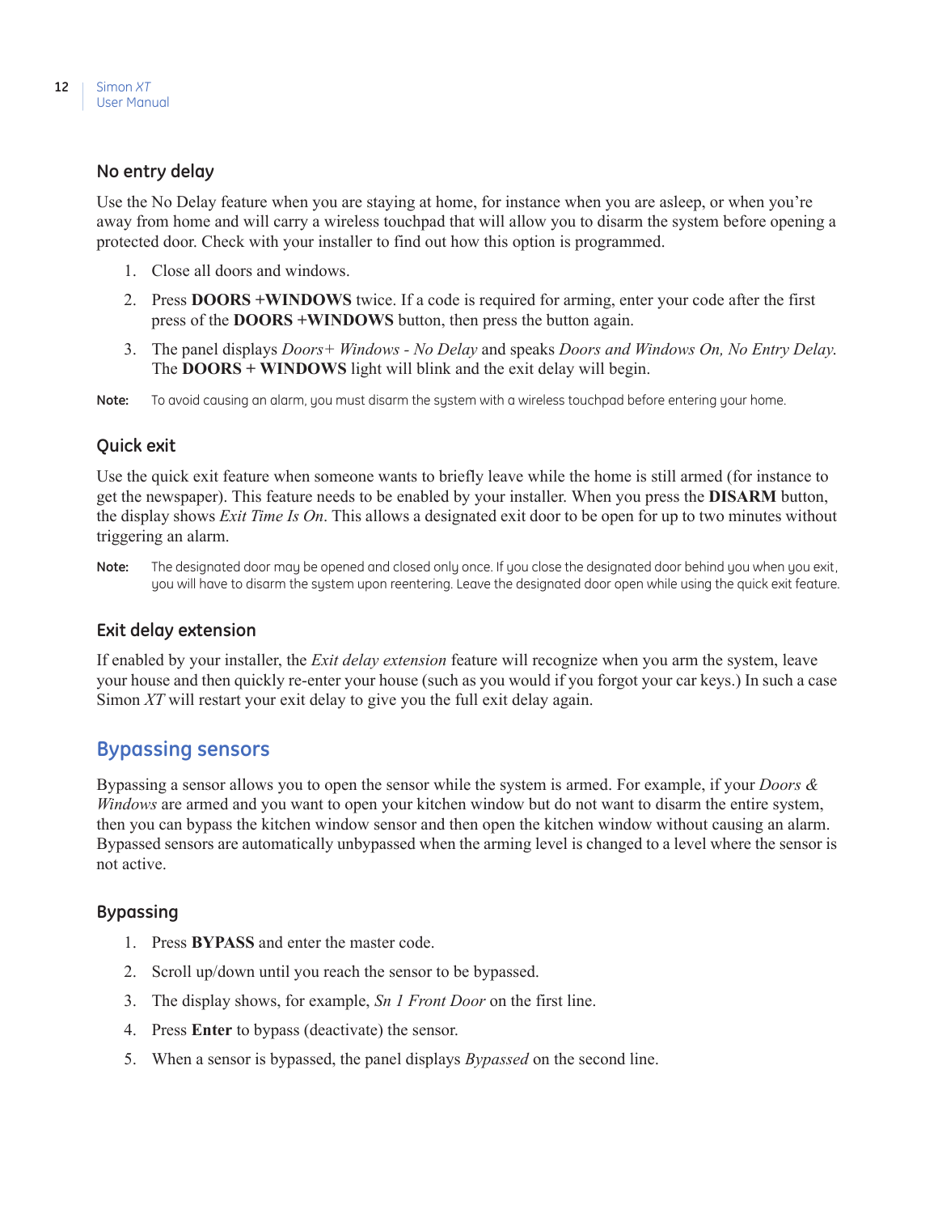### No entry delay

Use the No Delay feature when you are staying at home, for instance when you are asleep, or when you're away from home and will carry a wireless touchpad that will allow you to disarm the system before opening a protected door. Check with your installer to find out how this option is programmed.

1. Close all doors and windows.
2. Press **DOORS +WINDOWS** twice. If a code is required for arming, enter your code after the first press of the **DOORS +WINDOWS** button, then press the button again.
3. The panel displays *Doors+ Windows - No Delay* and speaks *Doors and Windows On, No Entry Delay.* The **DOORS + WINDOWS** light will blink and the exit delay will begin.

**Note:** To avoid causing an alarm, you must disarm the system with a wireless touchpad before entering your home.

### Quick exit

Use the quick exit feature when someone wants to briefly leave while the home is still armed (for instance to get the newspaper). This feature needs to be enabled by your installer. When you press the **DISARM** button, the display shows *Exit Time Is On*. This allows a designated exit door to be open for up to two minutes without triggering an alarm.

**Note:** The designated door may be opened and closed only once. If you close the designated door behind you when you exit, you will have to disarm the system upon reentering. Leave the designated door open while using the quick exit feature.

### Exit delay extension

If enabled by your installer, the *Exit delay extension* feature will recognize when you arm the system, leave your house and then quickly re-enter your house (such as you would if you forgot your car keys.) In such a case Simon *XT* will restart your exit delay to give you the full exit delay again.

## Bypassing sensors

Bypassing a sensor allows you to open the sensor while the system is armed. For example, if your *Doors & Windows* are armed and you want to open your kitchen window but do not want to disarm the entire system, then you can bypass the kitchen window sensor and then open the kitchen window without causing an alarm. Bypassed sensors are automatically unbypassed when the arming level is changed to a level where the sensor is not active.

### Bypassing

1. Press **BYPASS** and enter the master code.
2. Scroll up/down until you reach the sensor to be bypassed.
3. The display shows, for example, *Sn 1 Front Door* on the first line.
4. Press **Enter** to bypass (deactivate) the sensor.
5. When a sensor is bypassed, the panel displays *Bypassed* on the second line.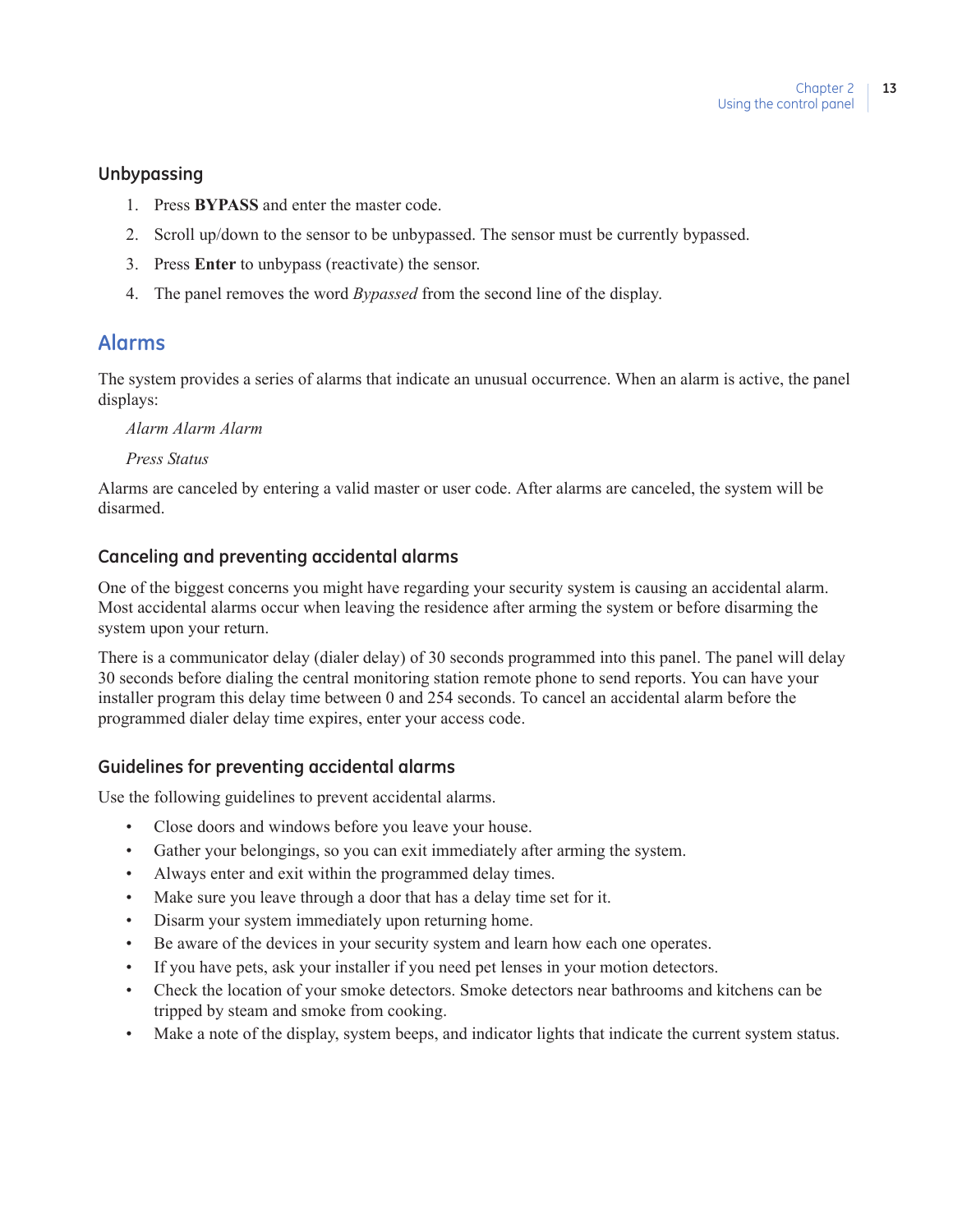### Unbypassing

1. Press **BYPASS** and enter the master code.
2. Scroll up/down to the sensor to be unbypassed. The sensor must be currently bypassed.
3. Press **Enter** to unbypass (reactivate) the sensor.
4. The panel removes the word *Bypassed* from the second line of the display.

## Alarms

The system provides a series of alarms that indicate an unusual occurrence. When an alarm is active, the panel displays:

*Alarm Alarm Alarm*

*Press Status*

Alarms are canceled by entering a valid master or user code. After alarms are canceled, the system will be disarmed.

### Canceling and preventing accidental alarms

One of the biggest concerns you might have regarding your security system is causing an accidental alarm. Most accidental alarms occur when leaving the residence after arming the system or before disarming the system upon your return.

There is a communicator delay (dialer delay) of 30 seconds programmed into this panel. The panel will delay 30 seconds before dialing the central monitoring station remote phone to send reports. You can have your installer program this delay time between 0 and 254 seconds. To cancel an accidental alarm before the programmed dialer delay time expires, enter your access code.

### Guidelines for preventing accidental alarms

Use the following guidelines to prevent accidental alarms.

- Close doors and windows before you leave your house.
- Gather your belongings, so you can exit immediately after arming the system.
- Always enter and exit within the programmed delay times.
- Make sure you leave through a door that has a delay time set for it.
- Disarm your system immediately upon returning home.
- Be aware of the devices in your security system and learn how each one operates.
- If you have pets, ask your installer if you need pet lenses in your motion detectors.
- Check the location of your smoke detectors. Smoke detectors near bathrooms and kitchens can be tripped by steam and smoke from cooking.
- Make a note of the display, system beeps, and indicator lights that indicate the current system status.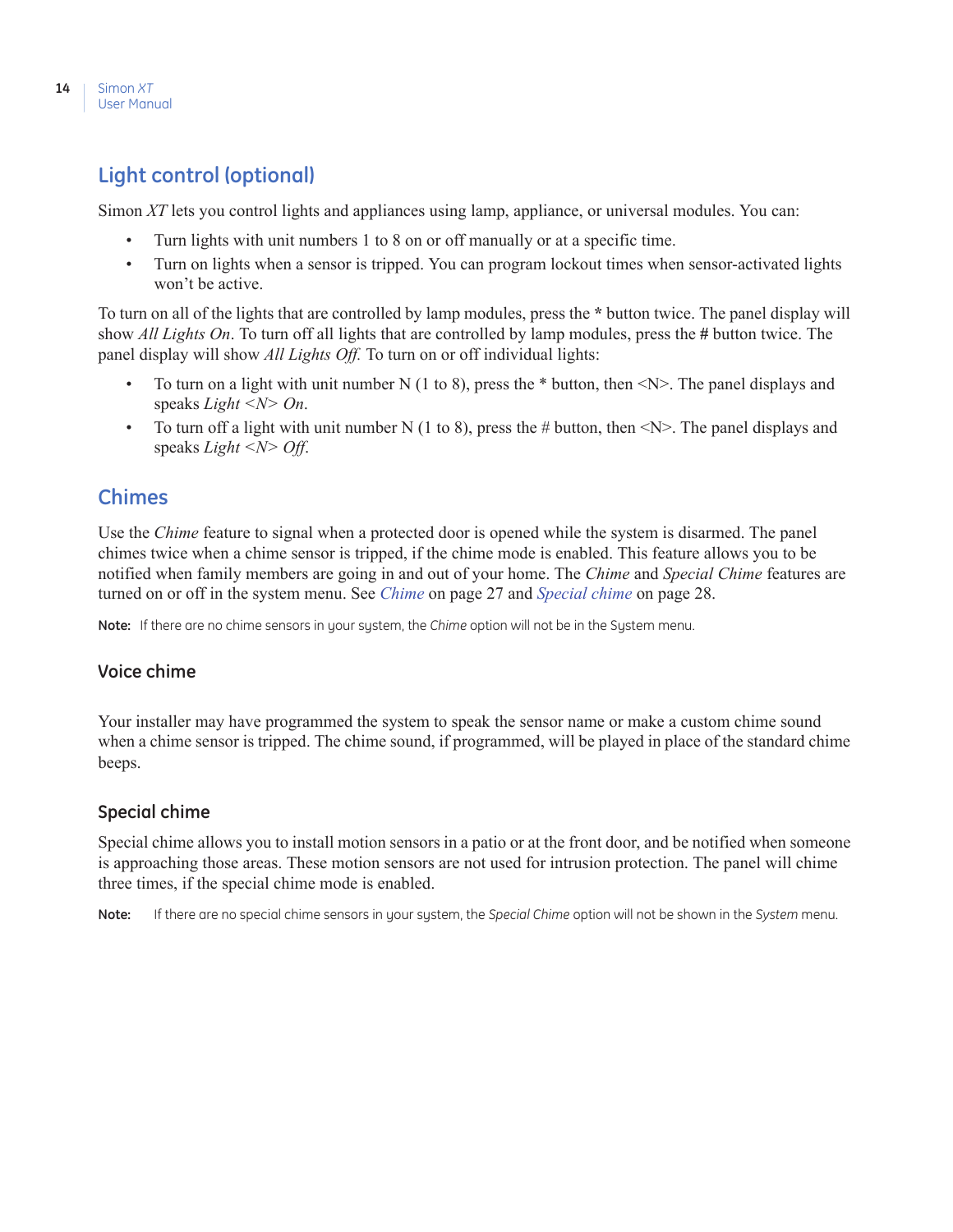## Light control (optional)

Simon *XT* lets you control lights and appliances using lamp, appliance, or universal modules. You can:

- Turn lights with unit numbers 1 to 8 on or off manually or at a specific time.
- Turn on lights when a sensor is tripped. You can program lockout times when sensor-activated lights won't be active.

To turn on all of the lights that are controlled by lamp modules, press the * button twice. The panel display will show *All Lights On*. To turn off all lights that are controlled by lamp modules, press the # button twice. The panel display will show *All Lights Off.* To turn on or off individual lights:

- To turn on a light with unit number N (1 to 8), press the * button, then <N>. The panel displays and speaks *Light <N> On*.
- To turn off a light with unit number N (1 to 8), press the # button, then <N>. The panel displays and speaks *Light <N> Off*.

## Chimes

Use the *Chime* feature to signal when a protected door is opened while the system is disarmed. The panel chimes twice when a chime sensor is tripped, if the chime mode is enabled. This feature allows you to be notified when family members are going in and out of your home. The *Chime* and *Special Chime* features are turned on or off in the system menu. See *Chime* on page 27 and *Special chime* on page 28.

**Note:** If there are no chime sensors in your system, the *Chime* option will not be in the System menu.

### Voice chime

Your installer may have programmed the system to speak the sensor name or make a custom chime sound when a chime sensor is tripped. The chime sound, if programmed, will be played in place of the standard chime beeps.

### Special chime

Special chime allows you to install motion sensors in a patio or at the front door, and be notified when someone is approaching those areas. These motion sensors are not used for intrusion protection. The panel will chime three times, if the special chime mode is enabled.

**Note:** If there are no special chime sensors in your system, the *Special Chime* option will not be shown in the *System* menu.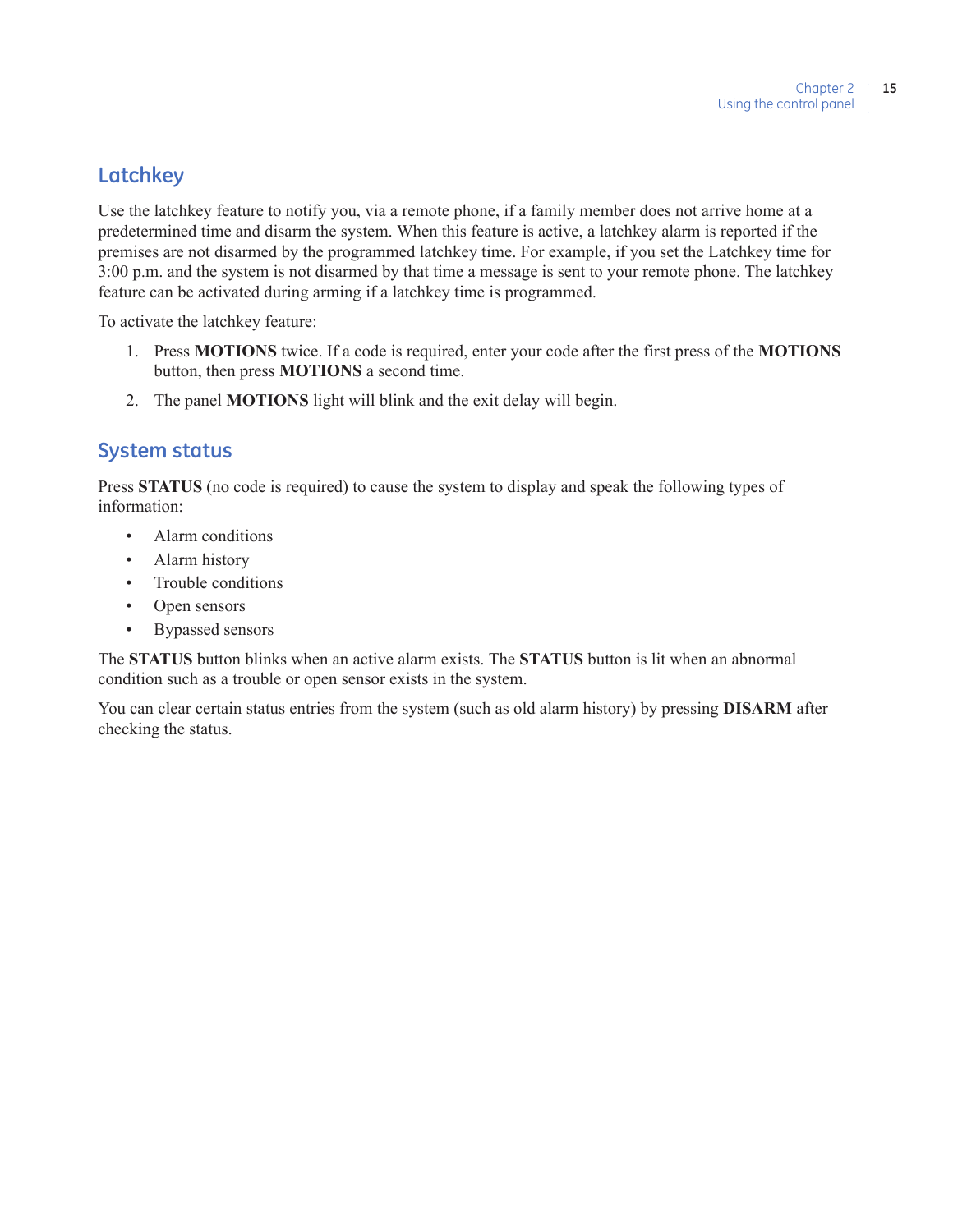## Latchkey

Use the latchkey feature to notify you, via a remote phone, if a family member does not arrive home at a predetermined time and disarm the system. When this feature is active, a latchkey alarm is reported if the premises are not disarmed by the programmed latchkey time. For example, if you set the Latchkey time for 3:00 p.m. and the system is not disarmed by that time a message is sent to your remote phone. The latchkey feature can be activated during arming if a latchkey time is programmed.

To activate the latchkey feature:

1. Press **MOTIONS** twice. If a code is required, enter your code after the first press of the **MOTIONS** button, then press **MOTIONS** a second time.
2. The panel **MOTIONS** light will blink and the exit delay will begin.

## System status

Press **STATUS** (no code is required) to cause the system to display and speak the following types of information:

- Alarm conditions
- Alarm history
- Trouble conditions
- Open sensors
- Bypassed sensors

The **STATUS** button blinks when an active alarm exists. The **STATUS** button is lit when an abnormal condition such as a trouble or open sensor exists in the system.

You can clear certain status entries from the system (such as old alarm history) by pressing **DISARM** after checking the status.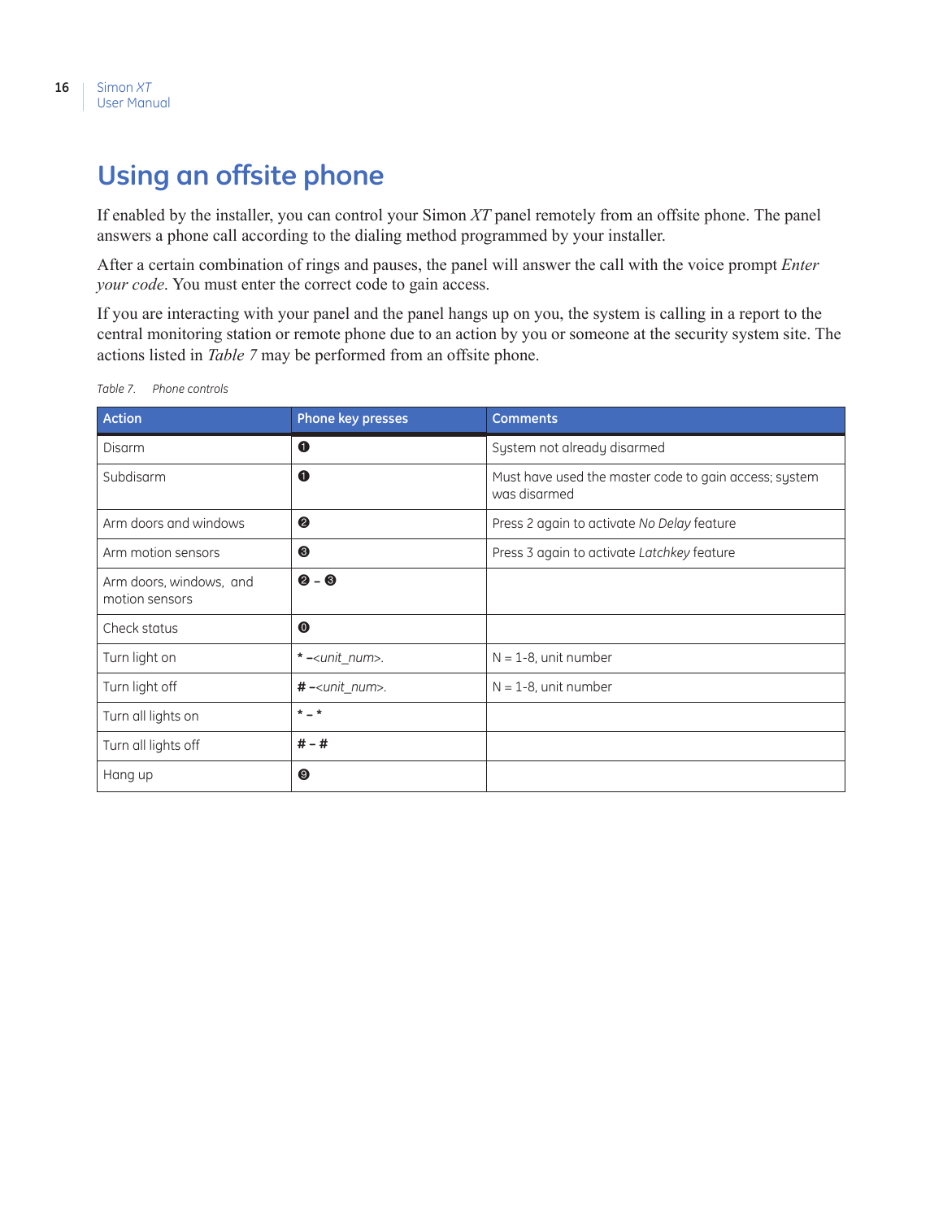# Using an offsite phone

If enabled by the installer, you can control your Simon *XT* panel remotely from an offsite phone. The panel answers a phone call according to the dialing method programmed by your installer.

After a certain combination of rings and pauses, the panel will answer the call with the voice prompt *Enter your code*. You must enter the correct code to gain access.

If you are interacting with your panel and the panel hangs up on you, the system is calling in a report to the central monitoring station or remote phone due to an action by you or someone at the security system site. The actions listed in *Table 7* may be performed from an offsite phone.

*Table 7. Phone controls*

| Action | Phone key presses | Comments |
|---|---|---|
| Disarm | ❶ | System not already disarmed |
| Subdisarm | ❶ | Must have used the master code to gain access; system was disarmed |
| Arm doors and windows | ❷ | Press 2 again to activate *No Delay* feature |
| Arm motion sensors | ❸ | Press 3 again to activate *Latchkey* feature |
| Arm doors, windows, and motion sensors | ❷ – ❸ | |
| Check status | ⓿ | |
| Turn light on | * –*<unit_num>*. | N = 1-8, unit number |
| Turn light off | # –*<unit_num>*. | N = 1-8, unit number |
| Turn all lights on | * – * | |
| Turn all lights off | # – # | |
| Hang up | ❾ | |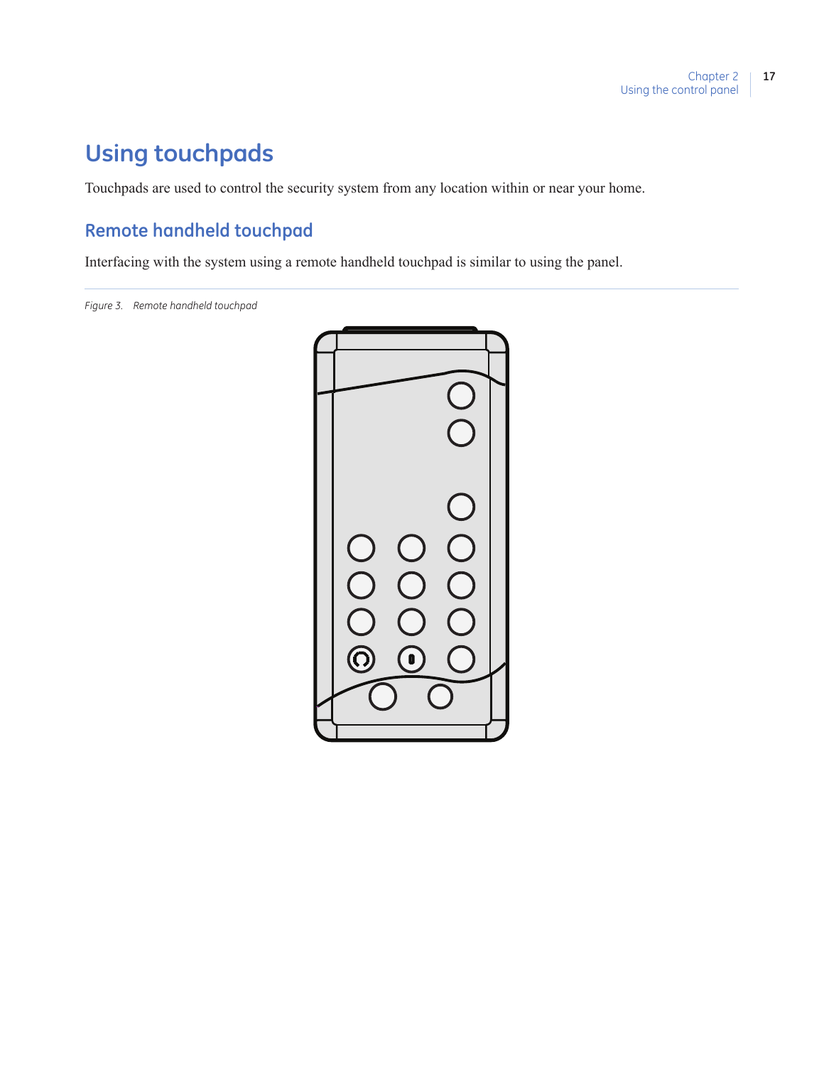# Using touchpads

Touchpads are used to control the security system from any location within or near your home.

## Remote handheld touchpad

Interfacing with the system using a remote handheld touchpad is similar to using the panel.

*Figure 3. Remote handheld touchpad*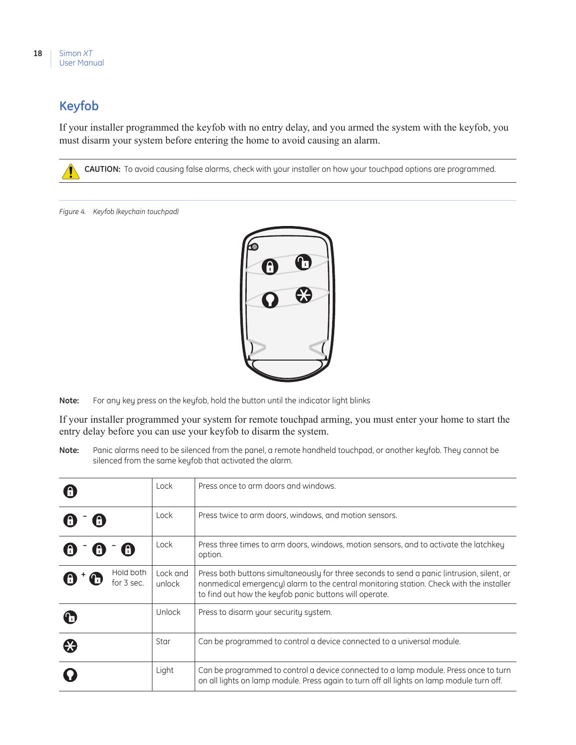## Keyfob

If your installer programmed the keyfob with no entry delay, and you armed the system with the keyfob, you must disarm your system before entering the home to avoid causing an alarm.

**CAUTION:** To avoid causing false alarms, check with your installer on how your touchpad options are programmed.

*Figure 4. Keyfob (keychain touchpad)*

**Note:** For any key press on the keyfob, hold the button until the indicator light blinks

If your installer programmed your system for remote touchpad arming, you must enter your home to start the entry delay before you can use your keyfob to disarm the system.

**Note:** Panic alarms need to be silenced from the panel, a remote handheld touchpad, or another keyfob. They cannot be silenced from the same keyfob that activated the alarm.

| Button | Name | Function |
|---|---|---|
| Lock | Lock | Press once to arm doors and windows. |
| Lock - Lock | Lock | Press twice to arm doors, windows, and motion sensors. |
| Lock - Lock - Lock | Lock | Press three times to arm doors, windows, motion sensors, and to activate the latchkey option. |
| Lock + Unlock Hold both for 3 sec. | Lock and unlock | Press both buttons simultaneously for three seconds to send a panic (intrusion, silent, or nonmedical emergency) alarm to the central monitoring station. Check with the installer to find out how the keyfob panic buttons will operate. |
| Unlock | Unlock | Press to disarm your security system. |
| Star | Star | Can be programmed to control a device connected to a universal module. |
| Light | Light | Can be programmed to control a device connected to a lamp module. Press once to turn on all lights on lamp module. Press again to turn off all lights on lamp module turn off. |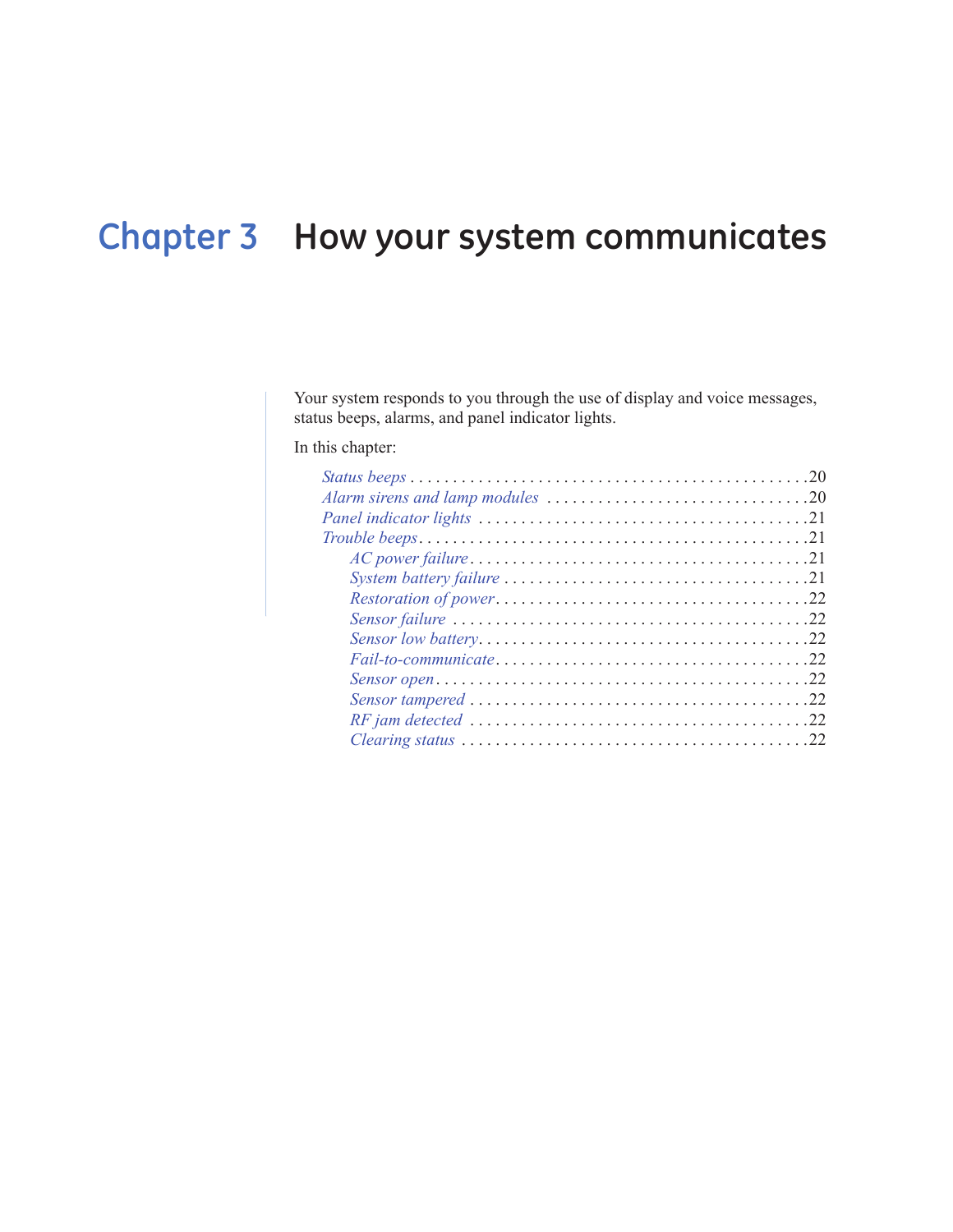# Chapter 3 How your system communicates

Your system responds to you through the use of display and voice messages, status beeps, alarms, and panel indicator lights.

In this chapter:

- *Status beeps* . . . . . . . . . . 20
- *Alarm sirens and lamp modules* . . . . . . . . . . 20
- *Panel indicator lights* . . . . . . . . . . 21
- *Trouble beeps* . . . . . . . . . . 21
  - *AC power failure* . . . . . . . . . . 21
  - *System battery failure* . . . . . . . . . . 21
  - *Restoration of power* . . . . . . . . . . 22
  - *Sensor failure* . . . . . . . . . . 22
  - *Sensor low battery* . . . . . . . . . . 22
  - *Fail-to-communicate* . . . . . . . . . . 22
  - *Sensor open* . . . . . . . . . . 22
  - *Sensor tampered* . . . . . . . . . . 22
  - *RF jam detected* . . . . . . . . . . 22
  - *Clearing status* . . . . . . . . . . 22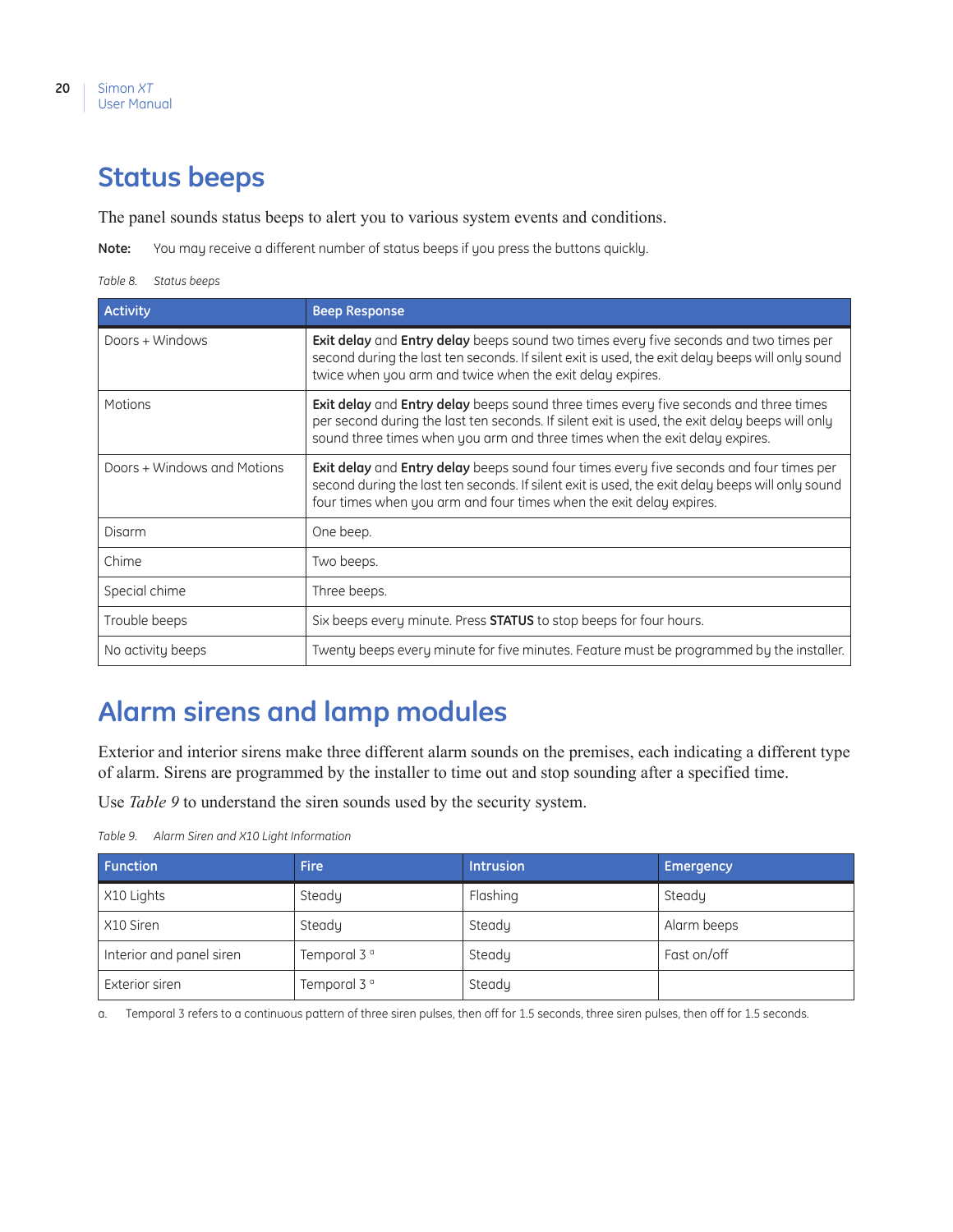## Status beeps

The panel sounds status beeps to alert you to various system events and conditions.

**Note:** You may receive a different number of status beeps if you press the buttons quickly.

*Table 8. Status beeps*

| Activity | Beep Response |
|---|---|
| Doors + Windows | **Exit delay** and **Entry delay** beeps sound two times every five seconds and two times per second during the last ten seconds. If silent exit is used, the exit delay beeps will only sound twice when you arm and twice when the exit delay expires. |
| Motions | **Exit delay** and **Entry delay** beeps sound three times every five seconds and three times per second during the last ten seconds. If silent exit is used, the exit delay beeps will only sound three times when you arm and three times when the exit delay expires. |
| Doors + Windows and Motions | **Exit delay** and **Entry delay** beeps sound four times every five seconds and four times per second during the last ten seconds. If silent exit is used, the exit delay beeps will only sound four times when you arm and four times when the exit delay expires. |
| Disarm | One beep. |
| Chime | Two beeps. |
| Special chime | Three beeps. |
| Trouble beeps | Six beeps every minute. Press **STATUS** to stop beeps for four hours. |
| No activity beeps | Twenty beeps every minute for five minutes. Feature must be programmed by the installer. |

## Alarm sirens and lamp modules

Exterior and interior sirens make three different alarm sounds on the premises, each indicating a different type of alarm. Sirens are programmed by the installer to time out and stop sounding after a specified time.

Use *Table 9* to understand the siren sounds used by the security system.

*Table 9. Alarm Siren and X10 Light Information*

| Function | Fire | Intrusion | Emergency |
|---|---|---|---|
| X10 Lights | Steady | Flashing | Steady |
| X10 Siren | Steady | Steady | Alarm beeps |
| Interior and panel siren | Temporal 3 [a] | Steady | Fast on/off |
| Exterior siren | Temporal 3 [a] | Steady | |

a. Temporal 3 refers to a continuous pattern of three siren pulses, then off for 1.5 seconds, three siren pulses, then off for 1.5 seconds.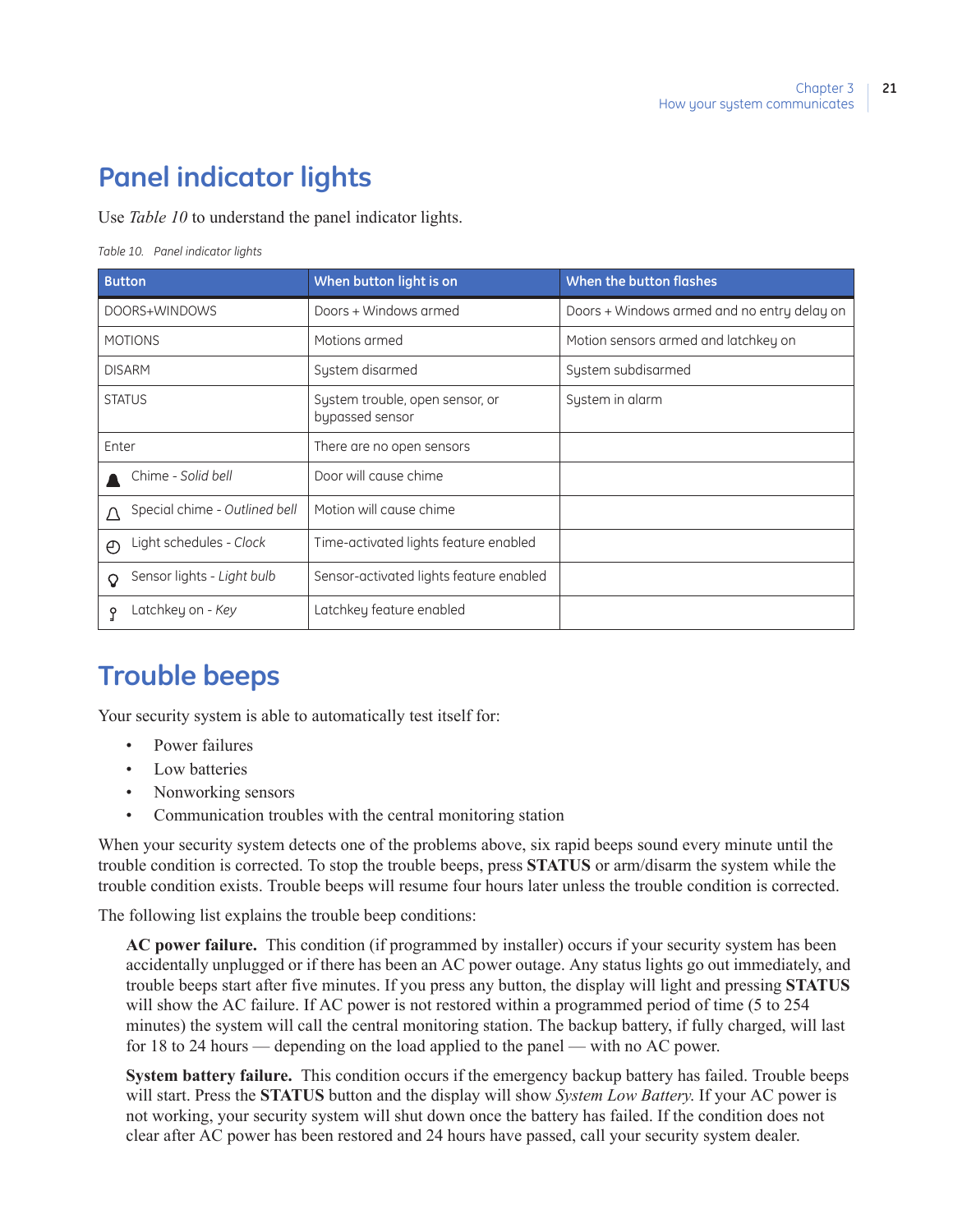# Panel indicator lights

Use *Table 10* to understand the panel indicator lights.

*Table 10. Panel indicator lights*

| Button | When button light is on | When the button flashes |
|---|---|---|
| DOORS+WINDOWS | Doors + Windows armed | Doors + Windows armed and no entry delay on |
| MOTIONS | Motions armed | Motion sensors armed and latchkey on |
| DISARM | System disarmed | System subdisarmed |
| STATUS | System trouble, open sensor, or bypassed sensor | System in alarm |
| Enter | There are no open sensors | |
| Chime - *Solid bell* | Door will cause chime | |
| Special chime - *Outlined bell* | Motion will cause chime | |
| Light schedules - *Clock* | Time-activated lights feature enabled | |
| Sensor lights - *Light bulb* | Sensor-activated lights feature enabled | |
| Latchkey on - *Key* | Latchkey feature enabled | |

# Trouble beeps

Your security system is able to automatically test itself for:

- Power failures
- Low batteries
- Nonworking sensors
- Communication troubles with the central monitoring station

When your security system detects one of the problems above, six rapid beeps sound every minute until the trouble condition is corrected. To stop the trouble beeps, press **STATUS** or arm/disarm the system while the trouble condition exists. Trouble beeps will resume four hours later unless the trouble condition is corrected.

The following list explains the trouble beep conditions:

**AC power failure.** This condition (if programmed by installer) occurs if your security system has been accidentally unplugged or if there has been an AC power outage. Any status lights go out immediately, and trouble beeps start after five minutes. If you press any button, the display will light and pressing **STATUS** will show the AC failure. If AC power is not restored within a programmed period of time (5 to 254 minutes) the system will call the central monitoring station. The backup battery, if fully charged, will last for 18 to 24 hours — depending on the load applied to the panel — with no AC power.

**System battery failure.** This condition occurs if the emergency backup battery has failed. Trouble beeps will start. Press the **STATUS** button and the display will show *System Low Battery*. If your AC power is not working, your security system will shut down once the battery has failed. If the condition does not clear after AC power has been restored and 24 hours have passed, call your security system dealer.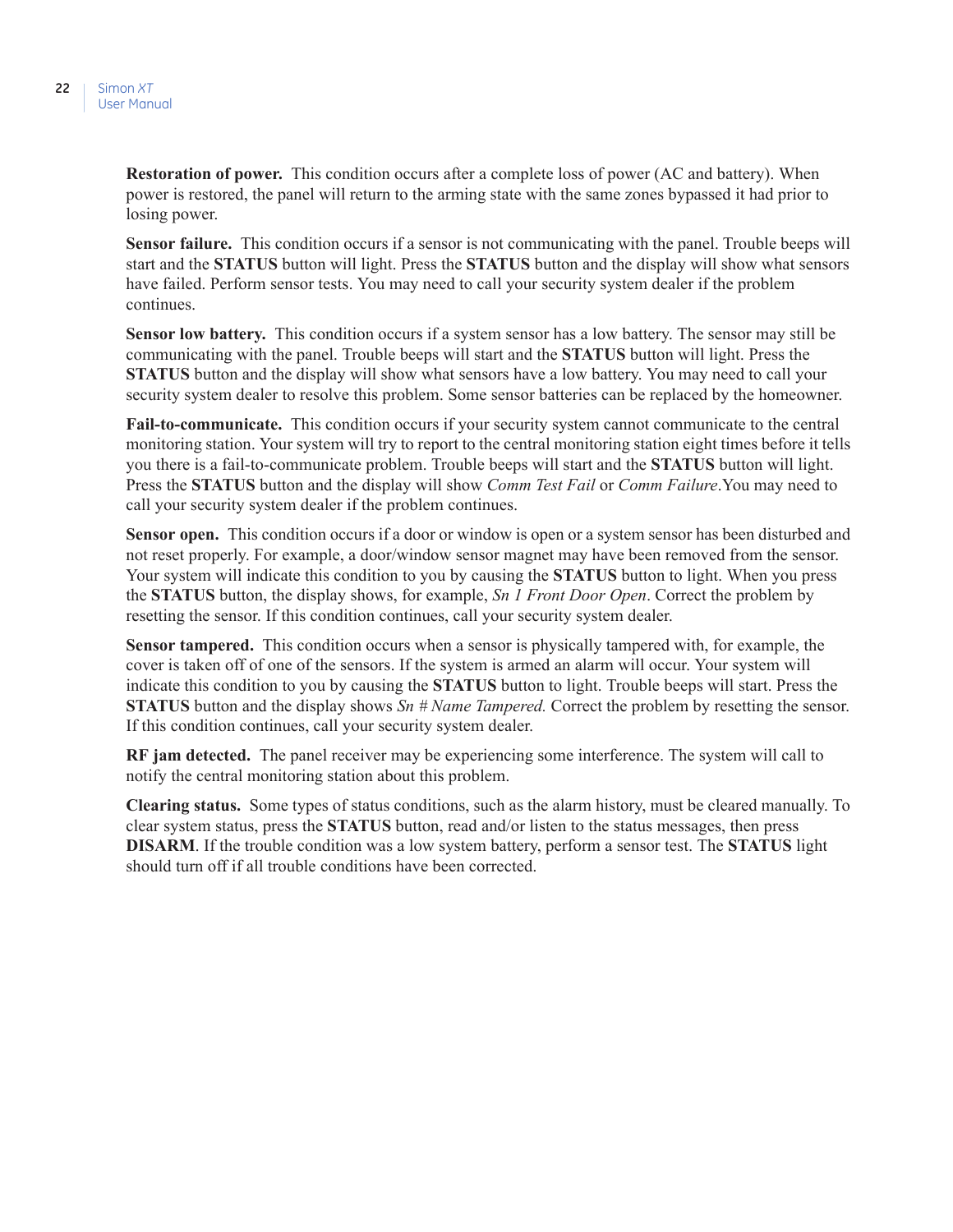**Restoration of power.** This condition occurs after a complete loss of power (AC and battery). When power is restored, the panel will return to the arming state with the same zones bypassed it had prior to losing power.

**Sensor failure.** This condition occurs if a sensor is not communicating with the panel. Trouble beeps will start and the **STATUS** button will light. Press the **STATUS** button and the display will show what sensors have failed. Perform sensor tests. You may need to call your security system dealer if the problem continues.

**Sensor low battery.** This condition occurs if a system sensor has a low battery. The sensor may still be communicating with the panel. Trouble beeps will start and the **STATUS** button will light. Press the **STATUS** button and the display will show what sensors have a low battery. You may need to call your security system dealer to resolve this problem. Some sensor batteries can be replaced by the homeowner.

**Fail-to-communicate.** This condition occurs if your security system cannot communicate to the central monitoring station. Your system will try to report to the central monitoring station eight times before it tells you there is a fail-to-communicate problem. Trouble beeps will start and the **STATUS** button will light. Press the **STATUS** button and the display will show *Comm Test Fail* or *Comm Failure*.You may need to call your security system dealer if the problem continues.

**Sensor open.** This condition occurs if a door or window is open or a system sensor has been disturbed and not reset properly. For example, a door/window sensor magnet may have been removed from the sensor. Your system will indicate this condition to you by causing the **STATUS** button to light. When you press the **STATUS** button, the display shows, for example, *Sn 1 Front Door Open*. Correct the problem by resetting the sensor. If this condition continues, call your security system dealer.

**Sensor tampered.** This condition occurs when a sensor is physically tampered with, for example, the cover is taken off of one of the sensors. If the system is armed an alarm will occur. Your system will indicate this condition to you by causing the **STATUS** button to light. Trouble beeps will start. Press the **STATUS** button and the display shows *Sn # Name Tampered.* Correct the problem by resetting the sensor. If this condition continues, call your security system dealer.

**RF jam detected.** The panel receiver may be experiencing some interference. The system will call to notify the central monitoring station about this problem.

**Clearing status.** Some types of status conditions, such as the alarm history, must be cleared manually. To clear system status, press the **STATUS** button, read and/or listen to the status messages, then press **DISARM**. If the trouble condition was a low system battery, perform a sensor test. The **STATUS** light should turn off if all trouble conditions have been corrected.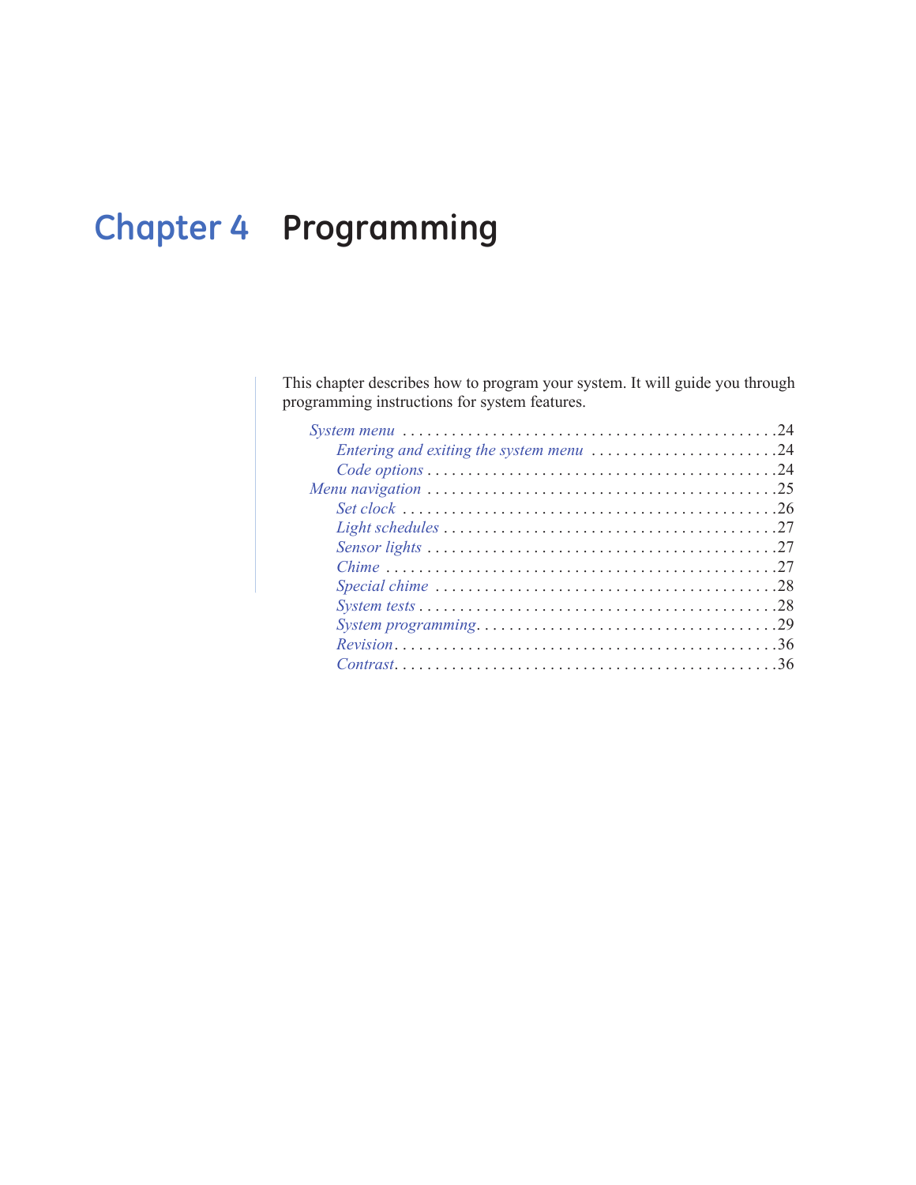# Chapter 4 Programming

This chapter describes how to program your system. It will guide you through programming instructions for system features.

- *System menu* . . . . . . . . . . . . . . . . . . . . . . . . . . . . . . . . . . . . . . . . . . . . . 24
  - *Entering and exiting the system menu* . . . . . . . . . . . . . . . . . . . . . . . 24
  - *Code options* . . . . . . . . . . . . . . . . . . . . . . . . . . . . . . . . . . . . . . . . . . 24
- *Menu navigation* . . . . . . . . . . . . . . . . . . . . . . . . . . . . . . . . . . . . . . . . . . 25
  - *Set clock* . . . . . . . . . . . . . . . . . . . . . . . . . . . . . . . . . . . . . . . . . . . . . 26
  - *Light schedules* . . . . . . . . . . . . . . . . . . . . . . . . . . . . . . . . . . . . . . . . 27
  - *Sensor lights* . . . . . . . . . . . . . . . . . . . . . . . . . . . . . . . . . . . . . . . . . . 27
  - *Chime* . . . . . . . . . . . . . . . . . . . . . . . . . . . . . . . . . . . . . . . . . . . . . . . 27
  - *Special chime* . . . . . . . . . . . . . . . . . . . . . . . . . . . . . . . . . . . . . . . . . 28
  - *System tests* . . . . . . . . . . . . . . . . . . . . . . . . . . . . . . . . . . . . . . . . . . . 28
  - *System programming* . . . . . . . . . . . . . . . . . . . . . . . . . . . . . . . . . . . . 29
  - *Revision* . . . . . . . . . . . . . . . . . . . . . . . . . . . . . . . . . . . . . . . . . . . . . . 36
  - *Contrast* . . . . . . . . . . . . . . . . . . . . . . . . . . . . . . . . . . . . . . . . . . . . . . 36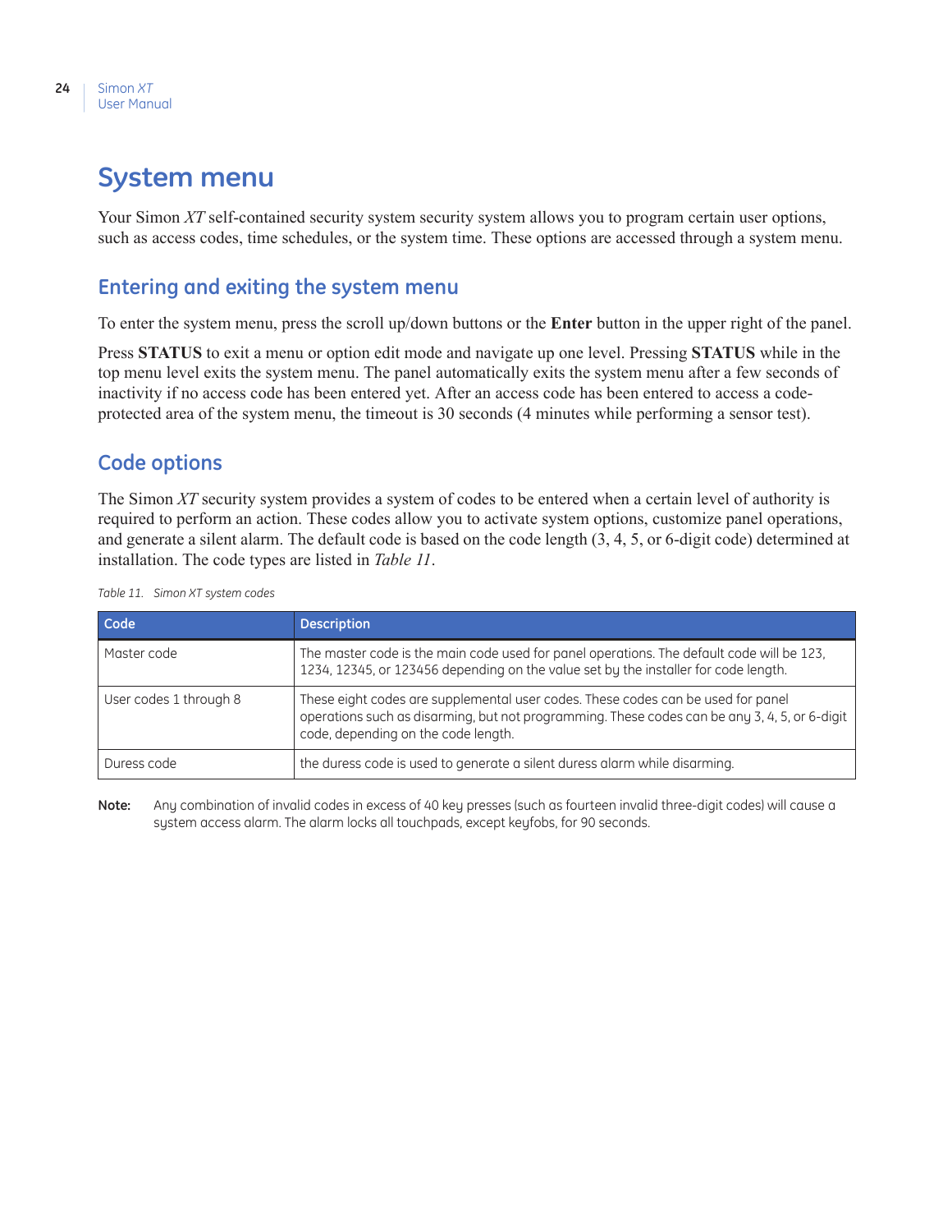# System menu

Your Simon *XT* self-contained security system security system allows you to program certain user options, such as access codes, time schedules, or the system time. These options are accessed through a system menu.

## Entering and exiting the system menu

To enter the system menu, press the scroll up/down buttons or the **Enter** button in the upper right of the panel.

Press **STATUS** to exit a menu or option edit mode and navigate up one level. Pressing **STATUS** while in the top menu level exits the system menu. The panel automatically exits the system menu after a few seconds of inactivity if no access code has been entered yet. After an access code has been entered to access a code-protected area of the system menu, the timeout is 30 seconds (4 minutes while performing a sensor test).

## Code options

The Simon *XT* security system provides a system of codes to be entered when a certain level of authority is required to perform an action. These codes allow you to activate system options, customize panel operations, and generate a silent alarm. The default code is based on the code length (3, 4, 5, or 6-digit code) determined at installation. The code types are listed in *Table 11*.

*Table 11. Simon XT system codes*

| Code | Description |
|---|---|
| Master code | The master code is the main code used for panel operations. The default code will be 123, 1234, 12345, or 123456 depending on the value set by the installer for code length. |
| User codes 1 through 8 | These eight codes are supplemental user codes. These codes can be used for panel operations such as disarming, but not programming. These codes can be any 3, 4, 5, or 6-digit code, depending on the code length. |
| Duress code | the duress code is used to generate a silent duress alarm while disarming. |

**Note:** Any combination of invalid codes in excess of 40 key presses (such as fourteen invalid three-digit codes) will cause a system access alarm. The alarm locks all touchpads, except keyfobs, for 90 seconds.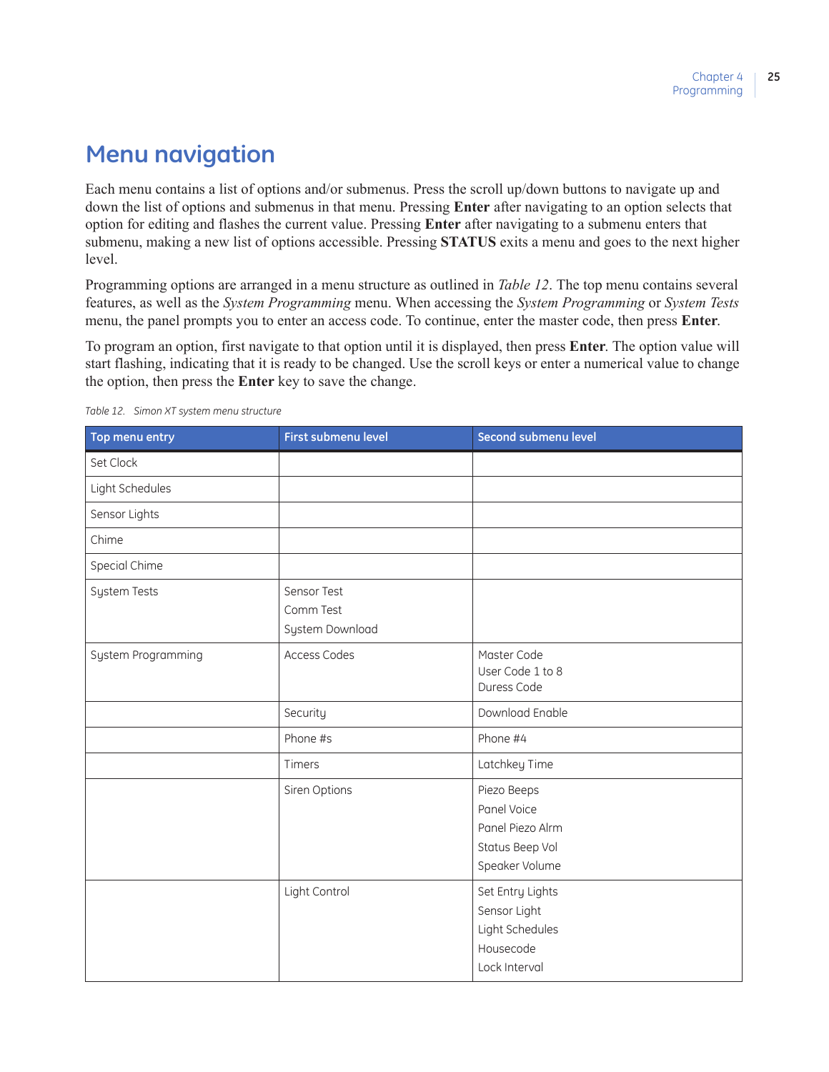# Menu navigation

Each menu contains a list of options and/or submenus. Press the scroll up/down buttons to navigate up and down the list of options and submenus in that menu. Pressing **Enter** after navigating to an option selects that option for editing and flashes the current value. Pressing **Enter** after navigating to a submenu enters that submenu, making a new list of options accessible. Pressing **STATUS** exits a menu and goes to the next higher level.

Programming options are arranged in a menu structure as outlined in *Table 12*. The top menu contains several features, as well as the *System Programming* menu. When accessing the *System Programming* or *System Tests* menu, the panel prompts you to enter an access code. To continue, enter the master code, then press **Enter**.

To program an option, first navigate to that option until it is displayed, then press **Enter**. The option value will start flashing, indicating that it is ready to be changed. Use the scroll keys or enter a numerical value to change the option, then press the **Enter** key to save the change.

*Table 12. Simon XT system menu structure*

| Top menu entry | First submenu level | Second submenu level |
|---|---|---|
| Set Clock | | |
| Light Schedules | | |
| Sensor Lights | | |
| Chime | | |
| Special Chime | | |
| System Tests | Sensor Test<br>Comm Test<br>System Download | |
| System Programming | Access Codes | Master Code<br>User Code 1 to 8<br>Duress Code |
| | Security | Download Enable |
| | Phone #s | Phone #4 |
| | Timers | Latchkey Time |
| | Siren Options | Piezo Beeps<br>Panel Voice<br>Panel Piezo Alrm<br>Status Beep Vol<br>Speaker Volume |
| | Light Control | Set Entry Lights<br>Sensor Light<br>Light Schedules<br>Housecode<br>Lock Interval |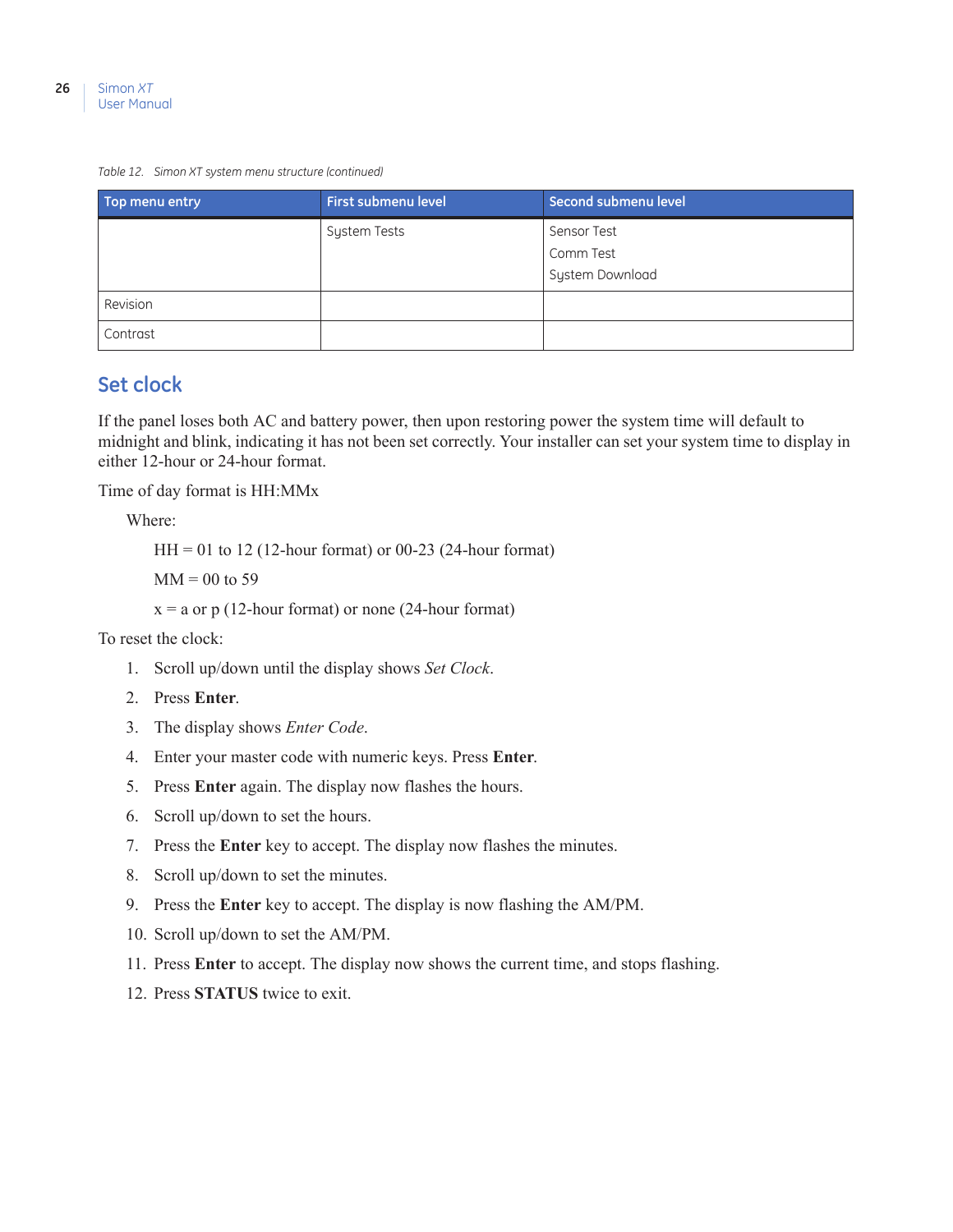Table 12. Simon XT system menu structure (continued)

| Top menu entry | First submenu level | Second submenu level |
| --- | --- | --- |
| | System Tests | Sensor Test<br>Comm Test<br>System Download |
| Revision | | |
| Contrast | | |

## Set clock

If the panel loses both AC and battery power, then upon restoring power the system time will default to midnight and blink, indicating it has not been set correctly. Your installer can set your system time to display in either 12-hour or 24-hour format.

Time of day format is HH:MMx

Where:

HH = 01 to 12 (12-hour format) or 00-23 (24-hour format)

MM = 00 to 59

x = a or p (12-hour format) or none (24-hour format)

To reset the clock:

1. Scroll up/down until the display shows *Set Clock*.
2. Press **Enter**.
3. The display shows *Enter Code*.
4. Enter your master code with numeric keys. Press **Enter**.
5. Press **Enter** again. The display now flashes the hours.
6. Scroll up/down to set the hours.
7. Press the **Enter** key to accept. The display now flashes the minutes.
8. Scroll up/down to set the minutes.
9. Press the **Enter** key to accept. The display is now flashing the AM/PM.
10. Scroll up/down to set the AM/PM.
11. Press **Enter** to accept. The display now shows the current time, and stops flashing.
12. Press **STATUS** twice to exit.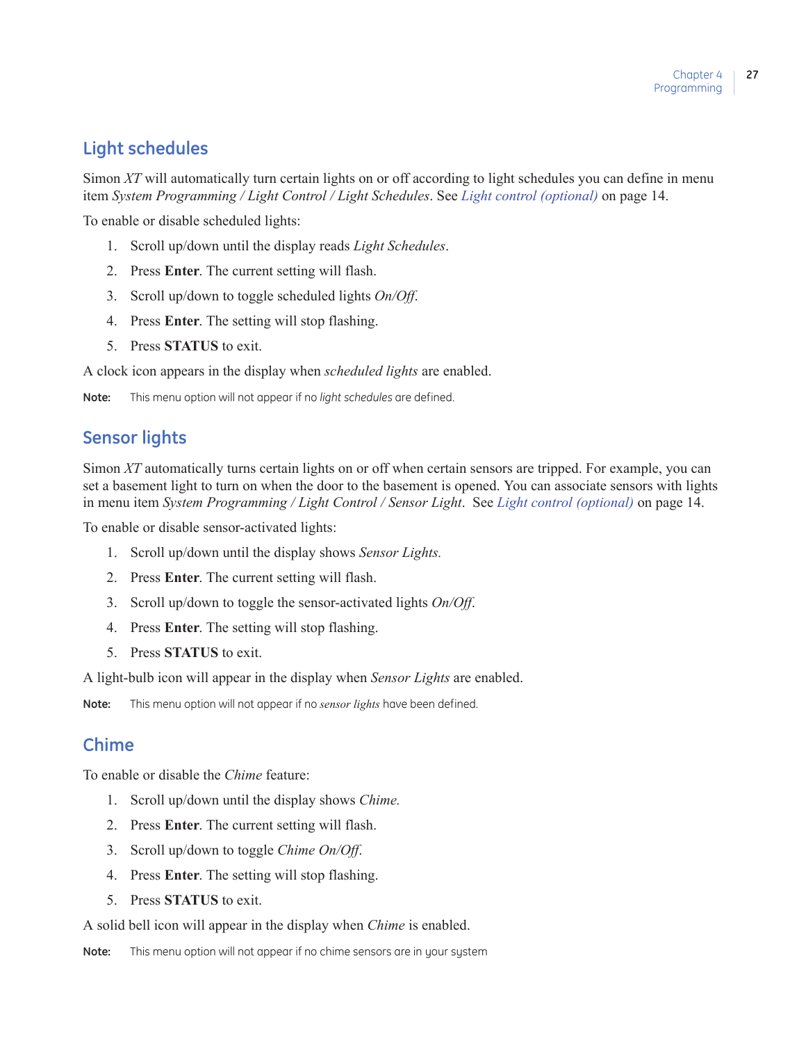## Light schedules

Simon *XT* will automatically turn certain lights on or off according to light schedules you can define in menu item *System Programming / Light Control / Light Schedules*. See *Light control (optional)* on page 14.

To enable or disable scheduled lights:

1. Scroll up/down until the display reads *Light Schedules*.
2. Press **Enter**. The current setting will flash.
3. Scroll up/down to toggle scheduled lights *On/Off*.
4. Press **Enter**. The setting will stop flashing.
5. Press **STATUS** to exit.

A clock icon appears in the display when *scheduled lights* are enabled.

**Note:** This menu option will not appear if no *light schedules* are defined.

## Sensor lights

Simon *XT* automatically turns certain lights on or off when certain sensors are tripped. For example, you can set a basement light to turn on when the door to the basement is opened. You can associate sensors with lights in menu item *System Programming / Light Control / Sensor Light*. See *Light control (optional)* on page 14.

To enable or disable sensor-activated lights:

1. Scroll up/down until the display shows *Sensor Lights.*
2. Press **Enter**. The current setting will flash.
3. Scroll up/down to toggle the sensor-activated lights *On/Off*.
4. Press **Enter**. The setting will stop flashing.
5. Press **STATUS** to exit.

A light-bulb icon will appear in the display when *Sensor Lights* are enabled.

**Note:** This menu option will not appear if no *sensor lights* have been defined.

## Chime

To enable or disable the *Chime* feature:

1. Scroll up/down until the display shows *Chime.*
2. Press **Enter**. The current setting will flash.
3. Scroll up/down to toggle *Chime On/Off*.
4. Press **Enter**. The setting will stop flashing.
5. Press **STATUS** to exit.

A solid bell icon will appear in the display when *Chime* is enabled.

**Note:** This menu option will not appear if no chime sensors are in your system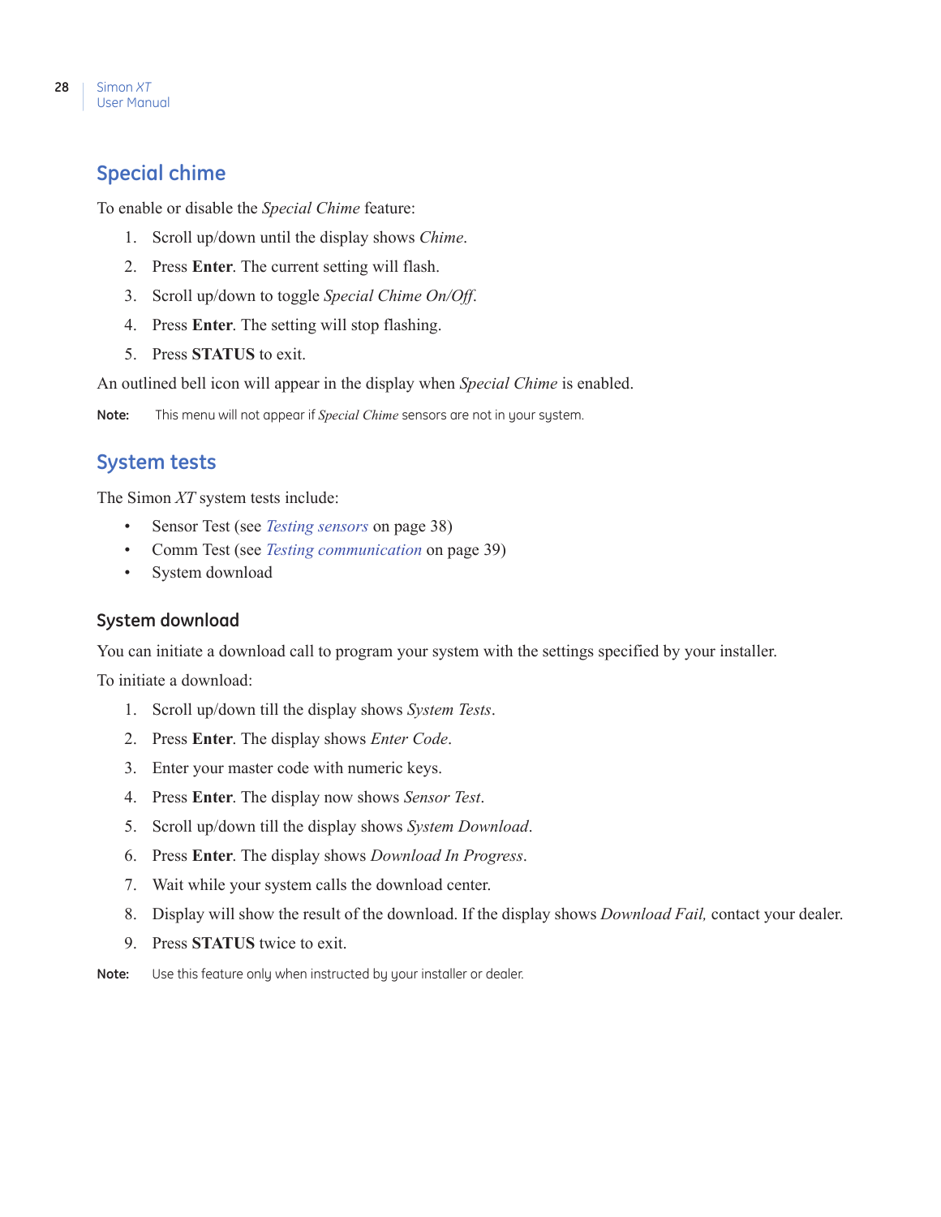## Special chime

To enable or disable the *Special Chime* feature:

1. Scroll up/down until the display shows *Chime*.
2. Press **Enter**. The current setting will flash.
3. Scroll up/down to toggle *Special Chime On/Off*.
4. Press **Enter**. The setting will stop flashing.
5. Press **STATUS** to exit.

An outlined bell icon will appear in the display when *Special Chime* is enabled.

**Note:** This menu will not appear if *Special Chime* sensors are not in your system.

## System tests

The Simon *XT* system tests include:

- Sensor Test (see *Testing sensors* on page 38)
- Comm Test (see *Testing communication* on page 39)
- System download

### System download

You can initiate a download call to program your system with the settings specified by your installer.

To initiate a download:

1. Scroll up/down till the display shows *System Tests*.
2. Press **Enter**. The display shows *Enter Code*.
3. Enter your master code with numeric keys.
4. Press **Enter**. The display now shows *Sensor Test*.
5. Scroll up/down till the display shows *System Download*.
6. Press **Enter**. The display shows *Download In Progress*.
7. Wait while your system calls the download center.
8. Display will show the result of the download. If the display shows *Download Fail,* contact your dealer.
9. Press **STATUS** twice to exit.

**Note:** Use this feature only when instructed by your installer or dealer.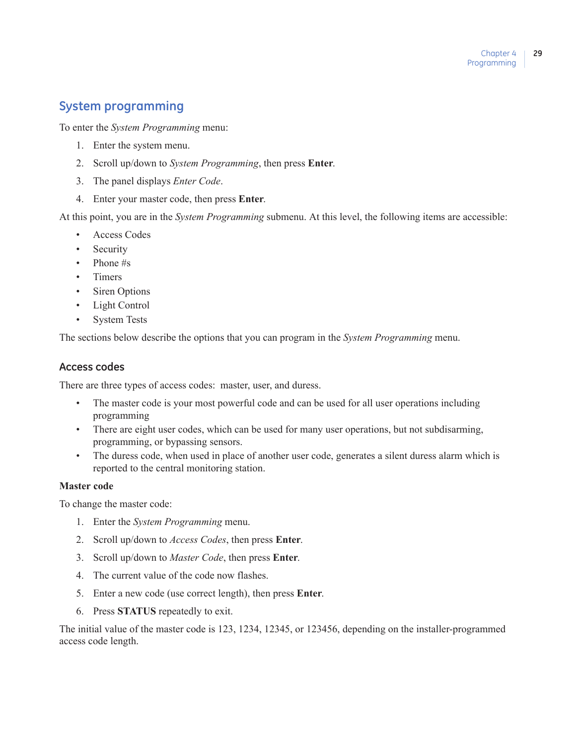## System programming

To enter the *System Programming* menu:

1. Enter the system menu.
2. Scroll up/down to *System Programming*, then press **Enter**.
3. The panel displays *Enter Code*.
4. Enter your master code, then press **Enter**.

At this point, you are in the *System Programming* submenu. At this level, the following items are accessible:

- Access Codes
- Security
- Phone #s
- Timers
- Siren Options
- Light Control
- System Tests

The sections below describe the options that you can program in the *System Programming* menu.

### Access codes

There are three types of access codes: master, user, and duress.

- The master code is your most powerful code and can be used for all user operations including programming
- There are eight user codes, which can be used for many user operations, but not subdisarming, programming, or bypassing sensors.
- The duress code, when used in place of another user code, generates a silent duress alarm which is reported to the central monitoring station.

**Master code**

To change the master code:

1. Enter the *System Programming* menu.
2. Scroll up/down to *Access Codes*, then press **Enter**.
3. Scroll up/down to *Master Code*, then press **Enter**.
4. The current value of the code now flashes.
5. Enter a new code (use correct length), then press **Enter**.
6. Press **STATUS** repeatedly to exit.

The initial value of the master code is 123, 1234, 12345, or 123456, depending on the installer-programmed access code length.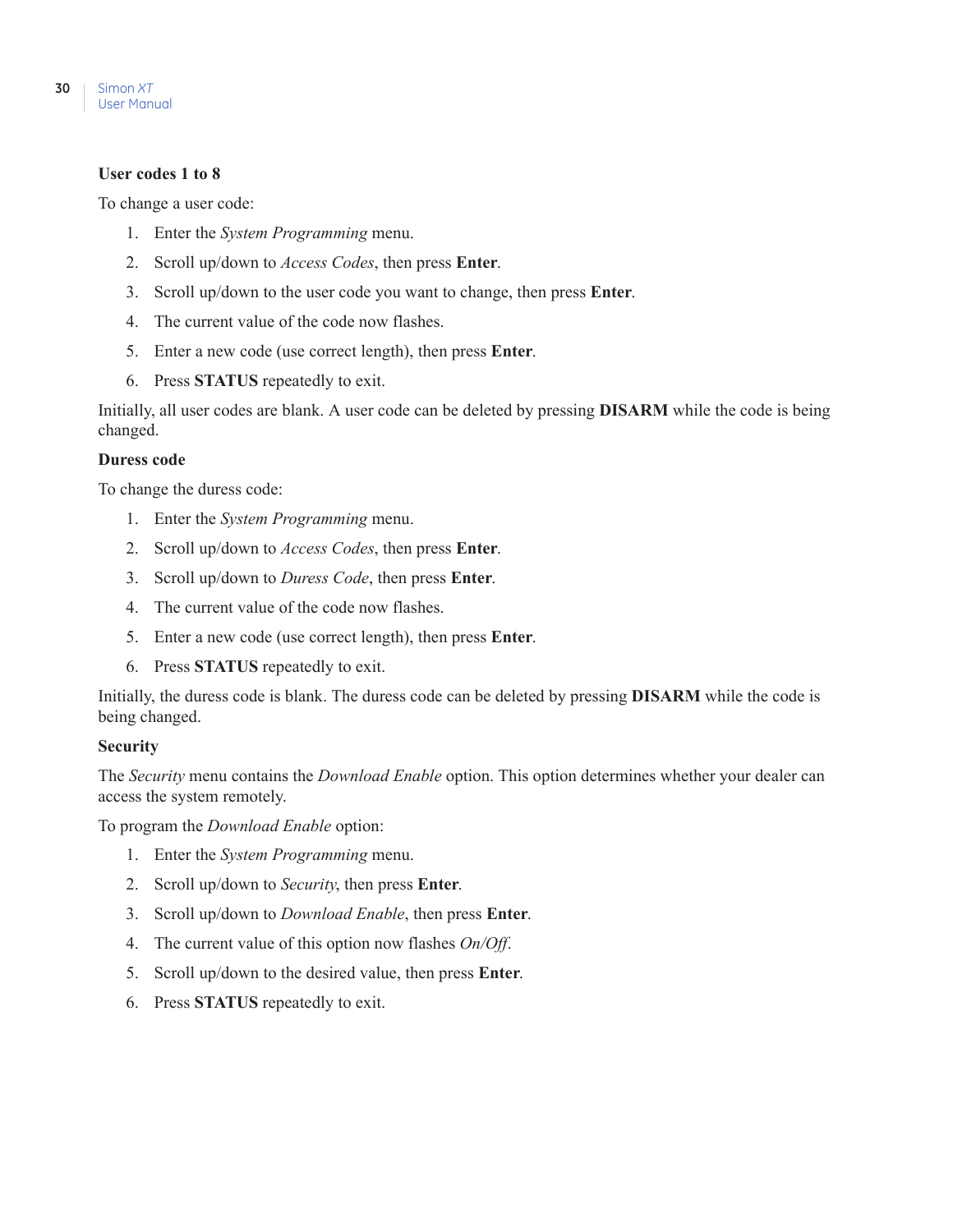### User codes 1 to 8

To change a user code:

1. Enter the *System Programming* menu.
2. Scroll up/down to *Access Codes*, then press **Enter**.
3. Scroll up/down to the user code you want to change, then press **Enter**.
4. The current value of the code now flashes.
5. Enter a new code (use correct length), then press **Enter**.
6. Press **STATUS** repeatedly to exit.

Initially, all user codes are blank. A user code can be deleted by pressing **DISARM** while the code is being changed.

### Duress code

To change the duress code:

1. Enter the *System Programming* menu.
2. Scroll up/down to *Access Codes*, then press **Enter**.
3. Scroll up/down to *Duress Code*, then press **Enter**.
4. The current value of the code now flashes.
5. Enter a new code (use correct length), then press **Enter**.
6. Press **STATUS** repeatedly to exit.

Initially, the duress code is blank. The duress code can be deleted by pressing **DISARM** while the code is being changed.

### Security

The *Security* menu contains the *Download Enable* option. This option determines whether your dealer can access the system remotely.

To program the *Download Enable* option:

1. Enter the *System Programming* menu.
2. Scroll up/down to *Security*, then press **Enter**.
3. Scroll up/down to *Download Enable*, then press **Enter**.
4. The current value of this option now flashes *On/Off*.
5. Scroll up/down to the desired value, then press **Enter**.
6. Press **STATUS** repeatedly to exit.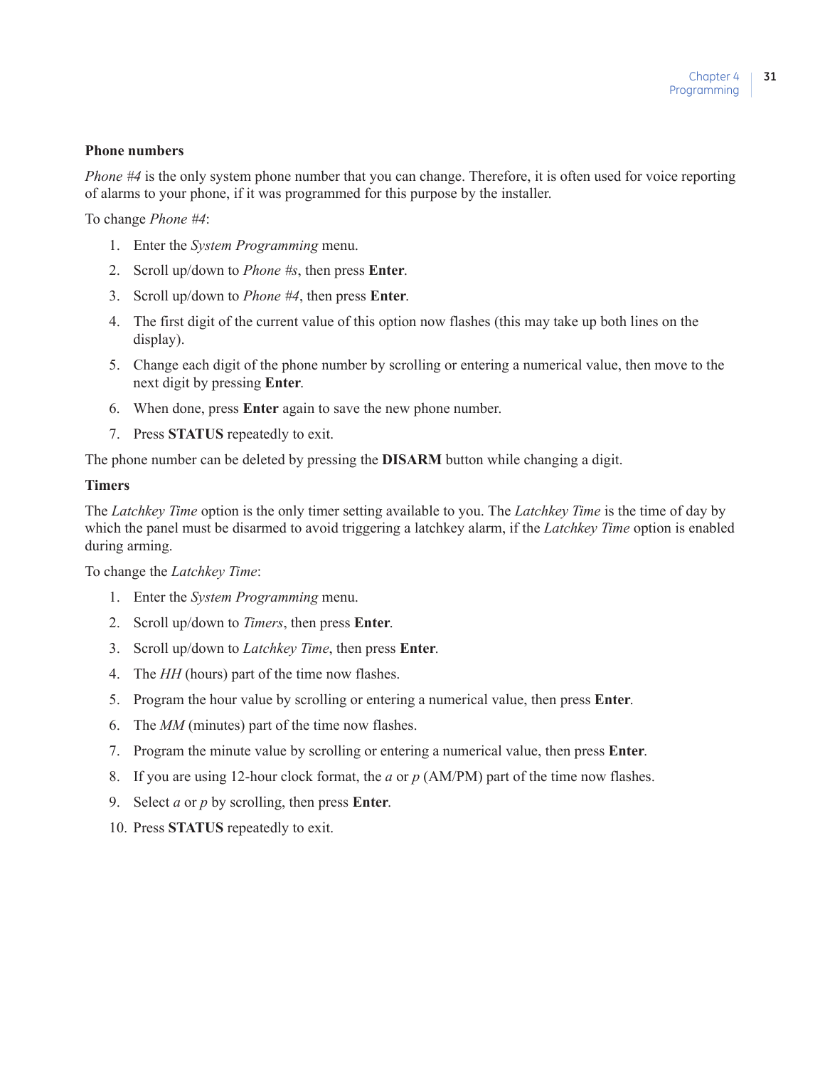### Phone numbers

*Phone #4* is the only system phone number that you can change. Therefore, it is often used for voice reporting of alarms to your phone, if it was programmed for this purpose by the installer.

To change *Phone #4*:

1. Enter the *System Programming* menu.
2. Scroll up/down to *Phone #s*, then press **Enter**.
3. Scroll up/down to *Phone #4*, then press **Enter**.
4. The first digit of the current value of this option now flashes (this may take up both lines on the display).
5. Change each digit of the phone number by scrolling or entering a numerical value, then move to the next digit by pressing **Enter**.
6. When done, press **Enter** again to save the new phone number.
7. Press **STATUS** repeatedly to exit.

The phone number can be deleted by pressing the **DISARM** button while changing a digit.

### Timers

The *Latchkey Time* option is the only timer setting available to you. The *Latchkey Time* is the time of day by which the panel must be disarmed to avoid triggering a latchkey alarm, if the *Latchkey Time* option is enabled during arming.

To change the *Latchkey Time*:

1. Enter the *System Programming* menu.
2. Scroll up/down to *Timers*, then press **Enter**.
3. Scroll up/down to *Latchkey Time*, then press **Enter**.
4. The *HH* (hours) part of the time now flashes.
5. Program the hour value by scrolling or entering a numerical value, then press **Enter**.
6. The *MM* (minutes) part of the time now flashes.
7. Program the minute value by scrolling or entering a numerical value, then press **Enter**.
8. If you are using 12-hour clock format, the *a* or *p* (AM/PM) part of the time now flashes.
9. Select *a* or *p* by scrolling, then press **Enter**.
10. Press **STATUS** repeatedly to exit.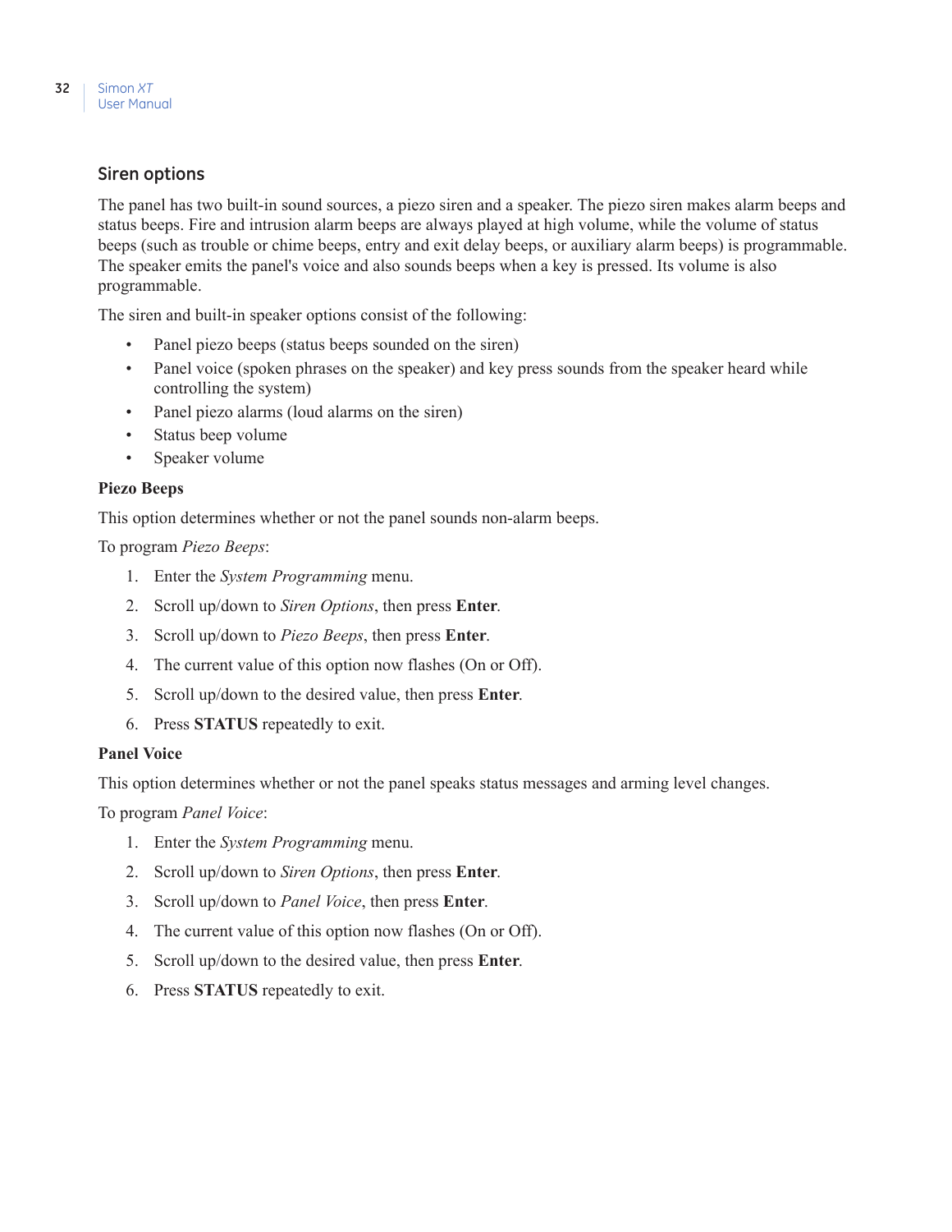## Siren options

The panel has two built-in sound sources, a piezo siren and a speaker. The piezo siren makes alarm beeps and status beeps. Fire and intrusion alarm beeps are always played at high volume, while the volume of status beeps (such as trouble or chime beeps, entry and exit delay beeps, or auxiliary alarm beeps) is programmable. The speaker emits the panel's voice and also sounds beeps when a key is pressed. Its volume is also programmable.

The siren and built-in speaker options consist of the following:

- Panel piezo beeps (status beeps sounded on the siren)
- Panel voice (spoken phrases on the speaker) and key press sounds from the speaker heard while controlling the system)
- Panel piezo alarms (loud alarms on the siren)
- Status beep volume
- Speaker volume

**Piezo Beeps**

This option determines whether or not the panel sounds non-alarm beeps.

To program *Piezo Beeps*:

1. Enter the *System Programming* menu.
2. Scroll up/down to *Siren Options*, then press **Enter**.
3. Scroll up/down to *Piezo Beeps*, then press **Enter**.
4. The current value of this option now flashes (On or Off).
5. Scroll up/down to the desired value, then press **Enter**.
6. Press **STATUS** repeatedly to exit.

**Panel Voice**

This option determines whether or not the panel speaks status messages and arming level changes.

To program *Panel Voice*:

1. Enter the *System Programming* menu.
2. Scroll up/down to *Siren Options*, then press **Enter**.
3. Scroll up/down to *Panel Voice*, then press **Enter**.
4. The current value of this option now flashes (On or Off).
5. Scroll up/down to the desired value, then press **Enter**.
6. Press **STATUS** repeatedly to exit.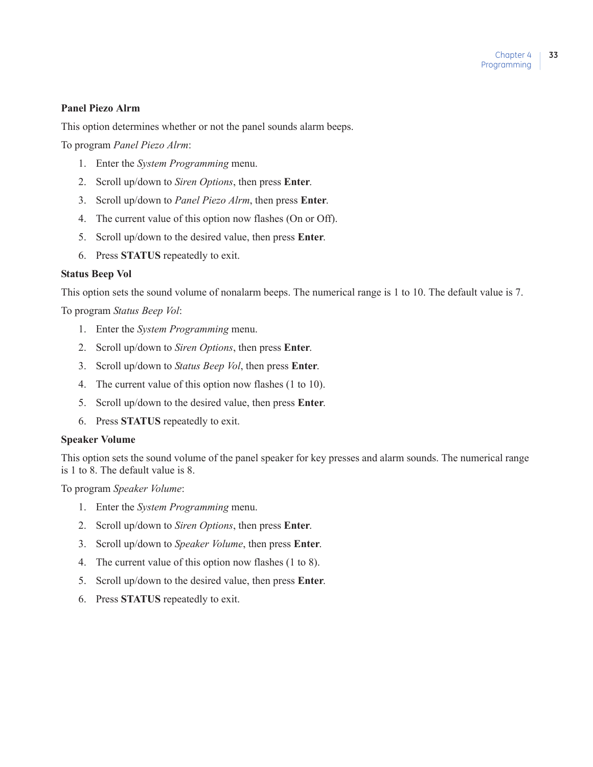### Panel Piezo Alrm

This option determines whether or not the panel sounds alarm beeps.

To program *Panel Piezo Alrm*:

1. Enter the *System Programming* menu.
2. Scroll up/down to *Siren Options*, then press **Enter**.
3. Scroll up/down to *Panel Piezo Alrm*, then press **Enter**.
4. The current value of this option now flashes (On or Off).
5. Scroll up/down to the desired value, then press **Enter**.
6. Press **STATUS** repeatedly to exit.

### Status Beep Vol

This option sets the sound volume of nonalarm beeps. The numerical range is 1 to 10. The default value is 7.

To program *Status Beep Vol*:

1. Enter the *System Programming* menu.
2. Scroll up/down to *Siren Options*, then press **Enter**.
3. Scroll up/down to *Status Beep Vol*, then press **Enter**.
4. The current value of this option now flashes (1 to 10).
5. Scroll up/down to the desired value, then press **Enter**.
6. Press **STATUS** repeatedly to exit.

### Speaker Volume

This option sets the sound volume of the panel speaker for key presses and alarm sounds. The numerical range is 1 to 8. The default value is 8.

To program *Speaker Volume*:

1. Enter the *System Programming* menu.
2. Scroll up/down to *Siren Options*, then press **Enter**.
3. Scroll up/down to *Speaker Volume*, then press **Enter**.
4. The current value of this option now flashes (1 to 8).
5. Scroll up/down to the desired value, then press **Enter**.
6. Press **STATUS** repeatedly to exit.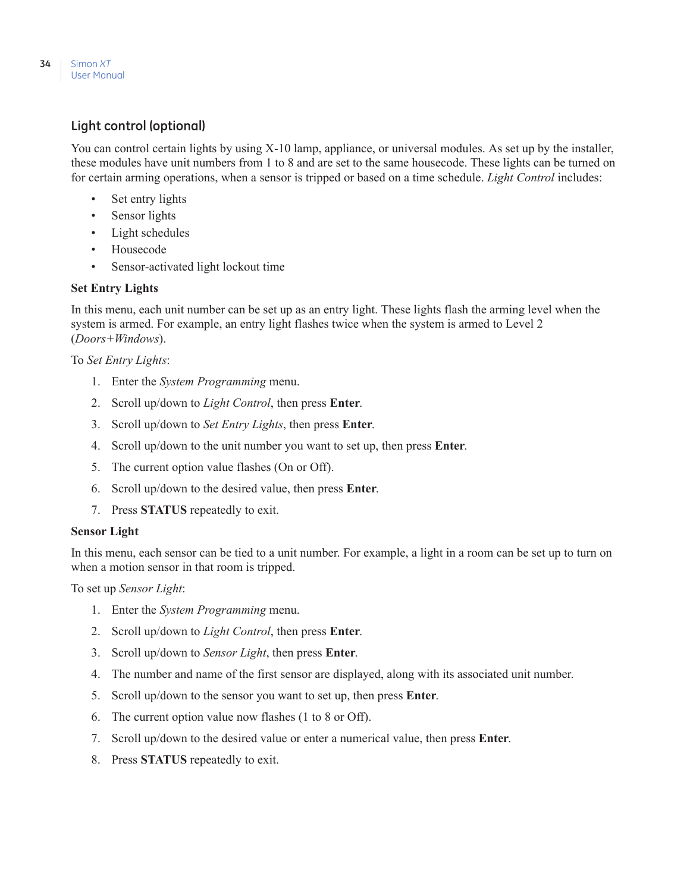## Light control (optional)

You can control certain lights by using X-10 lamp, appliance, or universal modules. As set up by the installer, these modules have unit numbers from 1 to 8 and are set to the same housecode. These lights can be turned on for certain arming operations, when a sensor is tripped or based on a time schedule. *Light Control* includes:

- Set entry lights
- Sensor lights
- Light schedules
- Housecode
- Sensor-activated light lockout time

**Set Entry Lights**

In this menu, each unit number can be set up as an entry light. These lights flash the arming level when the system is armed. For example, an entry light flashes twice when the system is armed to Level 2 (*Doors+Windows*).

To *Set Entry Lights*:

1. Enter the *System Programming* menu.
2. Scroll up/down to *Light Control*, then press **Enter**.
3. Scroll up/down to *Set Entry Lights*, then press **Enter**.
4. Scroll up/down to the unit number you want to set up, then press **Enter**.
5. The current option value flashes (On or Off).
6. Scroll up/down to the desired value, then press **Enter**.
7. Press **STATUS** repeatedly to exit.

**Sensor Light**

In this menu, each sensor can be tied to a unit number. For example, a light in a room can be set up to turn on when a motion sensor in that room is tripped.

To set up *Sensor Light*:

1. Enter the *System Programming* menu.
2. Scroll up/down to *Light Control*, then press **Enter**.
3. Scroll up/down to *Sensor Light*, then press **Enter**.
4. The number and name of the first sensor are displayed, along with its associated unit number.
5. Scroll up/down to the sensor you want to set up, then press **Enter**.
6. The current option value now flashes (1 to 8 or Off).
7. Scroll up/down to the desired value or enter a numerical value, then press **Enter**.
8. Press **STATUS** repeatedly to exit.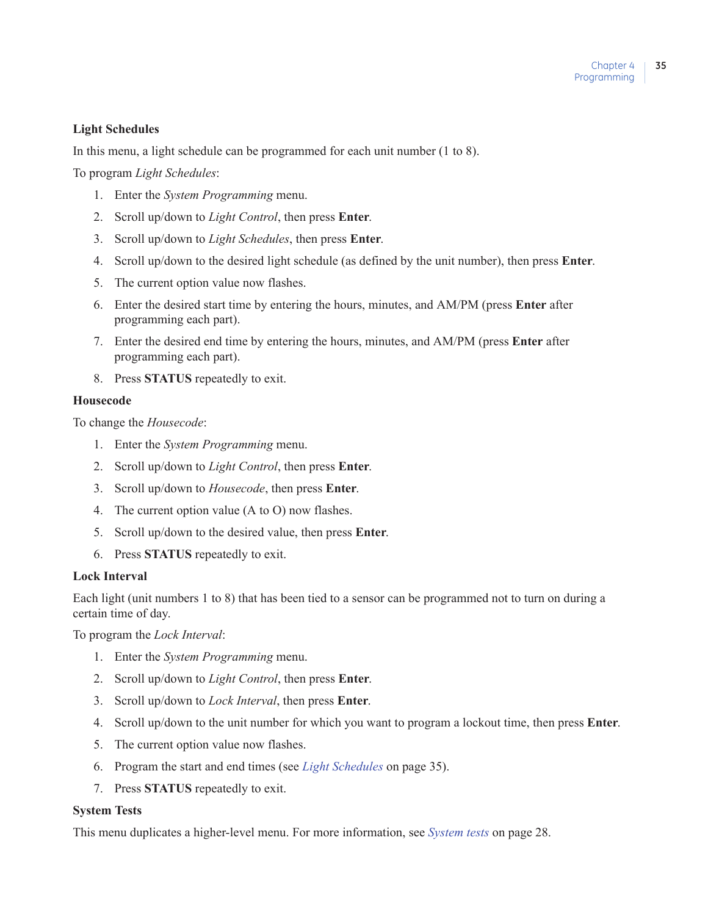### Light Schedules

In this menu, a light schedule can be programmed for each unit number (1 to 8).

To program *Light Schedules*:

1. Enter the *System Programming* menu.
2. Scroll up/down to *Light Control*, then press **Enter**.
3. Scroll up/down to *Light Schedules*, then press **Enter**.
4. Scroll up/down to the desired light schedule (as defined by the unit number), then press **Enter**.
5. The current option value now flashes.
6. Enter the desired start time by entering the hours, minutes, and AM/PM (press **Enter** after programming each part).
7. Enter the desired end time by entering the hours, minutes, and AM/PM (press **Enter** after programming each part).
8. Press **STATUS** repeatedly to exit.

### Housecode

To change the *Housecode*:

1. Enter the *System Programming* menu.
2. Scroll up/down to *Light Control*, then press **Enter**.
3. Scroll up/down to *Housecode*, then press **Enter**.
4. The current option value (A to O) now flashes.
5. Scroll up/down to the desired value, then press **Enter**.
6. Press **STATUS** repeatedly to exit.

### Lock Interval

Each light (unit numbers 1 to 8) that has been tied to a sensor can be programmed not to turn on during a certain time of day.

To program the *Lock Interval*:

1. Enter the *System Programming* menu.
2. Scroll up/down to *Light Control*, then press **Enter**.
3. Scroll up/down to *Lock Interval*, then press **Enter**.
4. Scroll up/down to the unit number for which you want to program a lockout time, then press **Enter**.
5. The current option value now flashes.
6. Program the start and end times (see *Light Schedules* on page 35).
7. Press **STATUS** repeatedly to exit.

### System Tests

This menu duplicates a higher-level menu. For more information, see *System tests* on page 28.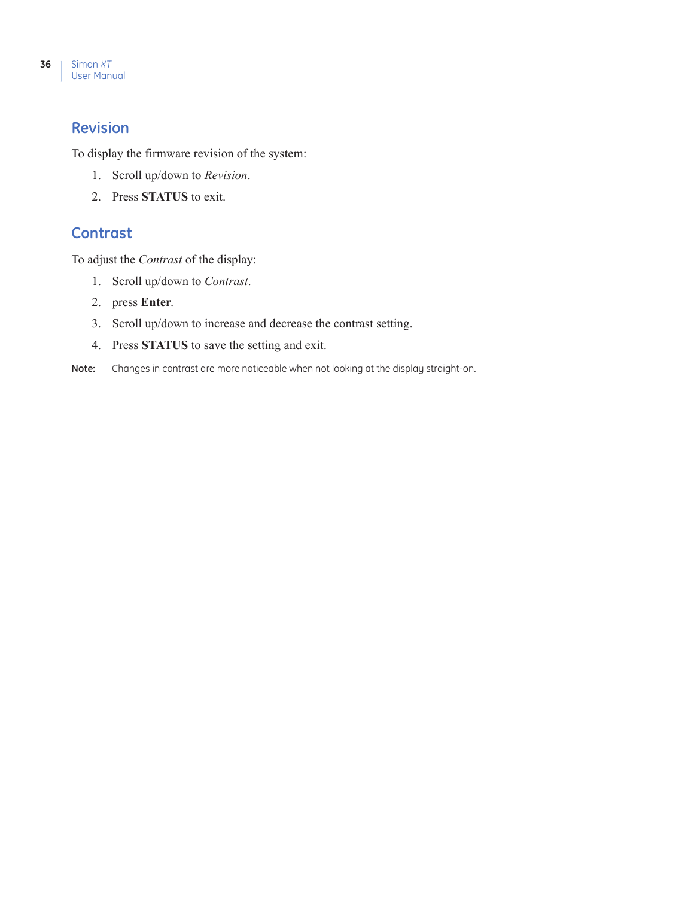## Revision

To display the firmware revision of the system:

1. Scroll up/down to *Revision*.
2. Press **STATUS** to exit.

## Contrast

To adjust the *Contrast* of the display:

1. Scroll up/down to *Contrast*.
2. press **Enter**.
3. Scroll up/down to increase and decrease the contrast setting.
4. Press **STATUS** to save the setting and exit.

**Note:** Changes in contrast are more noticeable when not looking at the display straight-on.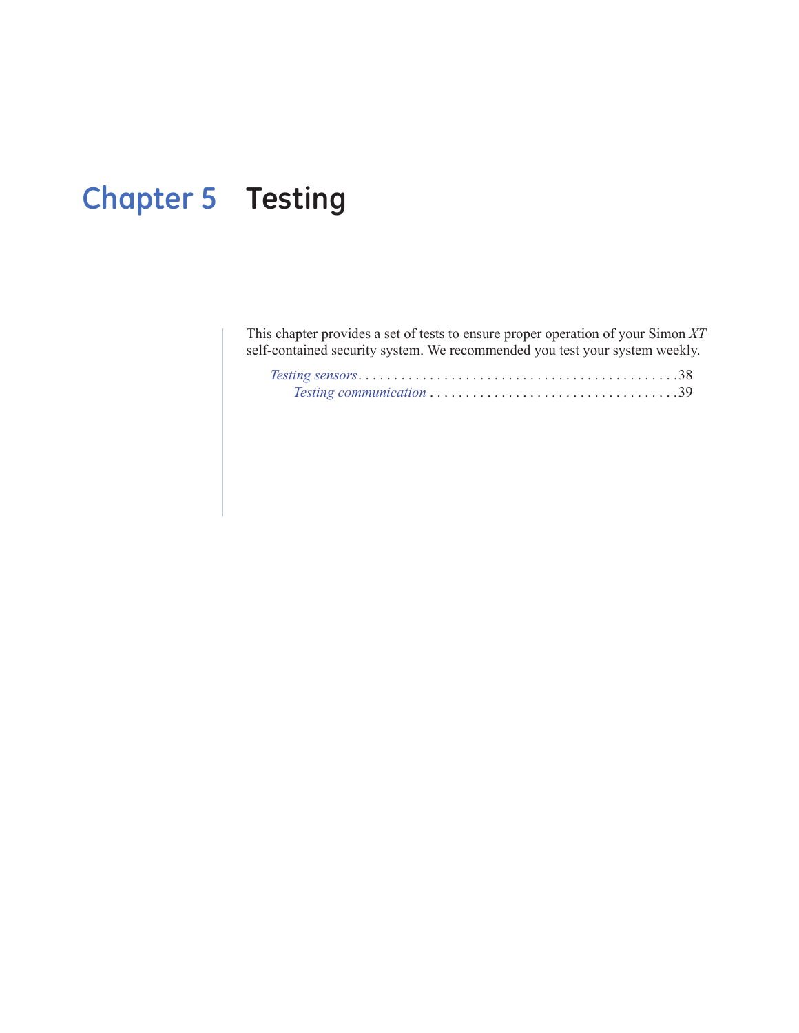# Chapter 5 Testing

This chapter provides a set of tests to ensure proper operation of your Simon *XT* self-contained security system. We recommended you test your system weekly.

*Testing sensors*. . . . . . . . . . . . . . . . . . . . . . . . . . . . . . . . . . . . . . . . . . . .38

*Testing communication* . . . . . . . . . . . . . . . . . . . . . . . . . . . . . . . . . . .39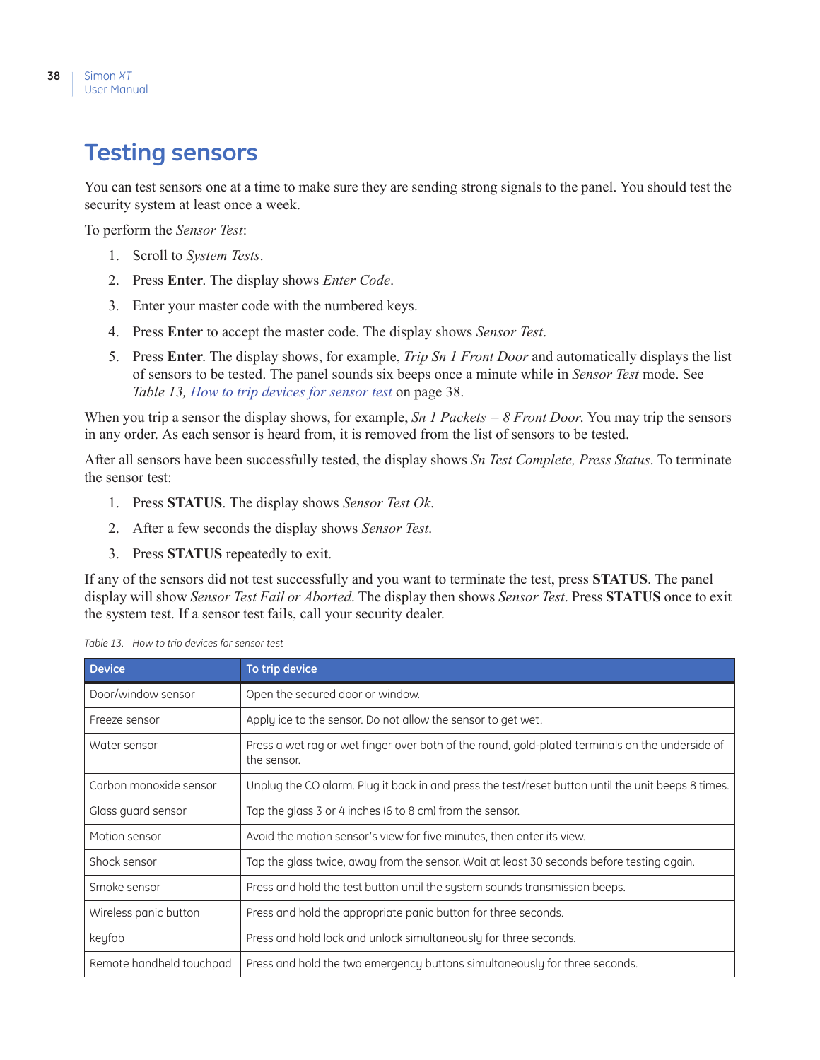# Testing sensors

You can test sensors one at a time to make sure they are sending strong signals to the panel. You should test the security system at least once a week.

To perform the *Sensor Test*:

1. Scroll to *System Tests*.
2. Press **Enter**. The display shows *Enter Code*.
3. Enter your master code with the numbered keys.
4. Press **Enter** to accept the master code. The display shows *Sensor Test*.
5. Press **Enter**. The display shows, for example, *Trip Sn 1 Front Door* and automatically displays the list of sensors to be tested. The panel sounds six beeps once a minute while in *Sensor Test* mode. See *Table 13, How to trip devices for sensor test* on page 38.

When you trip a sensor the display shows, for example, *Sn 1 Packets = 8 Front Door*. You may trip the sensors in any order. As each sensor is heard from, it is removed from the list of sensors to be tested.

After all sensors have been successfully tested, the display shows *Sn Test Complete, Press Status*. To terminate the sensor test:

1. Press **STATUS**. The display shows *Sensor Test Ok*.
2. After a few seconds the display shows *Sensor Test*.
3. Press **STATUS** repeatedly to exit.

If any of the sensors did not test successfully and you want to terminate the test, press **STATUS**. The panel display will show *Sensor Test Fail or Aborted*. The display then shows *Sensor Test*. Press **STATUS** once to exit the system test. If a sensor test fails, call your security dealer.

*Table 13. How to trip devices for sensor test*

| Device | To trip device |
|---|---|
| Door/window sensor | Open the secured door or window. |
| Freeze sensor | Apply ice to the sensor. Do not allow the sensor to get wet. |
| Water sensor | Press a wet rag or wet finger over both of the round, gold-plated terminals on the underside of the sensor. |
| Carbon monoxide sensor | Unplug the CO alarm. Plug it back in and press the test/reset button until the unit beeps 8 times. |
| Glass guard sensor | Tap the glass 3 or 4 inches (6 to 8 cm) from the sensor. |
| Motion sensor | Avoid the motion sensor's view for five minutes, then enter its view. |
| Shock sensor | Tap the glass twice, away from the sensor. Wait at least 30 seconds before testing again. |
| Smoke sensor | Press and hold the test button until the system sounds transmission beeps. |
| Wireless panic button | Press and hold the appropriate panic button for three seconds. |
| keyfob | Press and hold lock and unlock simultaneously for three seconds. |
| Remote handheld touchpad | Press and hold the two emergency buttons simultaneously for three seconds. |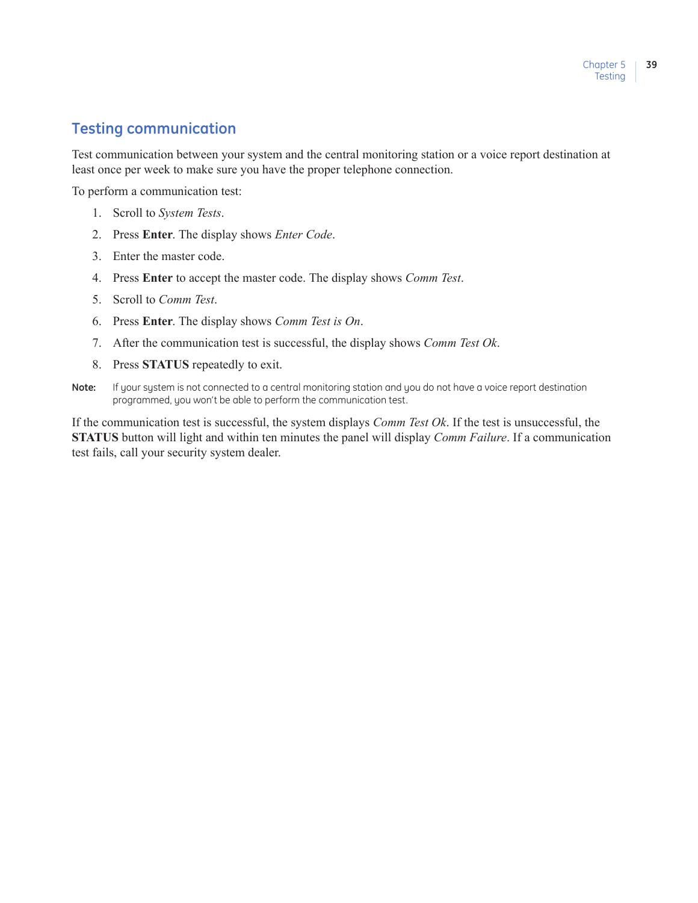## Testing communication

Test communication between your system and the central monitoring station or a voice report destination at least once per week to make sure you have the proper telephone connection.

To perform a communication test:

1. Scroll to *System Tests*.
2. Press **Enter**. The display shows *Enter Code*.
3. Enter the master code.
4. Press **Enter** to accept the master code. The display shows *Comm Test*.
5. Scroll to *Comm Test*.
6. Press **Enter**. The display shows *Comm Test is On*.
7. After the communication test is successful, the display shows *Comm Test Ok*.
8. Press **STATUS** repeatedly to exit.

**Note:** If your system is not connected to a central monitoring station and you do not have a voice report destination programmed, you won't be able to perform the communication test.

If the communication test is successful, the system displays *Comm Test Ok*. If the test is unsuccessful, the **STATUS** button will light and within ten minutes the panel will display *Comm Failure*. If a communication test fails, call your security system dealer.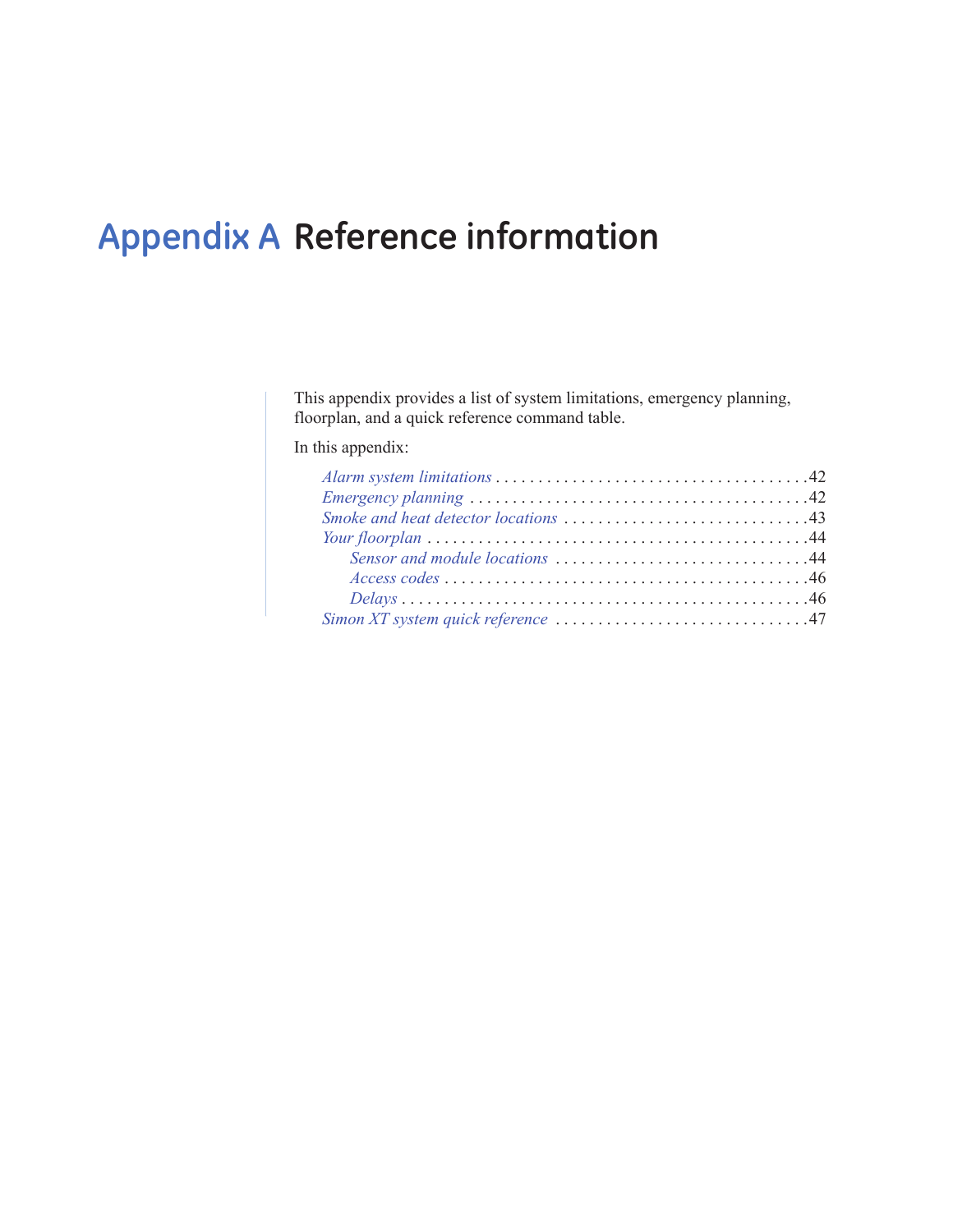# Appendix A Reference information

This appendix provides a list of system limitations, emergency planning, floorplan, and a quick reference command table.

In this appendix:

- *Alarm system limitations* . . . . . . . . . . . . . . . . . . . . . . . . . . . . . . . . . . . . .42
- *Emergency planning* . . . . . . . . . . . . . . . . . . . . . . . . . . . . . . . . . . . . . . . .42
- *Smoke and heat detector locations* . . . . . . . . . . . . . . . . . . . . . . . . . . . . .43
- *Your floorplan* . . . . . . . . . . . . . . . . . . . . . . . . . . . . . . . . . . . . . . . . . . . . .44
  - *Sensor and module locations* . . . . . . . . . . . . . . . . . . . . . . . . . . . . . .44
  - *Access codes* . . . . . . . . . . . . . . . . . . . . . . . . . . . . . . . . . . . . . . . . . . .46
  - *Delays* . . . . . . . . . . . . . . . . . . . . . . . . . . . . . . . . . . . . . . . . . . . . . . . .46
- *Simon XT system quick reference* . . . . . . . . . . . . . . . . . . . . . . . . . . . . . .47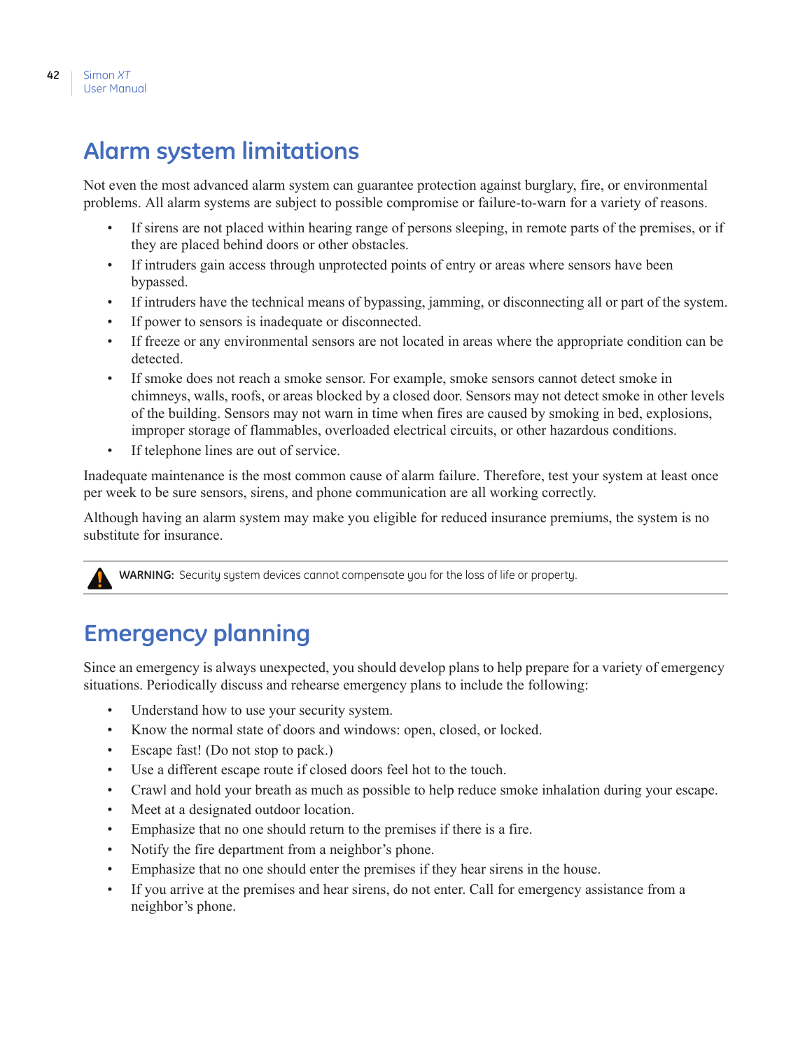# Alarm system limitations

Not even the most advanced alarm system can guarantee protection against burglary, fire, or environmental problems. All alarm systems are subject to possible compromise or failure-to-warn for a variety of reasons.

- If sirens are not placed within hearing range of persons sleeping, in remote parts of the premises, or if they are placed behind doors or other obstacles.
- If intruders gain access through unprotected points of entry or areas where sensors have been bypassed.
- If intruders have the technical means of bypassing, jamming, or disconnecting all or part of the system.
- If power to sensors is inadequate or disconnected.
- If freeze or any environmental sensors are not located in areas where the appropriate condition can be detected.
- If smoke does not reach a smoke sensor. For example, smoke sensors cannot detect smoke in chimneys, walls, roofs, or areas blocked by a closed door. Sensors may not detect smoke in other levels of the building. Sensors may not warn in time when fires are caused by smoking in bed, explosions, improper storage of flammables, overloaded electrical circuits, or other hazardous conditions.
- If telephone lines are out of service.

Inadequate maintenance is the most common cause of alarm failure. Therefore, test your system at least once per week to be sure sensors, sirens, and phone communication are all working correctly.

Although having an alarm system may make you eligible for reduced insurance premiums, the system is no substitute for insurance.

**WARNING:** Security system devices cannot compensate you for the loss of life or property.

# Emergency planning

Since an emergency is always unexpected, you should develop plans to help prepare for a variety of emergency situations. Periodically discuss and rehearse emergency plans to include the following:

- Understand how to use your security system.
- Know the normal state of doors and windows: open, closed, or locked.
- Escape fast! (Do not stop to pack.)
- Use a different escape route if closed doors feel hot to the touch.
- Crawl and hold your breath as much as possible to help reduce smoke inhalation during your escape.
- Meet at a designated outdoor location.
- Emphasize that no one should return to the premises if there is a fire.
- Notify the fire department from a neighbor's phone.
- Emphasize that no one should enter the premises if they hear sirens in the house.
- If you arrive at the premises and hear sirens, do not enter. Call for emergency assistance from a neighbor's phone.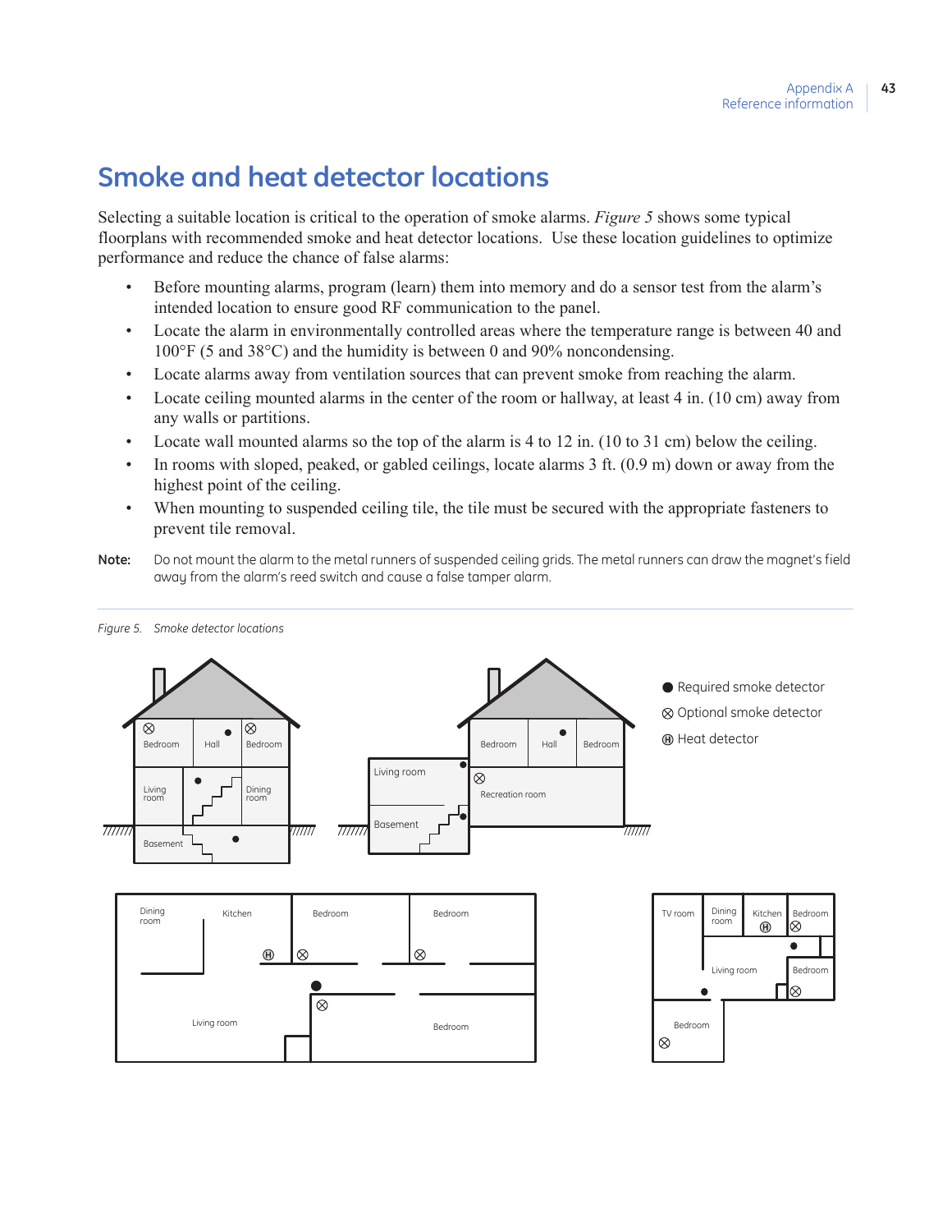# Smoke and heat detector locations

Selecting a suitable location is critical to the operation of smoke alarms. *Figure 5* shows some typical floorplans with recommended smoke and heat detector locations. Use these location guidelines to optimize performance and reduce the chance of false alarms:

- Before mounting alarms, program (learn) them into memory and do a sensor test from the alarm's intended location to ensure good RF communication to the panel.
- Locate the alarm in environmentally controlled areas where the temperature range is between 40 and 100°F (5 and 38°C) and the humidity is between 0 and 90% noncondensing.
- Locate alarms away from ventilation sources that can prevent smoke from reaching the alarm.
- Locate ceiling mounted alarms in the center of the room or hallway, at least 4 in. (10 cm) away from any walls or partitions.
- Locate wall mounted alarms so the top of the alarm is 4 to 12 in. (10 to 31 cm) below the ceiling.
- In rooms with sloped, peaked, or gabled ceilings, locate alarms 3 ft. (0.9 m) down or away from the highest point of the ceiling.
- When mounting to suspended ceiling tile, the tile must be secured with the appropriate fasteners to prevent tile removal.

**Note:** Do not mount the alarm to the metal runners of suspended ceiling grids. The metal runners can draw the magnet's field away from the alarm's reed switch and cause a false tamper alarm.

*Figure 5. Smoke detector locations*

● Required smoke detector
⊗ Optional smoke detector
Ⓗ Heat detector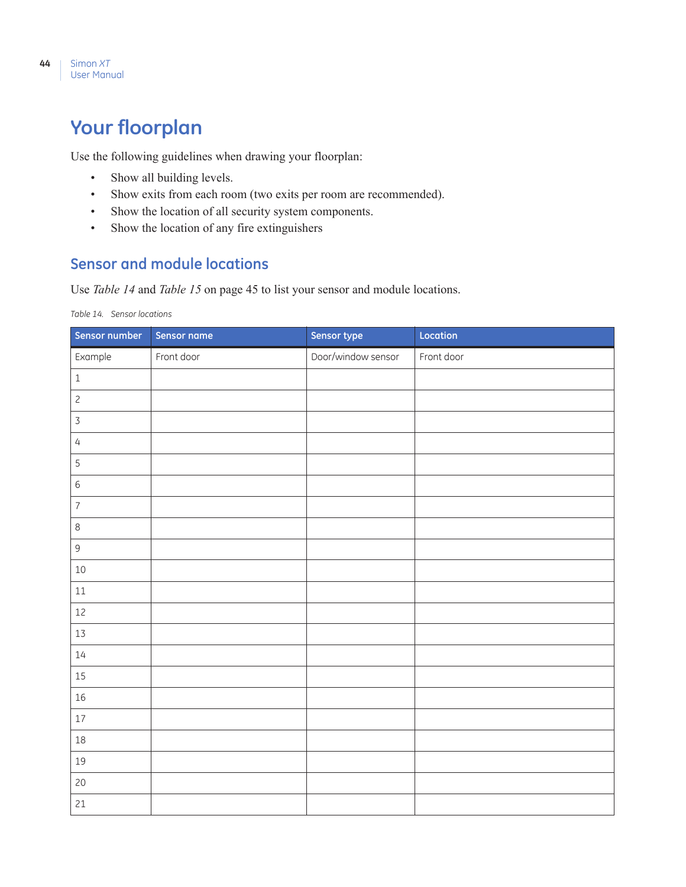# Your floorplan

Use the following guidelines when drawing your floorplan:

- Show all building levels.
- Show exits from each room (two exits per room are recommended).
- Show the location of all security system components.
- Show the location of any fire extinguishers

## Sensor and module locations

Use *Table 14* and *Table 15* on page 45 to list your sensor and module locations.

*Table 14. Sensor locations*

| Sensor number | Sensor name | Sensor type | Location |
|---|---|---|---|
| Example | Front door | Door/window sensor | Front door |
| 1 | | | |
| 2 | | | |
| 3 | | | |
| 4 | | | |
| 5 | | | |
| 6 | | | |
| 7 | | | |
| 8 | | | |
| 9 | | | |
| 10 | | | |
| 11 | | | |
| 12 | | | |
| 13 | | | |
| 14 | | | |
| 15 | | | |
| 16 | | | |
| 17 | | | |
| 18 | | | |
| 19 | | | |
| 20 | | | |
| 21 | | | |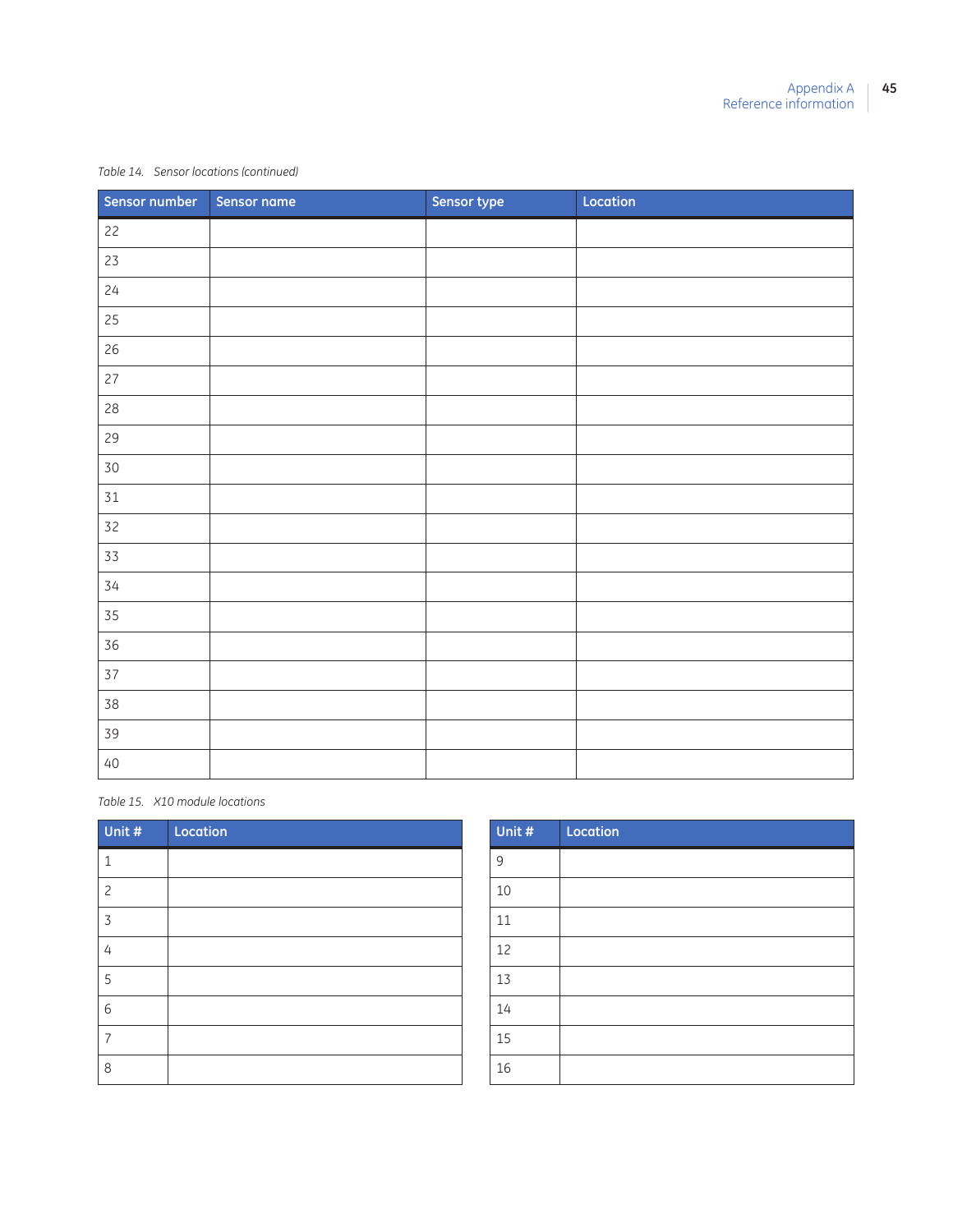Table 14. Sensor locations (continued)

| Sensor number | Sensor name | Sensor type | Location |
|---|---|---|---|
| 22 | | | |
| 23 | | | |
| 24 | | | |
| 25 | | | |
| 26 | | | |
| 27 | | | |
| 28 | | | |
| 29 | | | |
| 30 | | | |
| 31 | | | |
| 32 | | | |
| 33 | | | |
| 34 | | | |
| 35 | | | |
| 36 | | | |
| 37 | | | |
| 38 | | | |
| 39 | | | |
| 40 | | | |

Table 15. X10 module locations

| Unit # | Location |
|---|---|
| 1 | |
| 2 | |
| 3 | |
| 4 | |
| 5 | |
| 6 | |
| 7 | |
| 8 | |

| Unit # | Location |
|---|---|
| 9 | |
| 10 | |
| 11 | |
| 12 | |
| 13 | |
| 14 | |
| 15 | |
| 16 | |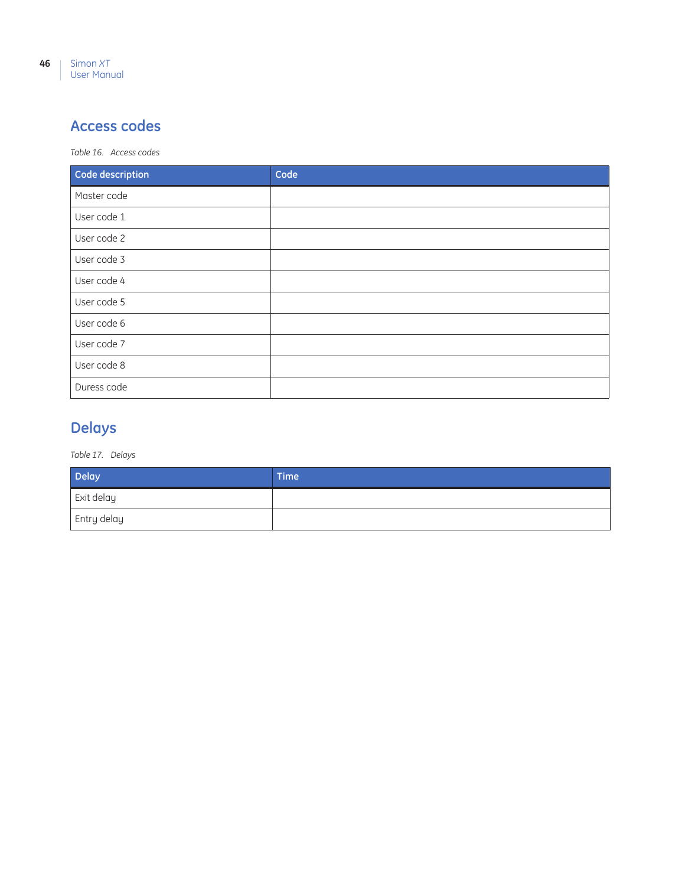## Access codes

*Table 16. Access codes*

| Code description | Code |
|---|---|
| Master code | |
| User code 1 | |
| User code 2 | |
| User code 3 | |
| User code 4 | |
| User code 5 | |
| User code 6 | |
| User code 7 | |
| User code 8 | |
| Duress code | |

## Delays

*Table 17. Delays*

| Delay | Time |
|---|---|
| Exit delay | |
| Entry delay | |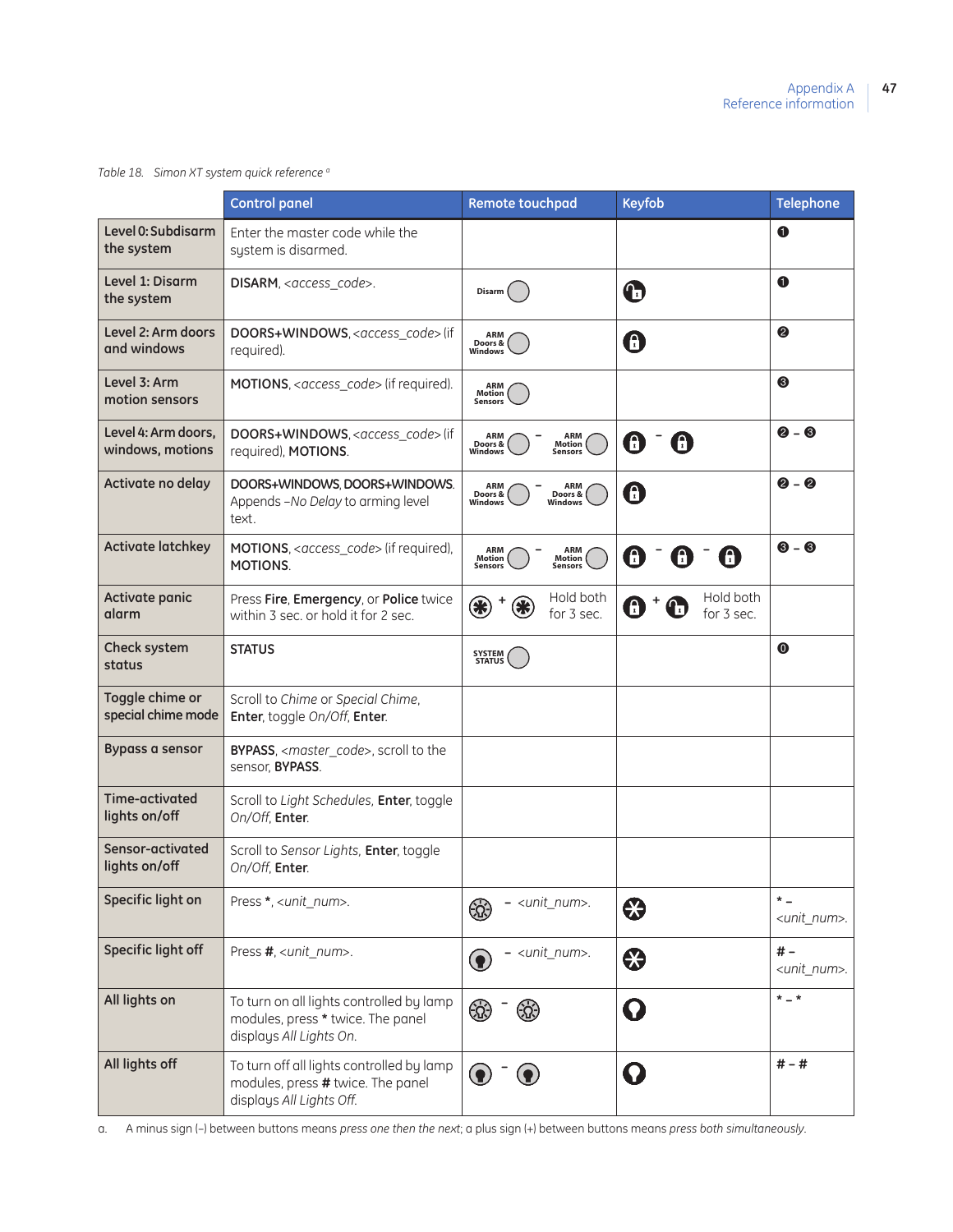Table 18. Simon XT system quick reference [a]

| | Control panel | Remote touchpad | Keyfob | Telephone |
|---|---|---|---|---|
| **Level 0: Subdisarm the system** | Enter the master code while the system is disarmed. | | | ❶ |
| **Level 1: Disarm the system** | **DISARM**, *<access_code>*. | Disarm | (unlock) | ❶ |
| **Level 2: Arm doors and windows** | **DOORS+WINDOWS**, *<access_code>* (if required). | ARM Doors & Windows | (lock) | ❷ |
| **Level 3: Arm motion sensors** | **MOTIONS**, *<access_code>* (if required). | ARM Motion Sensors | | ❸ |
| **Level 4: Arm doors, windows, motions** | **DOORS+WINDOWS**, *<access_code>* (if required), **MOTIONS**. | ARM Doors & Windows – ARM Motion Sensors | (lock) – (lock) | ❷ – ❸ |
| **Activate no delay** | **DOORS+WINDOWS**, **DOORS+WINDOWS**. Appends *–No Delay* to arming level text. | ARM Doors & Windows – ARM Doors & Windows | (lock) | ❷ – ❷ |
| **Activate latchkey** | **MOTIONS**, *<access_code>* (if required), **MOTIONS**. | ARM Motion Sensors – ARM Motion Sensors | (lock) – (lock) – (lock) | ❸ – ❸ |
| **Activate panic alarm** | Press **Fire**, **Emergency**, or **Police** twice within 3 sec. or hold it for 2 sec. | (panic) + (panic) Hold both for 3 sec. | (lock) + (unlock) Hold both for 3 sec. | |
| **Check system status** | **STATUS** | SYSTEM STATUS | | ⓿ |
| **Toggle chime or special chime mode** | Scroll to *Chime* or *Special Chime*, **Enter**, toggle *On/Off*, **Enter**. | | | |
| **Bypass a sensor** | **BYPASS**, *<master_code>*, scroll to the sensor, **BYPASS**. | | | |
| **Time-activated lights on/off** | Scroll to *Light Schedules*, **Enter**, toggle *On/Off*, **Enter**. | | | |
| **Sensor-activated lights on/off** | Scroll to *Sensor Lights*, **Enter**, toggle *On/Off*, **Enter**. | | | |
| **Specific light on** | Press *, *<unit_num>*. | (light on) – *<unit_num>*. | (star) | * – *<unit_num>*. |
| **Specific light off** | Press #, *<unit_num>*. | (light off) – *<unit_num>*. | (star) | # – *<unit_num>*. |
| **All lights on** | To turn on all lights controlled by lamp modules, press * twice. The panel displays *All Lights On*. | (light on) – (light on) | (light) | * – * |
| **All lights off** | To turn off all lights controlled by lamp modules, press # twice. The panel displays *All Lights Off*. | (light off) – (light off) | (light) | # – # |

a. A minus sign (–) between buttons means *press one then the next*; a plus sign (+) between buttons means *press both simultaneously*.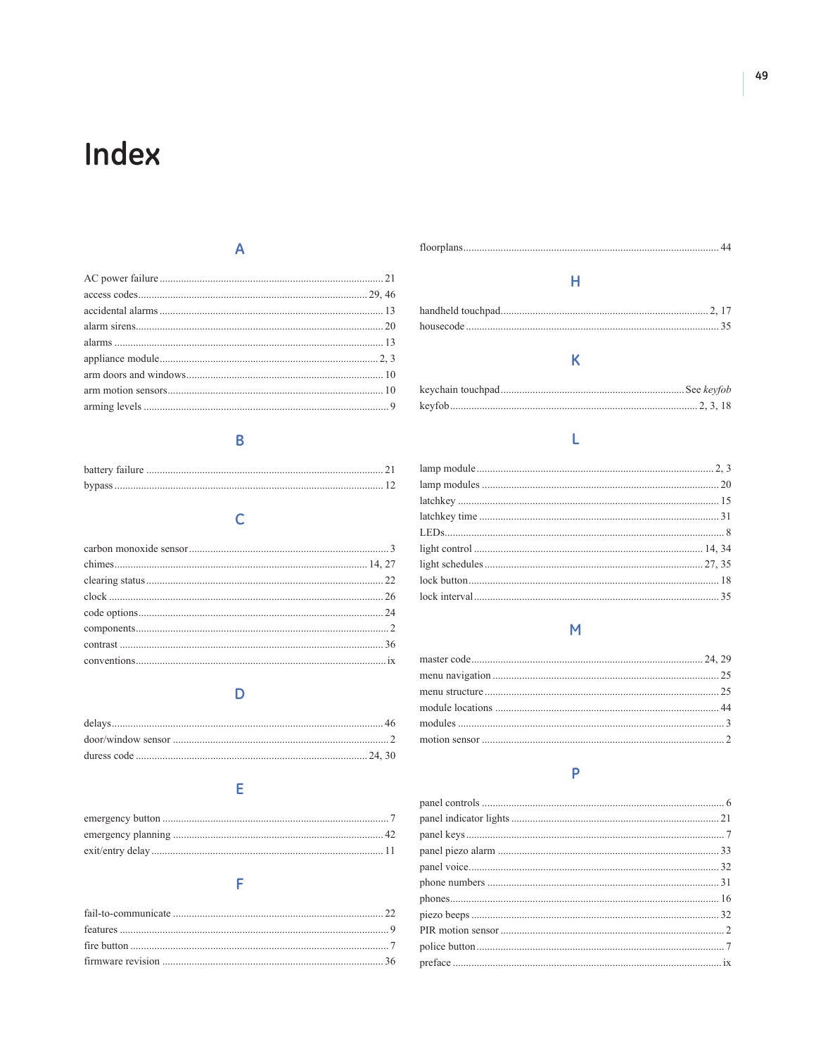# Index

## A

AC power failure ... 21
access codes ... 29, 46
accidental alarms ... 13
alarm sirens ... 20
alarms ... 13
appliance module ... 2, 3
arm doors and windows ... 10
arm motion sensors ... 10
arming levels ... 9

## B

battery failure ... 21
bypass ... 12

## C

carbon monoxide sensor ... 3
chimes ... 14, 27
clearing status ... 22
clock ... 26
code options ... 24
components ... 2
contrast ... 36
conventions ... ix

## D

delays ... 46
door/window sensor ... 2
duress code ... 24, 30

## E

emergency button ... 7
emergency planning ... 42
exit/entry delay ... 11

## F

fail-to-communicate ... 22
features ... 9
fire button ... 7
firmware revision ... 36
floorplans ... 44

## H

handheld touchpad ... 2, 17
housecode ... 35

## K

keychain touchpad ... See *keyfob*
keyfob ... 2, 3, 18

## L

lamp module ... 2, 3
lamp modules ... 20
latchkey ... 15
latchkey time ... 31
LEDs ... 8
light control ... 14, 34
light schedules ... 27, 35
lock button ... 18
lock interval ... 35

## M

master code ... 24, 29
menu navigation ... 25
menu structure ... 25
module locations ... 44
modules ... 3
motion sensor ... 2

## P

panel controls ... 6
panel indicator lights ... 21
panel keys ... 7
panel piezo alarm ... 33
panel voice ... 32
phone numbers ... 31
phones ... 16
piezo beeps ... 32
PIR motion sensor ... 2
police button ... 7
preface ... ix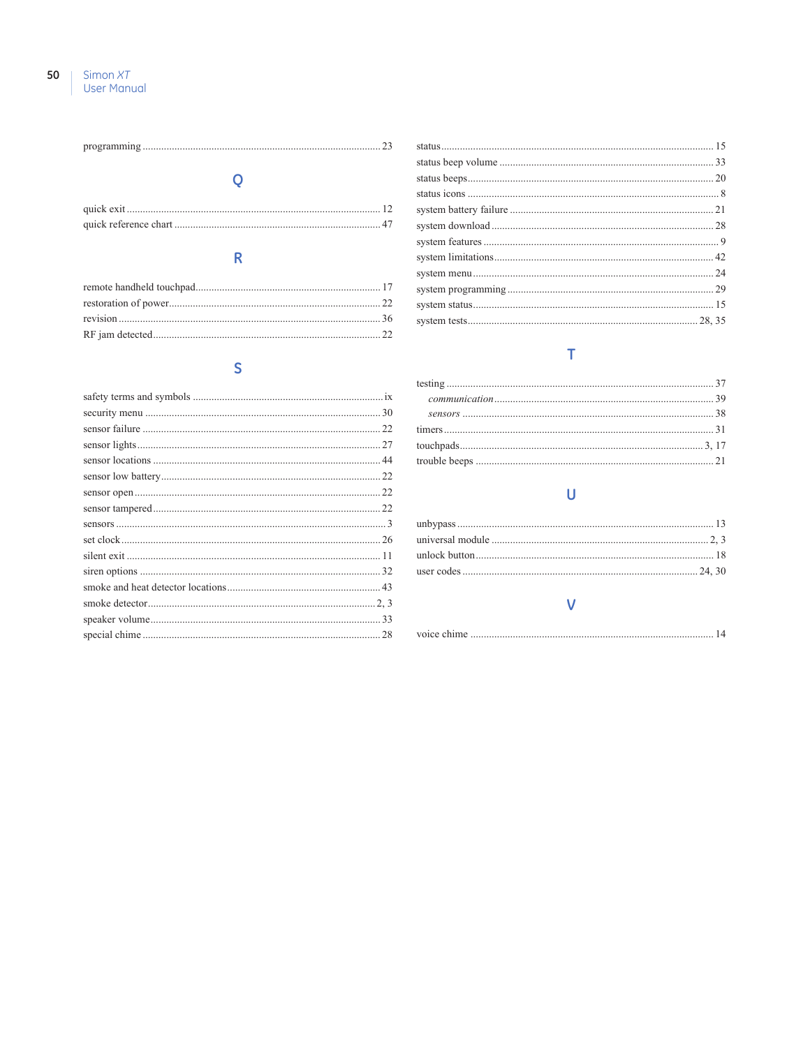programming ........................................................................................ 23

## Q

quick exit ............................................................................................... 12
quick reference chart ............................................................................ 47

## R

remote handheld touchpad..................................................................... 17
restoration of power............................................................................... 22
revision .................................................................................................. 36
RF jam detected..................................................................................... 22

## S

safety terms and symbols ....................................................................... ix
security menu ........................................................................................ 30
sensor failure ......................................................................................... 22
sensor lights........................................................................................... 27
sensor locations ..................................................................................... 44
sensor low battery.................................................................................. 22
sensor open ............................................................................................ 22
sensor tampered..................................................................................... 22
sensors .................................................................................................... 3
set clock................................................................................................. 26
silent exit ............................................................................................... 11
siren options .......................................................................................... 32
smoke and heat detector locations......................................................... 43
smoke detector.....................................................................................2, 3
speaker volume...................................................................................... 33
special chime ......................................................................................... 28
status...................................................................................................... 15
status beep volume ................................................................................ 33
status beeps............................................................................................ 20
status icons .............................................................................................. 8
system battery failure ............................................................................ 21
system download ................................................................................... 28
system features ........................................................................................ 9
system limitations.................................................................................. 42
system menu .......................................................................................... 24
system programming ............................................................................. 29
system status.......................................................................................... 15
system tests......................................................................................28, 35

## T

testing .................................................................................................... 37
  *communication* ................................................................................... 39
  *sensors* ................................................................................................ 38
timers..................................................................................................... 31
touchpads...........................................................................................3, 17
trouble beeps ......................................................................................... 21

## U

unbypass ................................................................................................ 13
universal module ..................................................................................2, 3
unlock button......................................................................................... 18
user codes .......................................................................................24, 30

## V

voice chime ........................................................................................... 14